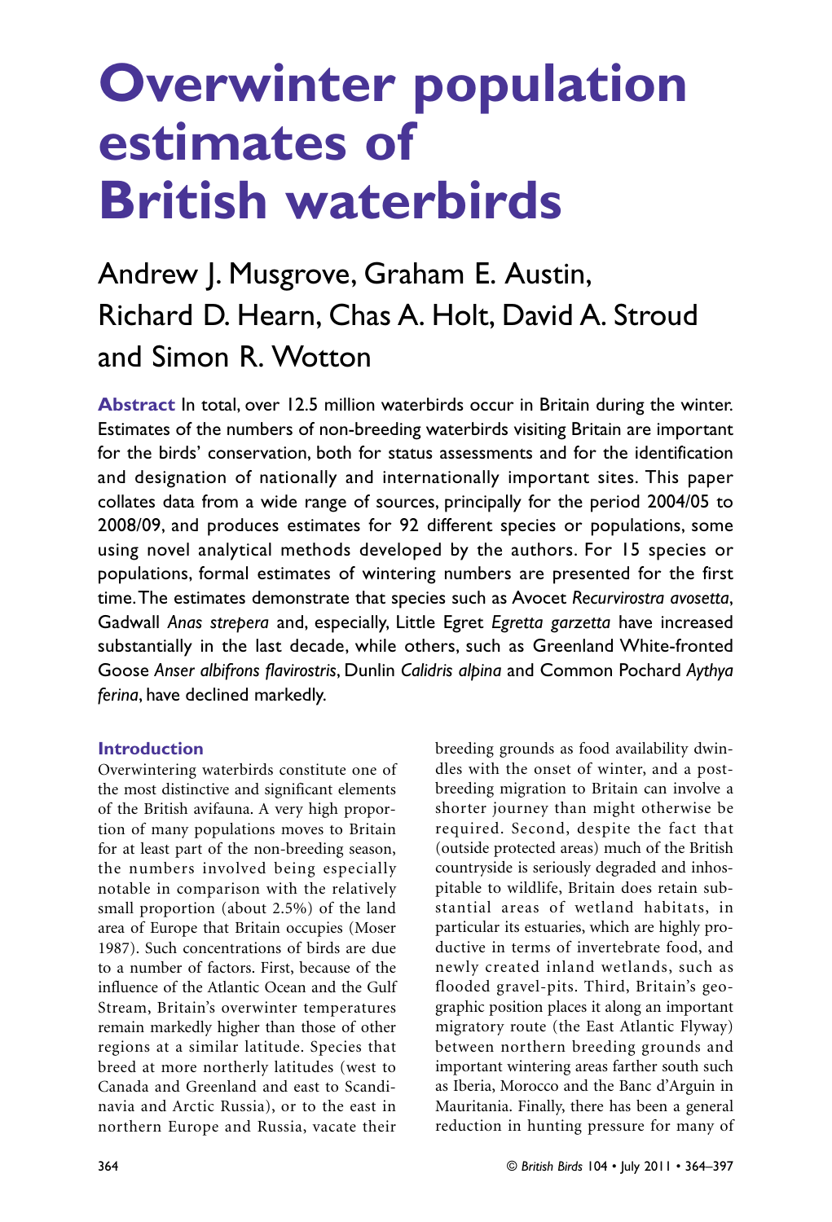# Overwinter population estimates of British waterbirds

## Andrew J. Musgrove, Graham E. Austin, Richard D. Hearn, Chas A. Holt, David A. Stroud and Simon R. Wotton

**Abstract** In total, over 12.5 million waterbirds occur in Britain during the winter. Estimates of the numbers of non-breeding waterbirds visiting Britain are important for the birds' conservation, both for status assessments and for the identification and designation of nationally and internationally important sites. This paper collates data from a wide range of sources, principally for the period 2004/05 to 2008/09, and produces estimates for 92 different species or populations, some using novel analytical methods developed by the authors. For 15 species or populations, formal estimates of wintering numbers are presented for the first time. The estimates demonstrate that species such as Avocet *Recurvirostra avosetta*, Gadwall *Anas strepera* and, especially, Little Egret *Egretta garzetta* have increased substantially in the last decade, while others, such as Greenland White-fronted Goose *Anser albifrons flavirostris*, Dunlin *Calidris alpina* and Common Pochard *Aythya ferina*, have declined markedly.

### Introduction

Overwintering waterbirds constitute one of the most distinctive and significant elements of the British avifauna. A very high proportion of many populations moves to Britain for at least part of the non-breeding season, the numbers involved being especially notable in comparison with the relatively small proportion (about 2.5%) of the land area of Europe that Britain occupies (Moser 1987). Such concentrations of birds are due to a number of factors. First, because of the influence of the Atlantic Ocean and the Gulf Stream, Britain's overwinter temperatures remain markedly higher than those of other regions at a similar latitude. Species that breed at more northerly latitudes (west to Canada and Greenland and east to Scandinavia and Arctic Russia), or to the east in northern Europe and Russia, vacate their breeding grounds as food availability dwindles with the onset of winter, and a post-breeding migration to Britain can involve a shorter journey than might otherwise be required. Second, despite the fact that (outside protected areas) much of the British countryside is seriously degraded and inhospitable to wildlife, Britain does retain substantial areas of wetland habitats, in particular its estuaries, which are highly productive in terms of invertebrate food, and newly created inland wetlands, such as flooded gravel-pits. Third, Britain's geographic position places it along an important migratory route (the East Atlantic Flyway) between northern breeding grounds and important wintering areas farther south such as Iberia, Morocco and the Banc d'Arguin in Mauritania. Finally, there has been a general reduction in hunting pressure for many of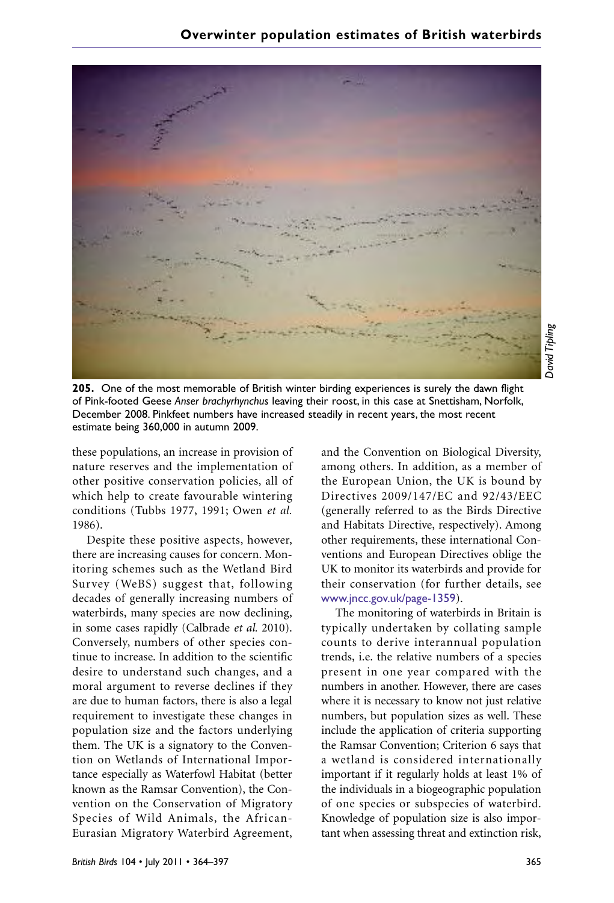**205.** One of the most memorable of British winter birding experiences is surely the dawn flight of Pink-footed Geese *Anser brachyrhynchus* leaving their roost, in this case at Snettisham, Norfolk, December 2008. Pinkfeet numbers have increased steadily in recent years, the most recent estimate being 360,000 in autumn 2009.

*David Tipling*

these populations, an increase in provision of nature reserves and the implementation of other positive conservation policies, all of which help to create favourable wintering conditions (Tubbs 1977, 1991; Owen *et al.* 1986).

Despite these positive aspects, however, there are increasing causes for concern. Monitoring schemes such as the Wetland Bird Survey (WeBS) suggest that, following decades of generally increasing numbers of waterbirds, many species are now declining, in some cases rapidly (Calbrade *et al.* 2010). Conversely, numbers of other species continue to increase. In addition to the scientific desire to understand such changes, and a moral argument to reverse declines if they are due to human factors, there is also a legal requirement to investigate these changes in population size and the factors underlying them. The UK is a signatory to the Convention on Wetlands of International Importance especially as Waterfowl Habitat (better known as the Ramsar Convention), the Convention on the Conservation of Migratory Species of Wild Animals, the African-Eurasian Migratory Waterbird Agreement, and the Convention on Biological Diversity, among others. In addition, as a member of the European Union, the UK is bound by Directives 2009/147/EC and 92/43/EEC (generally referred to as the Birds Directive and Habitats Directive, respectively). Among other requirements, these international Conventions and European Directives oblige the UK to monitor its waterbirds and provide for their conservation (for further details, see www.jncc.gov.uk/page-1359).

The monitoring of waterbirds in Britain is typically undertaken by collating sample counts to derive interannual population trends, i.e. the relative numbers of a species present in one year compared with the numbers in another. However, there are cases where it is necessary to know not just relative numbers, but population sizes as well. These include the application of criteria supporting the Ramsar Convention; Criterion 6 says that a wetland is considered internationally important if it regularly holds at least 1% of the individuals in a biogeographic population of one species or subspecies of waterbird. Knowledge of population size is also important when assessing threat and extinction risk,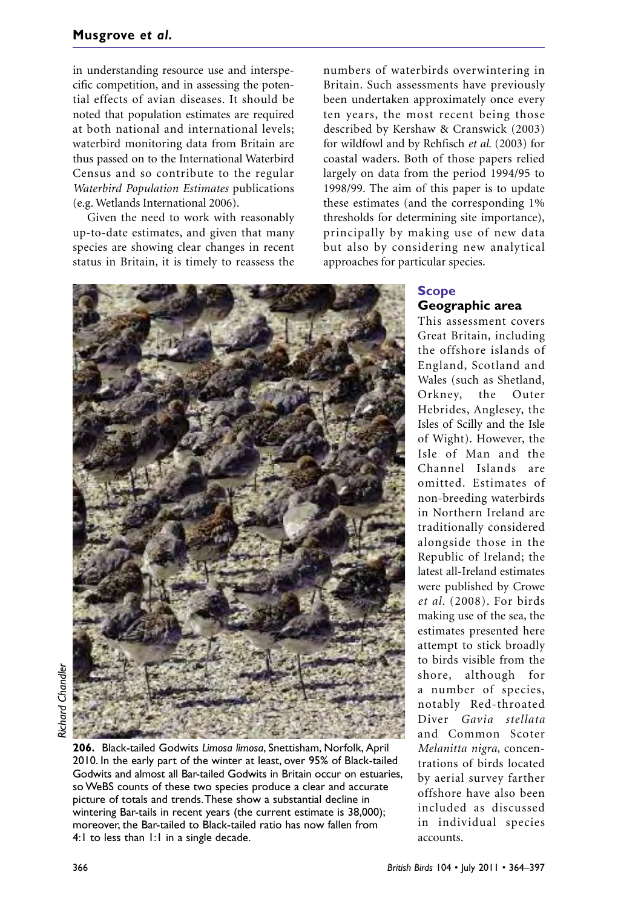in understanding resource use and interspecific competition, and in assessing the potential effects of avian diseases. It should be noted that population estimates are required at both national and international levels; waterbird monitoring data from Britain are thus passed on to the International Waterbird Census and so contribute to the regular *Waterbird Population Estimates* publications (e.g. Wetlands International 2006).

Given the need to work with reasonably up-to-date estimates, and given that many species are showing clear changes in recent status in Britain, it is timely to reassess the numbers of waterbirds overwintering in Britain. Such assessments have previously been undertaken approximately once every ten years, the most recent being those described by Kershaw & Cranswick (2003) for wildfowl and by Rehfisch *et al.* (2003) for coastal waders. Both of those papers relied largely on data from the period 1994/95 to 1998/99. The aim of this paper is to update these estimates (and the corresponding 1% thresholds for determining site importance), principally by making use of new data but also by considering new analytical approaches for particular species.

Richard Chandler

**206.** Black-tailed Godwits *Limosa limosa*, Snettisham, Norfolk, April 2010. In the early part of the winter at least, over 95% of Black-tailed Godwits and almost all Bar-tailed Godwits in Britain occur on estuaries, so WeBS counts of these two species produce a clear and accurate picture of totals and trends. These show a substantial decline in wintering Bar-tails in recent years (the current estimate is 38,000); moreover, the Bar-tailed to Black-tailed ratio has now fallen from 4:1 to less than 1:1 in a single decade.

## Scope

### Geographic area

This assessment covers Great Britain, including the offshore islands of England, Scotland and Wales (such as Shetland, Orkney, the Outer Hebrides, Anglesey, the Isles of Scilly and the Isle of Wight). However, the Isle of Man and the Channel Islands are omitted. Estimates of non-breeding waterbirds in Northern Ireland are traditionally considered alongside those in the Republic of Ireland; the latest all-Ireland estimates were published by Crowe *et al.* (2008). For birds making use of the sea, the estimates presented here attempt to stick broadly to birds visible from the shore, although for a number of species, notably Red-throated Diver *Gavia stellata* and Common Scoter *Melanitta nigra*, concentrations of birds located by aerial survey farther offshore have also been included as discussed in individual species accounts.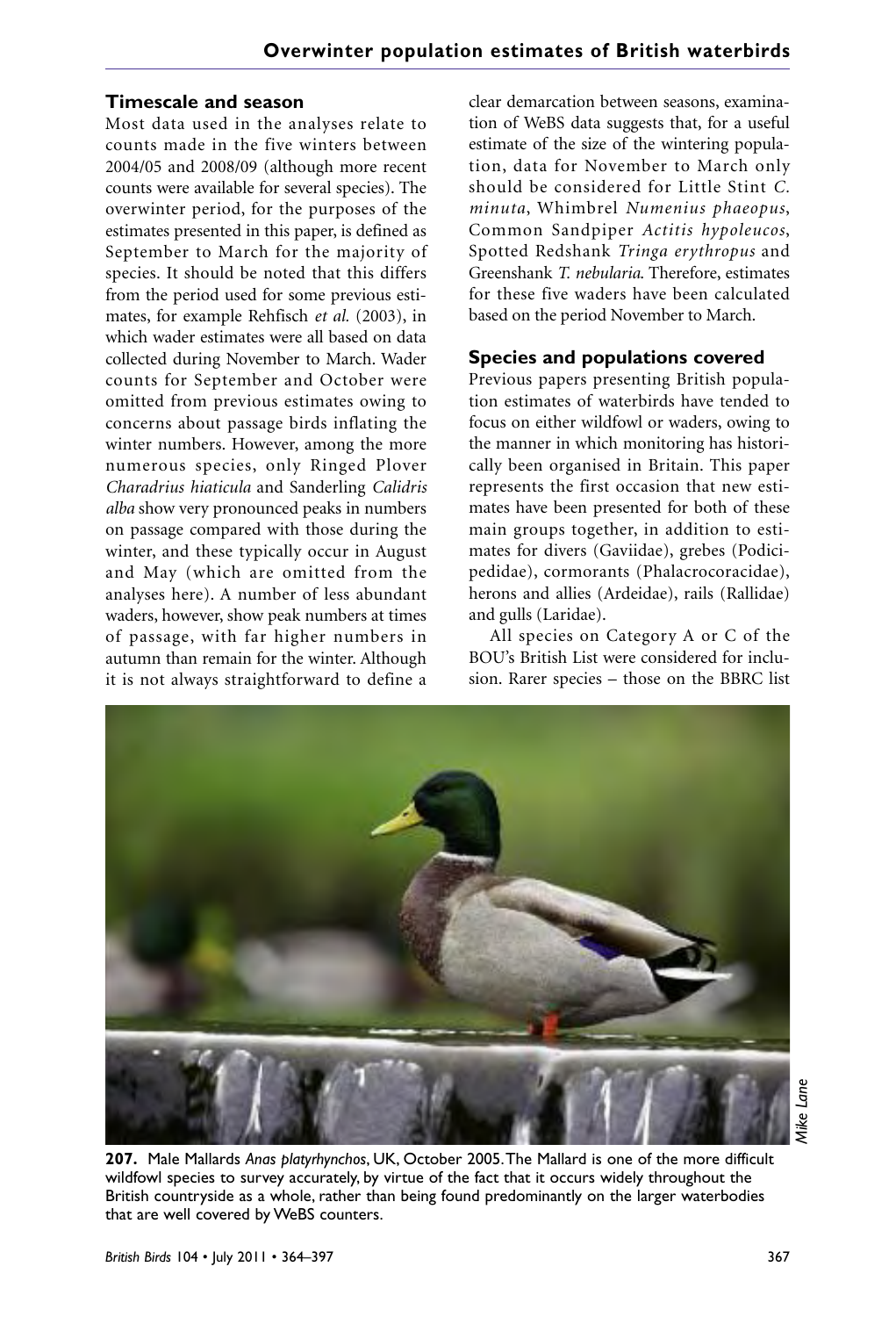### Timescale and season

Most data used in the analyses relate to counts made in the five winters between 2004/05 and 2008/09 (although more recent counts were available for several species). The overwinter period, for the purposes of the estimates presented in this paper, is defined as September to March for the majority of species. It should be noted that this differs from the period used for some previous estimates, for example Rehfisch *et al.* (2003), in which wader estimates were all based on data collected during November to March. Wader counts for September and October were omitted from previous estimates owing to concerns about passage birds inflating the winter numbers. However, among the more numerous species, only Ringed Plover *Charadrius hiaticula* and Sanderling *Calidris alba* show very pronounced peaks in numbers on passage compared with those during the winter, and these typically occur in August and May (which are omitted from the analyses here). A number of less abundant waders, however, show peak numbers at times of passage, with far higher numbers in autumn than remain for the winter. Although it is not always straightforward to define a clear demarcation between seasons, examination of WeBS data suggests that, for a useful estimate of the size of the wintering population, data for November to March only should be considered for Little Stint *C. minuta*, Whimbrel *Numenius phaeopus*, Common Sandpiper *Actitis hypoleucos*, Spotted Redshank *Tringa erythropus* and Greenshank *T. nebularia*. Therefore, estimates for these five waders have been calculated based on the period November to March.

### Species and populations covered

Previous papers presenting British population estimates of waterbirds have tended to focus on either wildfowl or waders, owing to the manner in which monitoring has historically been organised in Britain. This paper represents the first occasion that new estimates have been presented for both of these main groups together, in addition to estimates for divers (Gaviidae), grebes (Podicipedidae), cormorants (Phalacrocoracidae), herons and allies (Ardeidae), rails (Rallidae) and gulls (Laridae).

All species on Category A or C of the BOU's British List were considered for inclusion. Rarer species – those on the BBRC list

**207.** Male Mallards *Anas platyrhynchos*, UK, October 2005. The Mallard is one of the more difficult wildfowl species to survey accurately, by virtue of the fact that it occurs widely throughout the British countryside as a whole, rather than being found predominantly on the larger waterbodies that are well covered by WeBS counters.

*Mike Lane*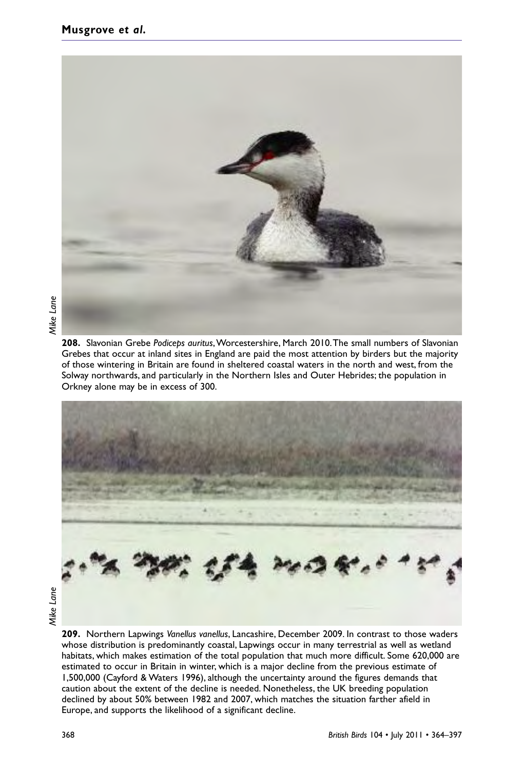Mike Lane

**208.** Slavonian Grebe *Podiceps auritus*, Worcestershire, March 2010. The small numbers of Slavonian Grebes that occur at inland sites in England are paid the most attention by birders but the majority of those wintering in Britain are found in sheltered coastal waters in the north and west, from the Solway northwards, and particularly in the Northern Isles and Outer Hebrides; the population in Orkney alone may be in excess of 300.

Mike Lane

**209.** Northern Lapwings *Vanellus vanellus*, Lancashire, December 2009. In contrast to those waders whose distribution is predominantly coastal, Lapwings occur in many terrestrial as well as wetland habitats, which makes estimation of the total population that much more difficult. Some 620,000 are estimated to occur in Britain in winter, which is a major decline from the previous estimate of 1,500,000 (Cayford & Waters 1996), although the uncertainty around the figures demands that caution about the extent of the decline is needed. Nonetheless, the UK breeding population declined by about 50% between 1982 and 2007, which matches the situation farther afield in Europe, and supports the likelihood of a significant decline.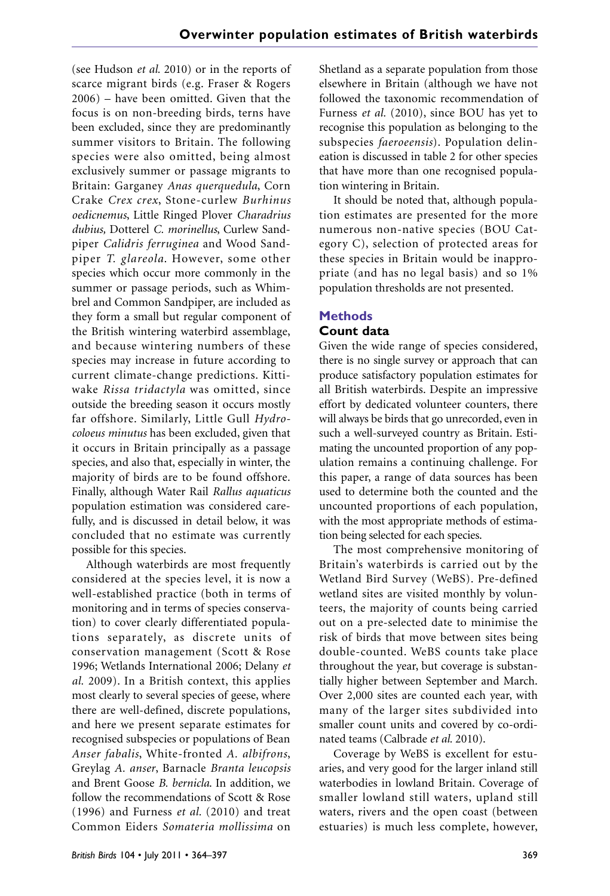(see Hudson *et al.* 2010) or in the reports of scarce migrant birds (e.g. Fraser & Rogers 2006) – have been omitted. Given that the focus is on non-breeding birds, terns have been excluded, since they are predominantly summer visitors to Britain. The following species were also omitted, being almost exclusively summer or passage migrants to Britain: Garganey *Anas querquedula*, Corn Crake *Crex crex*, Stone-curlew *Burhinus oedicnemus*, Little Ringed Plover *Charadrius dubius,* Dotterel *C. morinellus*, Curlew Sandpiper *Calidris ferruginea* and Wood Sandpiper *T. glareola*. However, some other species which occur more commonly in the summer or passage periods, such as Whimbrel and Common Sandpiper, are included as they form a small but regular component of the British wintering waterbird assemblage, and because wintering numbers of these species may increase in future according to current climate-change predictions. Kittiwake *Rissa tridactyla* was omitted, since outside the breeding season it occurs mostly far offshore. Similarly, Little Gull *Hydrocoloeus minutus* has been excluded, given that it occurs in Britain principally as a passage species, and also that, especially in winter, the majority of birds are to be found offshore. Finally, although Water Rail *Rallus aquaticus* population estimation was considered carefully, and is discussed in detail below, it was concluded that no estimate was currently possible for this species.

Although waterbirds are most frequently considered at the species level, it is now a well-established practice (both in terms of monitoring and in terms of species conservation) to cover clearly differentiated populations separately, as discrete units of conservation management (Scott & Rose 1996; Wetlands International 2006; Delany *et al.* 2009). In a British context, this applies most clearly to several species of geese, where there are well-defined, discrete populations, and here we present separate estimates for recognised subspecies or populations of Bean *Anser fabalis*, White-fronted *A. albifrons*, Greylag *A. anser*, Barnacle *Branta leucopsis* and Brent Goose *B. bernicla*. In addition, we follow the recommendations of Scott & Rose (1996) and Furness *et al.* (2010) and treat Common Eiders *Somateria mollissima* on Shetland as a separate population from those elsewhere in Britain (although we have not followed the taxonomic recommendation of Furness *et al.* (2010), since BOU has yet to recognise this population as belonging to the subspecies *faeroeensis*). Population delineation is discussed in table 2 for other species that have more than one recognised population wintering in Britain.

It should be noted that, although population estimates are presented for the more numerous non-native species (BOU Category C), selection of protected areas for these species in Britain would be inappropriate (and has no legal basis) and so 1% population thresholds are not presented.

## Methods

### Count data

Given the wide range of species considered, there is no single survey or approach that can produce satisfactory population estimates for all British waterbirds. Despite an impressive effort by dedicated volunteer counters, there will always be birds that go unrecorded, even in such a well-surveyed country as Britain. Estimating the uncounted proportion of any population remains a continuing challenge. For this paper, a range of data sources has been used to determine both the counted and the uncounted proportions of each population, with the most appropriate methods of estimation being selected for each species.

The most comprehensive monitoring of Britain's waterbirds is carried out by the Wetland Bird Survey (WeBS). Pre-defined wetland sites are visited monthly by volunteers, the majority of counts being carried out on a pre-selected date to minimise the risk of birds that move between sites being double-counted. WeBS counts take place throughout the year, but coverage is substantially higher between September and March. Over 2,000 sites are counted each year, with many of the larger sites subdivided into smaller count units and covered by co-ordinated teams (Calbrade *et al.* 2010).

Coverage by WeBS is excellent for estuaries, and very good for the larger inland still waterbodies in lowland Britain. Coverage of smaller lowland still waters, upland still waters, rivers and the open coast (between estuaries) is much less complete, however,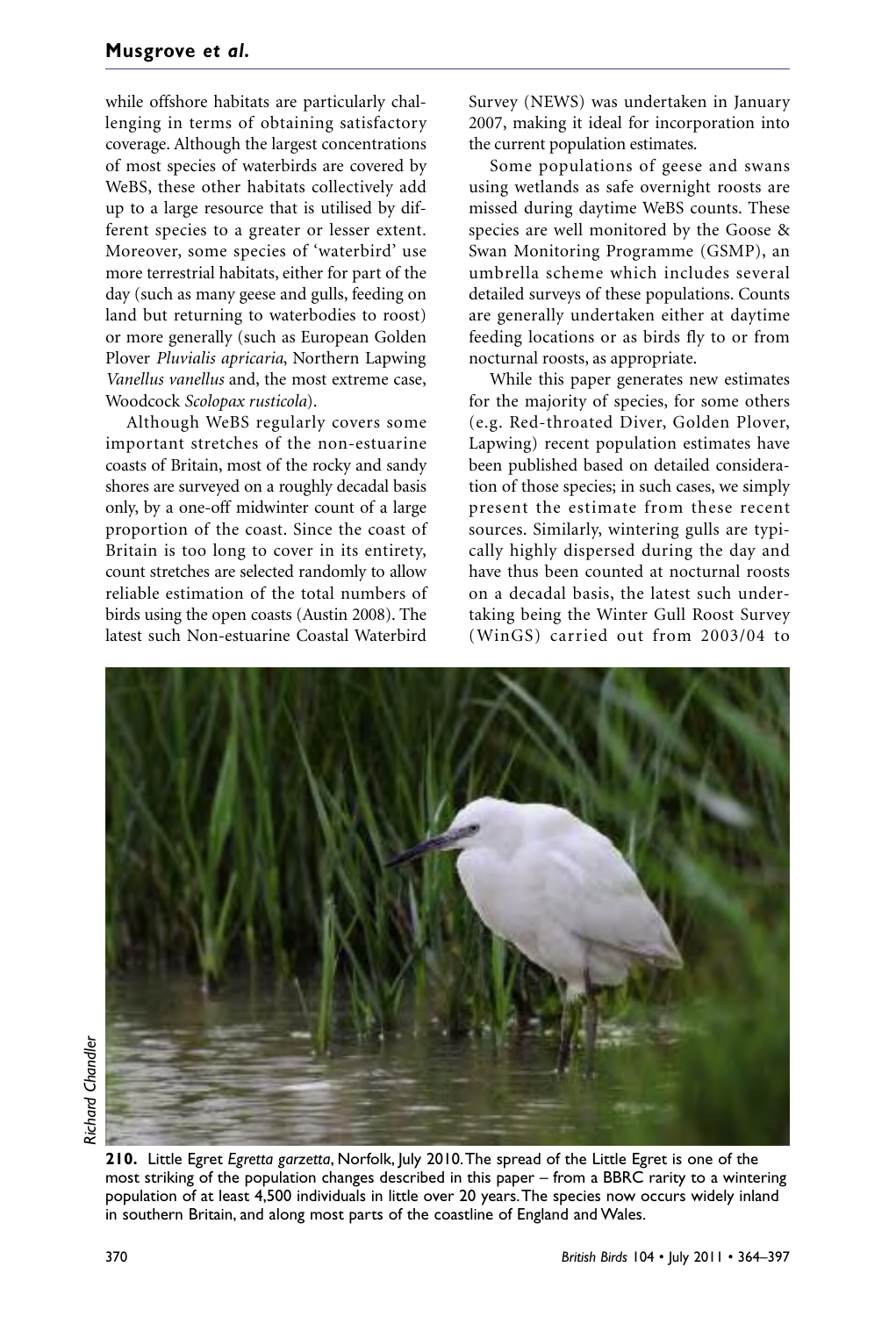while offshore habitats are particularly challenging in terms of obtaining satisfactory coverage. Although the largest concentrations of most species of waterbirds are covered by WeBS, these other habitats collectively add up to a large resource that is utilised by different species to a greater or lesser extent. Moreover, some species of 'waterbird' use more terrestrial habitats, either for part of the day (such as many geese and gulls, feeding on land but returning to waterbodies to roost) or more generally (such as European Golden Plover *Pluvialis apricaria*, Northern Lapwing *Vanellus vanellus* and, the most extreme case, Woodcock *Scolopax rusticola*).

Although WeBS regularly covers some important stretches of the non-estuarine coasts of Britain, most of the rocky and sandy shores are surveyed on a roughly decadal basis only, by a one-off midwinter count of a large proportion of the coast. Since the coast of Britain is too long to cover in its entirety, count stretches are selected randomly to allow reliable estimation of the total numbers of birds using the open coasts (Austin 2008). The latest such Non-estuarine Coastal Waterbird Survey (NEWS) was undertaken in January 2007, making it ideal for incorporation into the current population estimates.

Some populations of geese and swans using wetlands as safe overnight roosts are missed during daytime WeBS counts. These species are well monitored by the Goose & Swan Monitoring Programme (GSMP), an umbrella scheme which includes several detailed surveys of these populations. Counts are generally undertaken either at daytime feeding locations or as birds fly to or from nocturnal roosts, as appropriate.

While this paper generates new estimates for the majority of species, for some others (e.g. Red-throated Diver, Golden Plover, Lapwing) recent population estimates have been published based on detailed consideration of those species; in such cases, we simply present the estimate from these recent sources. Similarly, wintering gulls are typically highly dispersed during the day and have thus been counted at nocturnal roosts on a decadal basis, the latest such undertaking being the Winter Gull Roost Survey (WinGS) carried out from 2003/04 to

Richard Chandler

**210.** Little Egret *Egretta garzetta*, Norfolk, July 2010. The spread of the Little Egret is one of the most striking of the population changes described in this paper – from a BBRC rarity to a wintering population of at least 4,500 individuals in little over 20 years. The species now occurs widely inland in southern Britain, and along most parts of the coastline of England and Wales.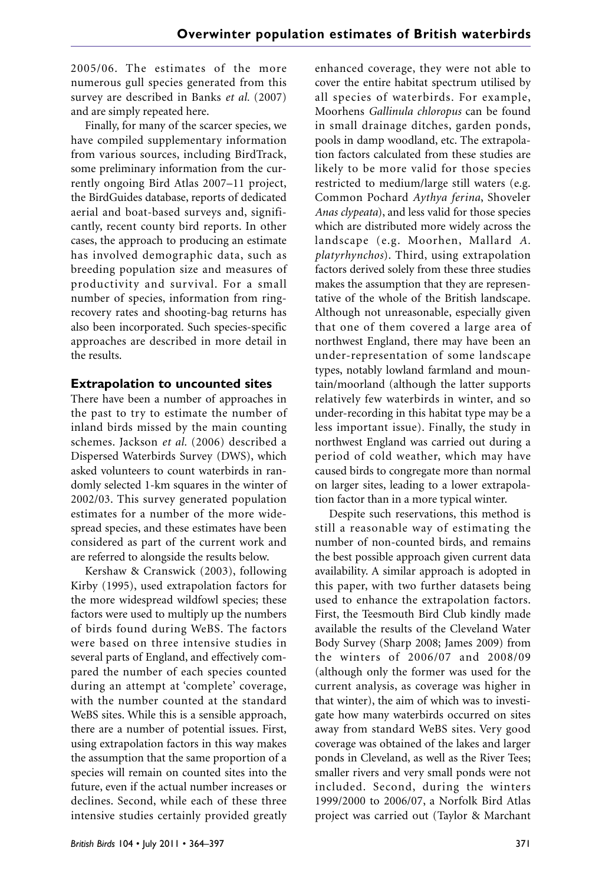2005/06. The estimates of the more numerous gull species generated from this survey are described in Banks *et al.* (2007) and are simply repeated here.

Finally, for many of the scarcer species, we have compiled supplementary information from various sources, including BirdTrack, some preliminary information from the currently ongoing Bird Atlas 2007–11 project, the BirdGuides database, reports of dedicated aerial and boat-based surveys and, significantly, recent county bird reports. In other cases, the approach to producing an estimate has involved demographic data, such as breeding population size and measures of productivity and survival. For a small number of species, information from ring-recovery rates and shooting-bag returns has also been incorporated. Such species-specific approaches are described in more detail in the results.

## Extrapolation to uncounted sites

There have been a number of approaches in the past to try to estimate the number of inland birds missed by the main counting schemes. Jackson *et al.* (2006) described a Dispersed Waterbirds Survey (DWS), which asked volunteers to count waterbirds in randomly selected 1-km squares in the winter of 2002/03. This survey generated population estimates for a number of the more widespread species, and these estimates have been considered as part of the current work and are referred to alongside the results below.

Kershaw & Cranswick (2003), following Kirby (1995), used extrapolation factors for the more widespread wildfowl species; these factors were used to multiply up the numbers of birds found during WeBS. The factors were based on three intensive studies in several parts of England, and effectively compared the number of each species counted during an attempt at 'complete' coverage, with the number counted at the standard WeBS sites. While this is a sensible approach, there are a number of potential issues. First, using extrapolation factors in this way makes the assumption that the same proportion of a species will remain on counted sites into the future, even if the actual number increases or declines. Second, while each of these three intensive studies certainly provided greatly enhanced coverage, they were not able to cover the entire habitat spectrum utilised by all species of waterbirds. For example, Moorhens *Gallinula chloropus* can be found in small drainage ditches, garden ponds, pools in damp woodland, etc. The extrapolation factors calculated from these studies are likely to be more valid for those species restricted to medium/large still waters (e.g. Common Pochard *Aythya ferina*, Shoveler *Anas clypeata*), and less valid for those species which are distributed more widely across the landscape (e.g. Moorhen, Mallard *A. platyrhynchos*). Third, using extrapolation factors derived solely from these three studies makes the assumption that they are representative of the whole of the British landscape. Although not unreasonable, especially given that one of them covered a large area of northwest England, there may have been an under-representation of some landscape types, notably lowland farmland and mountain/moorland (although the latter supports relatively few waterbirds in winter, and so under-recording in this habitat type may be a less important issue). Finally, the study in northwest England was carried out during a period of cold weather, which may have caused birds to congregate more than normal on larger sites, leading to a lower extrapolation factor than in a more typical winter.

Despite such reservations, this method is still a reasonable way of estimating the number of non-counted birds, and remains the best possible approach given current data availability. A similar approach is adopted in this paper, with two further datasets being used to enhance the extrapolation factors. First, the Teesmouth Bird Club kindly made available the results of the Cleveland Water Body Survey (Sharp 2008; James 2009) from the winters of 2006/07 and 2008/09 (although only the former was used for the current analysis, as coverage was higher in that winter), the aim of which was to investigate how many waterbirds occurred on sites away from standard WeBS sites. Very good coverage was obtained of the lakes and larger ponds in Cleveland, as well as the River Tees; smaller rivers and very small ponds were not included. Second, during the winters 1999/2000 to 2006/07, a Norfolk Bird Atlas project was carried out (Taylor & Marchant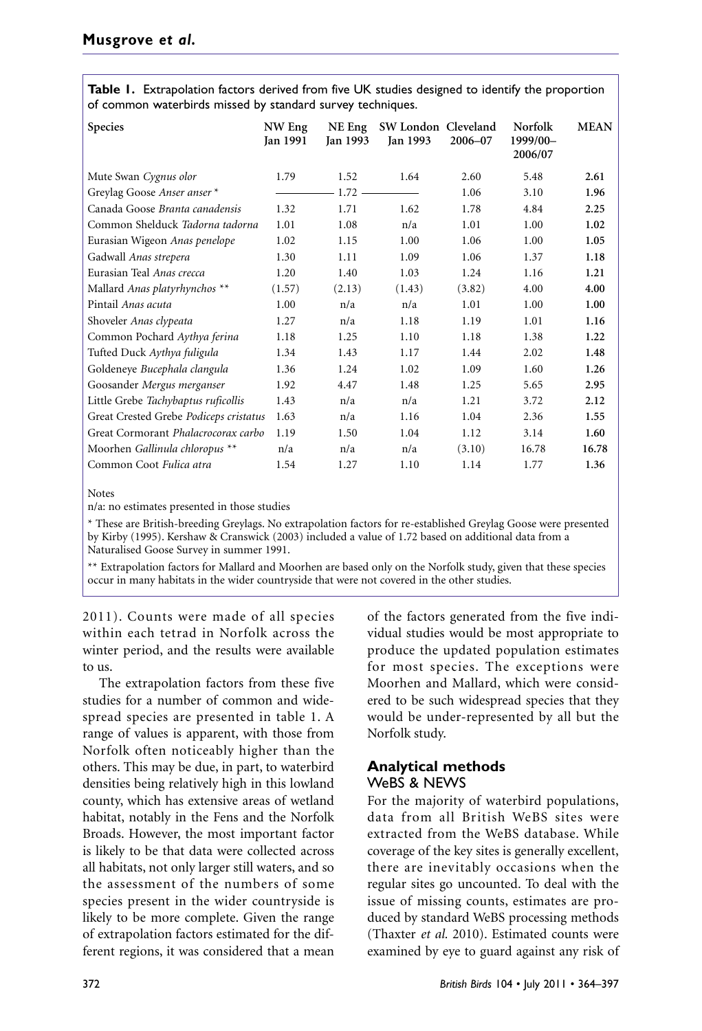**Table 1.** Extrapolation factors derived from five UK studies designed to identify the proportion of common waterbirds missed by standard survey techniques.

| Species | NW Eng Jan 1991 | NE Eng Jan 1993 | SW London Jan 1993 | Cleveland 2006–07 | Norfolk 1999/00–2006/07 | MEAN |
|---|---|---|---|---|---|---|
| Mute Swan *Cygnus olor* | 1.79 | 1.52 | 1.64 | 2.60 | 5.48 | **2.61** |
| Greylag Goose *Anser anser* * | | 1.72 | | 1.06 | 3.10 | **1.96** |
| Canada Goose *Branta canadensis* | 1.32 | 1.71 | 1.62 | 1.78 | 4.84 | **2.25** |
| Common Shelduck *Tadorna tadorna* | 1.01 | 1.08 | n/a | 1.01 | 1.00 | **1.02** |
| Eurasian Wigeon *Anas penelope* | 1.02 | 1.15 | 1.00 | 1.06 | 1.00 | **1.05** |
| Gadwall *Anas strepera* | 1.30 | 1.11 | 1.09 | 1.06 | 1.37 | **1.18** |
| Eurasian Teal *Anas crecca* | 1.20 | 1.40 | 1.03 | 1.24 | 1.16 | **1.21** |
| Mallard *Anas platyrhynchos* ** | (1.57) | (2.13) | (1.43) | (3.82) | 4.00 | **4.00** |
| Pintail *Anas acuta* | 1.00 | n/a | n/a | 1.01 | 1.00 | **1.00** |
| Shoveler *Anas clypeata* | 1.27 | n/a | 1.18 | 1.19 | 1.01 | **1.16** |
| Common Pochard *Aythya ferina* | 1.18 | 1.25 | 1.10 | 1.18 | 1.38 | **1.22** |
| Tufted Duck *Aythya fuligula* | 1.34 | 1.43 | 1.17 | 1.44 | 2.02 | **1.48** |
| Goldeneye *Bucephala clangula* | 1.36 | 1.24 | 1.02 | 1.09 | 1.60 | **1.26** |
| Goosander *Mergus merganser* | 1.92 | 4.47 | 1.48 | 1.25 | 5.65 | **2.95** |
| Little Grebe *Tachybaptus ruficollis* | 1.43 | n/a | n/a | 1.21 | 3.72 | **2.12** |
| Great Crested Grebe *Podiceps cristatus* | 1.63 | n/a | 1.16 | 1.04 | 2.36 | **1.55** |
| Great Cormorant *Phalacrocorax carbo* | 1.19 | 1.50 | 1.04 | 1.12 | 3.14 | **1.60** |
| Moorhen *Gallinula chloropus* ** | n/a | n/a | n/a | (3.10) | 16.78 | **16.78** |
| Common Coot *Fulica atra* | 1.54 | 1.27 | 1.10 | 1.14 | 1.77 | **1.36** |

Notes

n/a: no estimates presented in those studies

* These are British-breeding Greylags. No extrapolation factors for re-established Greylag Goose were presented by Kirby (1995). Kershaw & Cranswick (2003) included a value of 1.72 based on additional data from a Naturalised Goose Survey in summer 1991.

** Extrapolation factors for Mallard and Moorhen are based only on the Norfolk study, given that these species occur in many habitats in the wider countryside that were not covered in the other studies.

2011). Counts were made of all species within each tetrad in Norfolk across the winter period, and the results were available to us.

The extrapolation factors from these five studies for a number of common and widespread species are presented in table 1. A range of values is apparent, with those from Norfolk often noticeably higher than the others. This may be due, in part, to waterbird densities being relatively high in this lowland county, which has extensive areas of wetland habitat, notably in the Fens and the Norfolk Broads. However, the most important factor is likely to be that data were collected across all habitats, not only larger still waters, and so the assessment of the numbers of some species present in the wider countryside is likely to be more complete. Given the range of extrapolation factors estimated for the different regions, it was considered that a mean of the factors generated from the five individual studies would be most appropriate to produce the updated population estimates for most species. The exceptions were Moorhen and Mallard, which were considered to be such widespread species that they would be under-represented by all but the Norfolk study.

## Analytical methods

### WeBS & NEWS

For the majority of waterbird populations, data from all British WeBS sites were extracted from the WeBS database. While coverage of the key sites is generally excellent, there are inevitably occasions when the regular sites go uncounted. To deal with the issue of missing counts, estimates are produced by standard WeBS processing methods (Thaxter *et al.* 2010). Estimated counts were examined by eye to guard against any risk of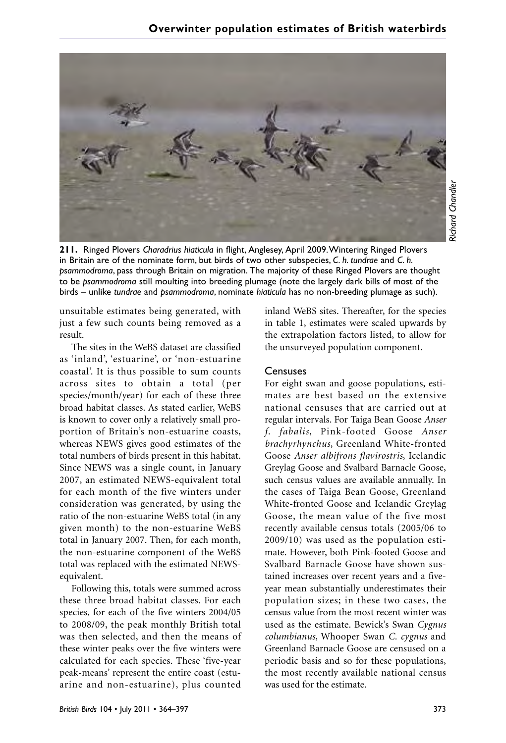**211.** Ringed Plovers *Charadrius hiaticula* in flight, Anglesey, April 2009. Wintering Ringed Plovers in Britain are of the nominate form, but birds of two other subspecies, *C. h. tundrae* and *C. h. psammodroma*, pass through Britain on migration. The majority of these Ringed Plovers are thought to be *psammodroma* still moulting into breeding plumage (note the largely dark bills of most of the birds – unlike *tundrae* and *psammodroma*, nominate *hiaticula* has no non-breeding plumage as such).

Richard Chandler

unsuitable estimates being generated, with just a few such counts being removed as a result.

The sites in the WeBS dataset are classified as 'inland', 'estuarine', or 'non-estuarine coastal'. It is thus possible to sum counts across sites to obtain a total (per species/month/year) for each of these three broad habitat classes. As stated earlier, WeBS is known to cover only a relatively small proportion of Britain's non-estuarine coasts, whereas NEWS gives good estimates of the total numbers of birds present in this habitat. Since NEWS was a single count, in January 2007, an estimated NEWS-equivalent total for each month of the five winters under consideration was generated, by using the ratio of the non-estuarine WeBS total (in any given month) to the non-estuarine WeBS total in January 2007. Then, for each month, the non-estuarine component of the WeBS total was replaced with the estimated NEWS-equivalent.

Following this, totals were summed across these three broad habitat classes. For each species, for each of the five winters 2004/05 to 2008/09, the peak monthly British total was then selected, and then the means of these winter peaks over the five winters were calculated for each species. These 'five-year peak-means' represent the entire coast (estuarine and non-estuarine), plus counted inland WeBS sites. Thereafter, for the species in table 1, estimates were scaled upwards by the extrapolation factors listed, to allow for the unsurveyed population component.

## Censuses

For eight swan and goose populations, estimates are best based on the extensive national censuses that are carried out at regular intervals. For Taiga Bean Goose *Anser f. fabalis*, Pink-footed Goose *Anser brachyrhynchus*, Greenland White-fronted Goose *Anser albifrons flavirostris*, Icelandic Greylag Goose and Svalbard Barnacle Goose, such census values are available annually. In the cases of Taiga Bean Goose, Greenland White-fronted Goose and Icelandic Greylag Goose, the mean value of the five most recently available census totals (2005/06 to 2009/10) was used as the population estimate. However, both Pink-footed Goose and Svalbard Barnacle Goose have shown sustained increases over recent years and a five-year mean substantially underestimates their population sizes; in these two cases, the census value from the most recent winter was used as the estimate. Bewick's Swan *Cygnus columbianus*, Whooper Swan *C. cygnus* and Greenland Barnacle Goose are censused on a periodic basis and so for these populations, the most recently available national census was used for the estimate.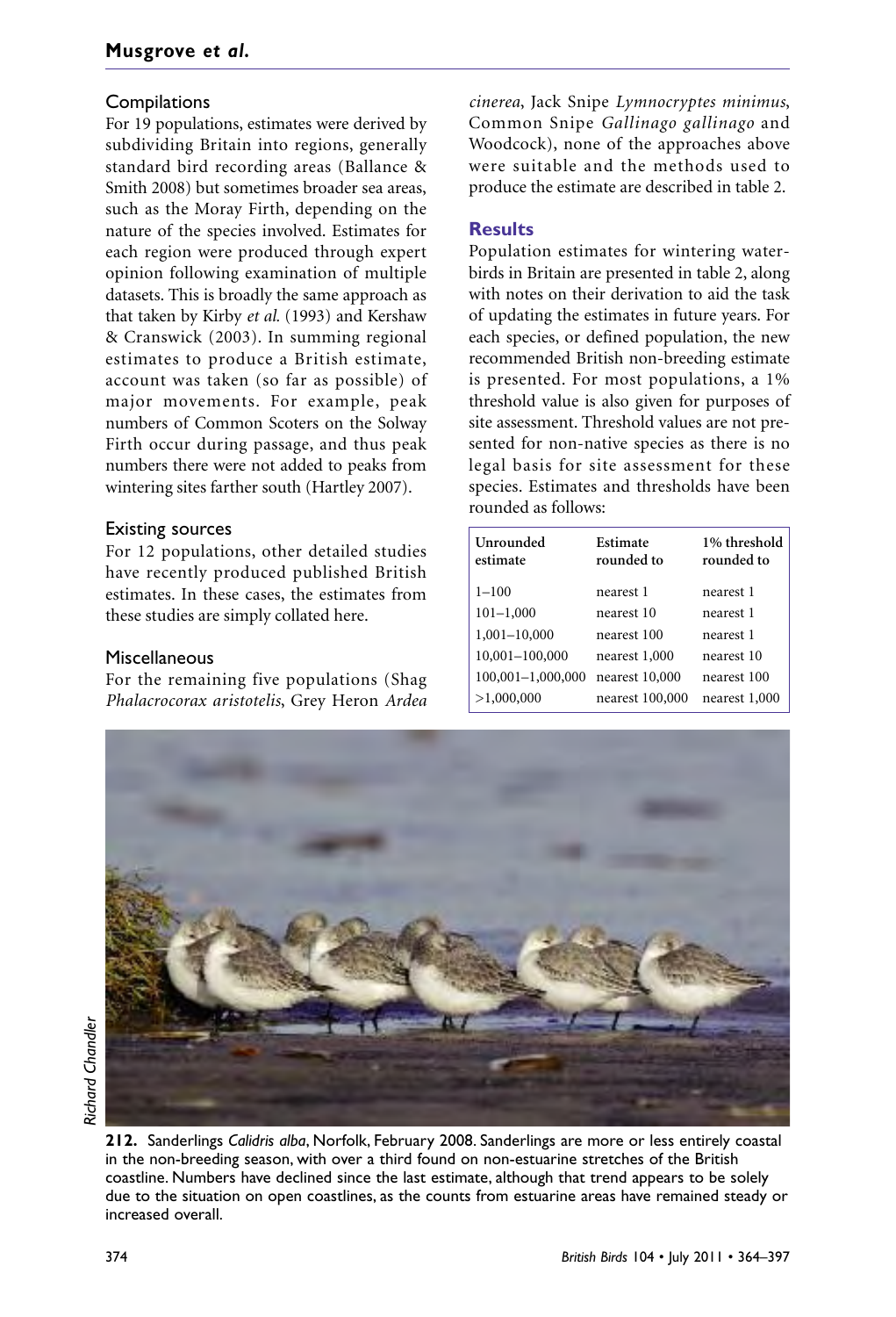### Compilations

For 19 populations, estimates were derived by subdividing Britain into regions, generally standard bird recording areas (Ballance & Smith 2008) but sometimes broader sea areas, such as the Moray Firth, depending on the nature of the species involved. Estimates for each region were produced through expert opinion following examination of multiple datasets. This is broadly the same approach as that taken by Kirby *et al.* (1993) and Kershaw & Cranswick (2003). In summing regional estimates to produce a British estimate, account was taken (so far as possible) of major movements. For example, peak numbers of Common Scoters on the Solway Firth occur during passage, and thus peak numbers there were not added to peaks from wintering sites farther south (Hartley 2007).

### Existing sources

For 12 populations, other detailed studies have recently produced published British estimates. In these cases, the estimates from these studies are simply collated here.

### Miscellaneous

For the remaining five populations (Shag *Phalacrocorax aristotelis*, Grey Heron *Ardea cinerea*, Jack Snipe *Lymnocryptes minimus*, Common Snipe *Gallinago gallinago* and Woodcock), none of the approaches above were suitable and the methods used to produce the estimate are described in table 2.

## Results

Population estimates for wintering waterbirds in Britain are presented in table 2, along with notes on their derivation to aid the task of updating the estimates in future years. For each species, or defined population, the new recommended British non-breeding estimate is presented. For most populations, a 1% threshold value is also given for purposes of site assessment. Threshold values are not presented for non-native species as there is no legal basis for site assessment for these species. Estimates and thresholds have been rounded as follows:

| Unrounded estimate | Estimate rounded to | 1% threshold rounded to |
|---|---|---|
| 1–100 | nearest 1 | nearest 1 |
| 101–1,000 | nearest 10 | nearest 1 |
| 1,001–10,000 | nearest 100 | nearest 1 |
| 10,001–100,000 | nearest 1,000 | nearest 10 |
| 100,001–1,000,000 | nearest 10,000 | nearest 100 |
| >1,000,000 | nearest 100,000 | nearest 1,000 |

Richard Chandler

**212.** Sanderlings *Calidris alba*, Norfolk, February 2008. Sanderlings are more or less entirely coastal in the non-breeding season, with over a third found on non-estuarine stretches of the British coastline. Numbers have declined since the last estimate, although that trend appears to be solely due to the situation on open coastlines, as the counts from estuarine areas have remained steady or increased overall.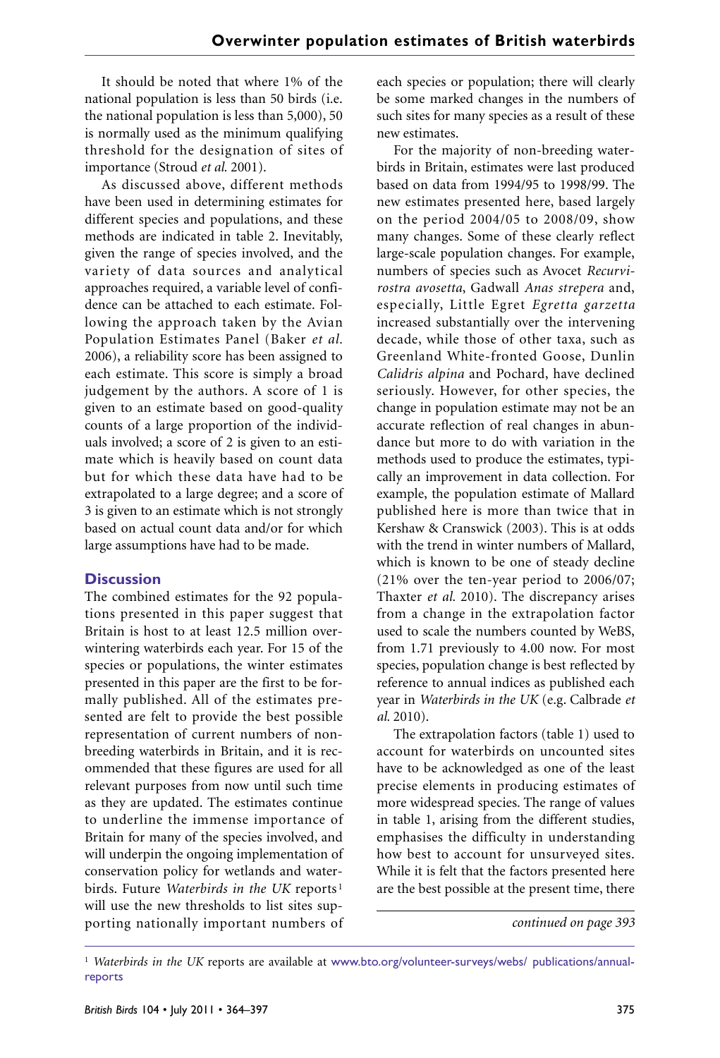It should be noted that where 1% of the national population is less than 50 birds (i.e. the national population is less than 5,000), 50 is normally used as the minimum qualifying threshold for the designation of sites of importance (Stroud *et al.* 2001).

As discussed above, different methods have been used in determining estimates for different species and populations, and these methods are indicated in table 2. Inevitably, given the range of species involved, and the variety of data sources and analytical approaches required, a variable level of confidence can be attached to each estimate. Following the approach taken by the Avian Population Estimates Panel (Baker *et al.* 2006), a reliability score has been assigned to each estimate. This score is simply a broad judgement by the authors. A score of 1 is given to an estimate based on good-quality counts of a large proportion of the individuals involved; a score of 2 is given to an estimate which is heavily based on count data but for which these data have had to be extrapolated to a large degree; and a score of 3 is given to an estimate which is not strongly based on actual count data and/or for which large assumptions have had to be made.

## Discussion

The combined estimates for the 92 populations presented in this paper suggest that Britain is host to at least 12.5 million overwintering waterbirds each year. For 15 of the species or populations, the winter estimates presented in this paper are the first to be formally published. All of the estimates presented are felt to provide the best possible representation of current numbers of non-breeding waterbirds in Britain, and it is recommended that these figures are used for all relevant purposes from now until such time as they are updated. The estimates continue to underline the immense importance of Britain for many of the species involved, and will underpin the ongoing implementation of conservation policy for wetlands and waterbirds. Future *Waterbirds in the UK* reports[1] will use the new thresholds to list sites supporting nationally important numbers of each species or population; there will clearly be some marked changes in the numbers of such sites for many species as a result of these new estimates.

For the majority of non-breeding waterbirds in Britain, estimates were last produced based on data from 1994/95 to 1998/99. The new estimates presented here, based largely on the period 2004/05 to 2008/09, show many changes. Some of these clearly reflect large-scale population changes. For example, numbers of species such as Avocet *Recurvirostra avosetta*, Gadwall *Anas strepera* and, especially, Little Egret *Egretta garzetta* increased substantially over the intervening decade, while those of other taxa, such as Greenland White-fronted Goose, Dunlin *Calidris alpina* and Pochard, have declined seriously. However, for other species, the change in population estimate may not be an accurate reflection of real changes in abundance but more to do with variation in the methods used to produce the estimates, typically an improvement in data collection. For example, the population estimate of Mallard published here is more than twice that in Kershaw & Cranswick (2003). This is at odds with the trend in winter numbers of Mallard, which is known to be one of steady decline (21% over the ten-year period to 2006/07; Thaxter *et al.* 2010). The discrepancy arises from a change in the extrapolation factor used to scale the numbers counted by WeBS, from 1.71 previously to 4.00 now. For most species, population change is best reflected by reference to annual indices as published each year in *Waterbirds in the UK* (e.g. Calbrade *et al.* 2010).

The extrapolation factors (table 1) used to account for waterbirds on uncounted sites have to be acknowledged as one of the least precise elements in producing estimates of more widespread species. The range of values in table 1, arising from the different studies, emphasises the difficulty in understanding how best to account for unsurveyed sites. While it is felt that the factors presented here are the best possible at the present time, there

*continued on page 393*

[1] *Waterbirds in the UK* reports are available at www.bto.org/volunteer-surveys/webs/ publications/annual-reports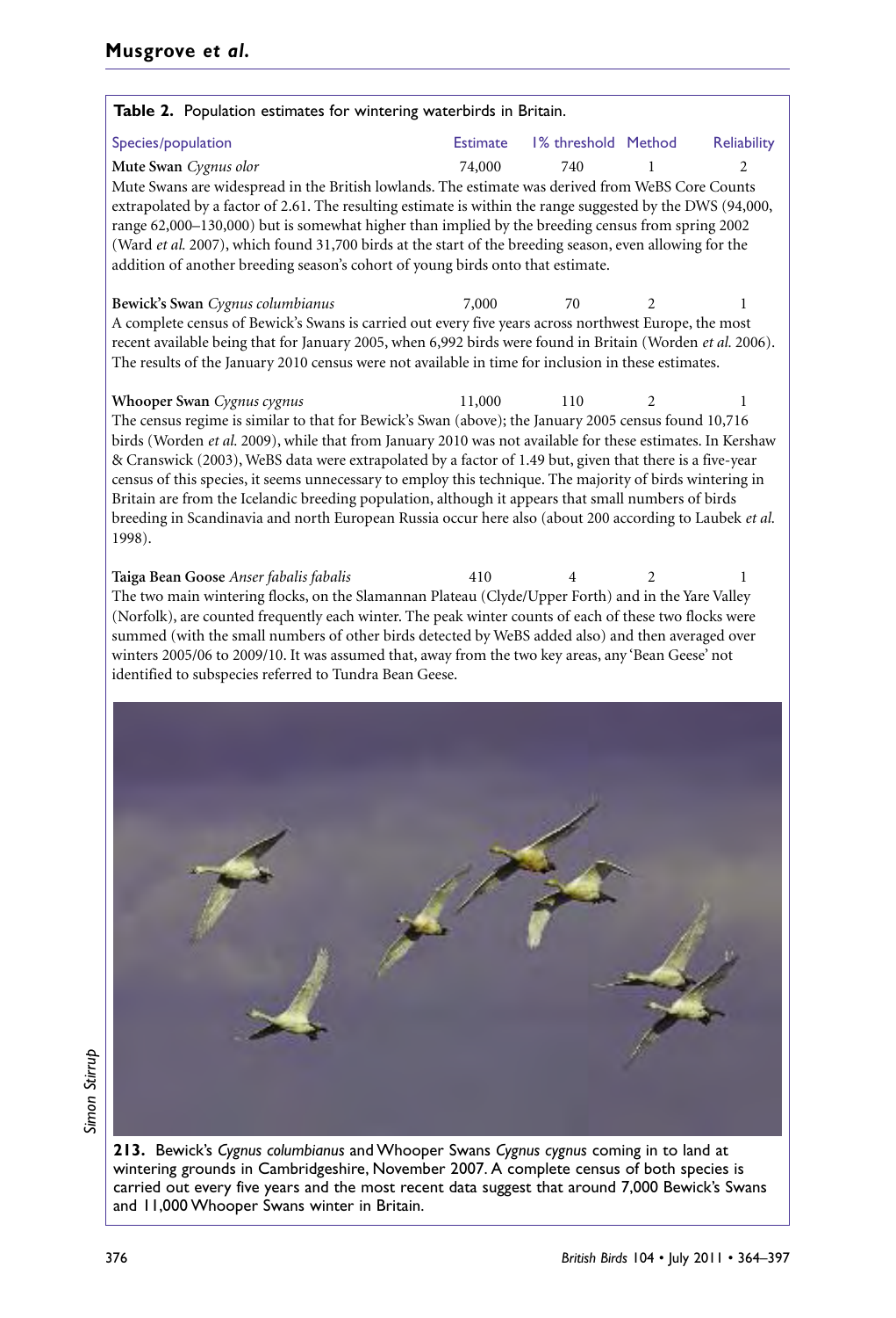**Table 2.** Population estimates for wintering waterbirds in Britain.

| Species/population | Estimate | 1% threshold | Method | Reliability |
|---|---|---|---|---|
| **Mute Swan** *Cygnus olor* | 74,000 | 740 | 1 | 2 |

Mute Swans are widespread in the British lowlands. The estimate was derived from WeBS Core Counts extrapolated by a factor of 2.61. The resulting estimate is within the range suggested by the DWS (94,000, range 62,000–130,000) but is somewhat higher than implied by the breeding census from spring 2002 (Ward *et al.* 2007), which found 31,700 birds at the start of the breeding season, even allowing for the addition of another breeding season's cohort of young birds onto that estimate.

| Species/population | Estimate | 1% threshold | Method | Reliability |
|---|---|---|---|---|
| **Bewick's Swan** *Cygnus columbianus* | 7,000 | 70 | 2 | 1 |

A complete census of Bewick's Swans is carried out every five years across northwest Europe, the most recent available being that for January 2005, when 6,992 birds were found in Britain (Worden *et al.* 2006). The results of the January 2010 census were not available in time for inclusion in these estimates.

| Species/population | Estimate | 1% threshold | Method | Reliability |
|---|---|---|---|---|
| **Whooper Swan** *Cygnus cygnus* | 11,000 | 110 | 2 | 1 |

The census regime is similar to that for Bewick's Swan (above); the January 2005 census found 10,716 birds (Worden *et al.* 2009), while that from January 2010 was not available for these estimates. In Kershaw & Cranswick (2003), WeBS data were extrapolated by a factor of 1.49 but, given that there is a five-year census of this species, it seems unnecessary to employ this technique. The majority of birds wintering in Britain are from the Icelandic breeding population, although it appears that small numbers of birds breeding in Scandinavia and north European Russia occur here also (about 200 according to Laubek *et al.* 1998).

| Species/population | Estimate | 1% threshold | Method | Reliability |
|---|---|---|---|---|
| **Taiga Bean Goose** *Anser fabalis fabalis* | 410 | 4 | 2 | 1 |

The two main wintering flocks, on the Slamannan Plateau (Clyde/Upper Forth) and in the Yare Valley (Norfolk), are counted frequently each winter. The peak winter counts of each of these two flocks were summed (with the small numbers of other birds detected by WeBS added also) and then averaged over winters 2005/06 to 2009/10. It was assumed that, away from the two key areas, any 'Bean Geese' not identified to subspecies referred to Tundra Bean Geese.

**213.** Bewick's *Cygnus columbianus* and Whooper Swans *Cygnus cygnus* coming in to land at wintering grounds in Cambridgeshire, November 2007. A complete census of both species is carried out every five years and the most recent data suggest that around 7,000 Bewick's Swans and 11,000 Whooper Swans winter in Britain.

*Simon Stirrup*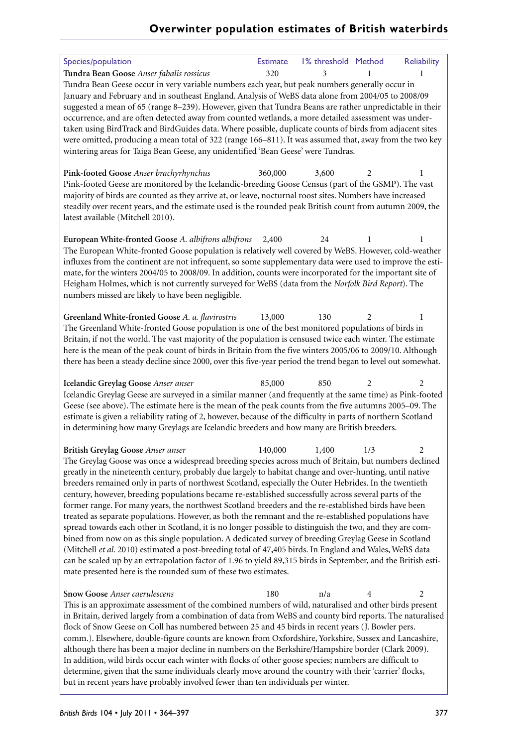| Species/population | Estimate | 1% threshold | Method | Reliability |
|---|---|---|---|---|
| **Tundra Bean Goose** *Anser fabalis rossicus* | 320 | 3 | 1 | 1 |

Tundra Bean Geese occur in very variable numbers each year, but peak numbers generally occur in January and February and in southeast England. Analysis of WeBS data alone from 2004/05 to 2008/09 suggested a mean of 65 (range 8–239). However, given that Tundra Beans are rather unpredictable in their occurrence, and are often detected away from counted wetlands, a more detailed assessment was undertaken using BirdTrack and BirdGuides data. Where possible, duplicate counts of birds from adjacent sites were omitted, producing a mean total of 322 (range 166–811). It was assumed that, away from the two key wintering areas for Taiga Bean Geese, any unidentified 'Bean Geese' were Tundras.

| Species/population | Estimate | 1% threshold | Method | Reliability |
|---|---|---|---|---|
| **Pink-footed Goose** *Anser brachyrhynchus* | 360,000 | 3,600 | 2 | 1 |

Pink-footed Geese are monitored by the Icelandic-breeding Goose Census (part of the GSMP). The vast majority of birds are counted as they arrive at, or leave, nocturnal roost sites. Numbers have increased steadily over recent years, and the estimate used is the rounded peak British count from autumn 2009, the latest available (Mitchell 2010).

| Species/population | Estimate | 1% threshold | Method | Reliability |
|---|---|---|---|---|
| **European White-fronted Goose** *A. albifrons albifrons* | 2,400 | 24 | 1 | 1 |

The European White-fronted Goose population is relatively well covered by WeBS. However, cold-weather influxes from the continent are not infrequent, so some supplementary data were used to improve the estimate, for the winters 2004/05 to 2008/09. In addition, counts were incorporated for the important site of Heigham Holmes, which is not currently surveyed for WeBS (data from the *Norfolk Bird Report*). The numbers missed are likely to have been negligible.

| Species/population | Estimate | 1% threshold | Method | Reliability |
|---|---|---|---|---|
| **Greenland White-fronted Goose** *A. a. flavirostris* | 13,000 | 130 | 2 | 1 |

The Greenland White-fronted Goose population is one of the best monitored populations of birds in Britain, if not the world. The vast majority of the population is censused twice each winter. The estimate here is the mean of the peak count of birds in Britain from the five winters 2005/06 to 2009/10. Although there has been a steady decline since 2000, over this five-year period the trend began to level out somewhat.

| Species/population | Estimate | 1% threshold | Method | Reliability |
|---|---|---|---|---|
| **Icelandic Greylag Goose** *Anser anser* | 85,000 | 850 | 2 | 2 |

Icelandic Greylag Geese are surveyed in a similar manner (and frequently at the same time) as Pink-footed Geese (see above). The estimate here is the mean of the peak counts from the five autumns 2005–09. The estimate is given a reliability rating of 2, however, because of the difficulty in parts of northern Scotland in determining how many Greylags are Icelandic breeders and how many are British breeders.

| Species/population | Estimate | 1% threshold | Method | Reliability |
|---|---|---|---|---|
| **British Greylag Goose** *Anser anser* | 140,000 | 1,400 | 1/3 | 2 |

The Greylag Goose was once a widespread breeding species across much of Britain, but numbers declined greatly in the nineteenth century, probably due largely to habitat change and over-hunting, until native breeders remained only in parts of northwest Scotland, especially the Outer Hebrides. In the twentieth century, however, breeding populations became re-established successfully across several parts of the former range. For many years, the northwest Scotland breeders and the re-established birds have been treated as separate populations. However, as both the remnant and the re-established populations have spread towards each other in Scotland, it is no longer possible to distinguish the two, and they are combined from now on as this single population. A dedicated survey of breeding Greylag Geese in Scotland (Mitchell *et al.* 2010) estimated a post-breeding total of 47,405 birds. In England and Wales, WeBS data can be scaled up by an extrapolation factor of 1.96 to yield 89,315 birds in September, and the British estimate presented here is the rounded sum of these two estimates.

| Species/population | Estimate | 1% threshold | Method | Reliability |
|---|---|---|---|---|
| **Snow Goose** *Anser caerulescens* | 180 | n/a | 4 | 2 |

This is an approximate assessment of the combined numbers of wild, naturalised and other birds present in Britain, derived largely from a combination of data from WeBS and county bird reports. The naturalised flock of Snow Geese on Coll has numbered between 25 and 45 birds in recent years (J. Bowler pers. comm.). Elsewhere, double-figure counts are known from Oxfordshire, Yorkshire, Sussex and Lancashire, although there has been a major decline in numbers on the Berkshire/Hampshire border (Clark 2009). In addition, wild birds occur each winter with flocks of other goose species; numbers are difficult to determine, given that the same individuals clearly move around the country with their 'carrier' flocks, but in recent years have probably involved fewer than ten individuals per winter.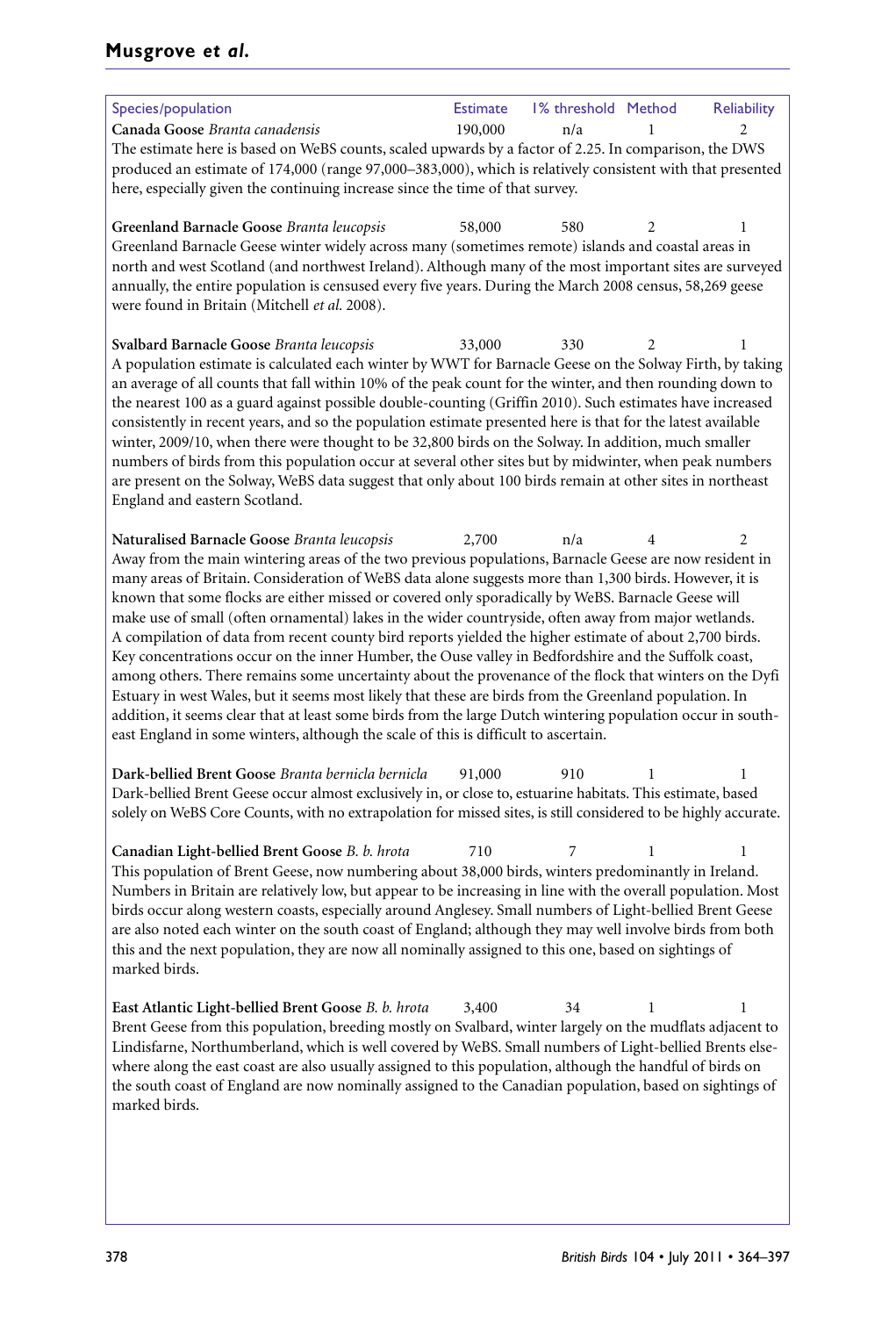| Species/population | Estimate | 1% threshold | Method | Reliability |
|---|---|---|---|---|
| **Canada Goose** *Branta canadensis* | 190,000 | n/a | 1 | 2 |

The estimate here is based on WeBS counts, scaled upwards by a factor of 2.25. In comparison, the DWS produced an estimate of 174,000 (range 97,000–383,000), which is relatively consistent with that presented here, especially given the continuing increase since the time of that survey.

| Species/population | Estimate | 1% threshold | Method | Reliability |
|---|---|---|---|---|
| **Greenland Barnacle Goose** *Branta leucopsis* | 58,000 | 580 | 2 | 1 |

Greenland Barnacle Geese winter widely across many (sometimes remote) islands and coastal areas in north and west Scotland (and northwest Ireland). Although many of the most important sites are surveyed annually, the entire population is censused every five years. During the March 2008 census, 58,269 geese were found in Britain (Mitchell *et al.* 2008).

| Species/population | Estimate | 1% threshold | Method | Reliability |
|---|---|---|---|---|
| **Svalbard Barnacle Goose** *Branta leucopsis* | 33,000 | 330 | 2 | 1 |

A population estimate is calculated each winter by WWT for Barnacle Geese on the Solway Firth, by taking an average of all counts that fall within 10% of the peak count for the winter, and then rounding down to the nearest 100 as a guard against possible double-counting (Griffin 2010). Such estimates have increased consistently in recent years, and so the population estimate presented here is that for the latest available winter, 2009/10, when there were thought to be 32,800 birds on the Solway. In addition, much smaller numbers of birds from this population occur at several other sites but by midwinter, when peak numbers are present on the Solway, WeBS data suggest that only about 100 birds remain at other sites in northeast England and eastern Scotland.

| Species/population | Estimate | 1% threshold | Method | Reliability |
|---|---|---|---|---|
| **Naturalised Barnacle Goose** *Branta leucopsis* | 2,700 | n/a | 4 | 2 |

Away from the main wintering areas of the two previous populations, Barnacle Geese are now resident in many areas of Britain. Consideration of WeBS data alone suggests more than 1,300 birds. However, it is known that some flocks are either missed or covered only sporadically by WeBS. Barnacle Geese will make use of small (often ornamental) lakes in the wider countryside, often away from major wetlands. A compilation of data from recent county bird reports yielded the higher estimate of about 2,700 birds. Key concentrations occur on the inner Humber, the Ouse valley in Bedfordshire and the Suffolk coast, among others. There remains some uncertainty about the provenance of the flock that winters on the Dyfi Estuary in west Wales, but it seems most likely that these are birds from the Greenland population. In addition, it seems clear that at least some birds from the large Dutch wintering population occur in south-east England in some winters, although the scale of this is difficult to ascertain.

| Species/population | Estimate | 1% threshold | Method | Reliability |
|---|---|---|---|---|
| **Dark-bellied Brent Goose** *Branta bernicla bernicla* | 91,000 | 910 | 1 | 1 |

Dark-bellied Brent Geese occur almost exclusively in, or close to, estuarine habitats. This estimate, based solely on WeBS Core Counts, with no extrapolation for missed sites, is still considered to be highly accurate.

| Species/population | Estimate | 1% threshold | Method | Reliability |
|---|---|---|---|---|
| **Canadian Light-bellied Brent Goose** *B. b. hrota* | 710 | 7 | 1 | 1 |

This population of Brent Geese, now numbering about 38,000 birds, winters predominantly in Ireland. Numbers in Britain are relatively low, but appear to be increasing in line with the overall population. Most birds occur along western coasts, especially around Anglesey. Small numbers of Light-bellied Brent Geese are also noted each winter on the south coast of England; although they may well involve birds from both this and the next population, they are now all nominally assigned to this one, based on sightings of marked birds.

| Species/population | Estimate | 1% threshold | Method | Reliability |
|---|---|---|---|---|
| **East Atlantic Light-bellied Brent Goose** *B. b. hrota* | 3,400 | 34 | 1 | 1 |

Brent Geese from this population, breeding mostly on Svalbard, winter largely on the mudflats adjacent to Lindisfarne, Northumberland, which is well covered by WeBS. Small numbers of Light-bellied Brents elsewhere along the east coast are also usually assigned to this population, although the handful of birds on the south coast of England are now nominally assigned to the Canadian population, based on sightings of marked birds.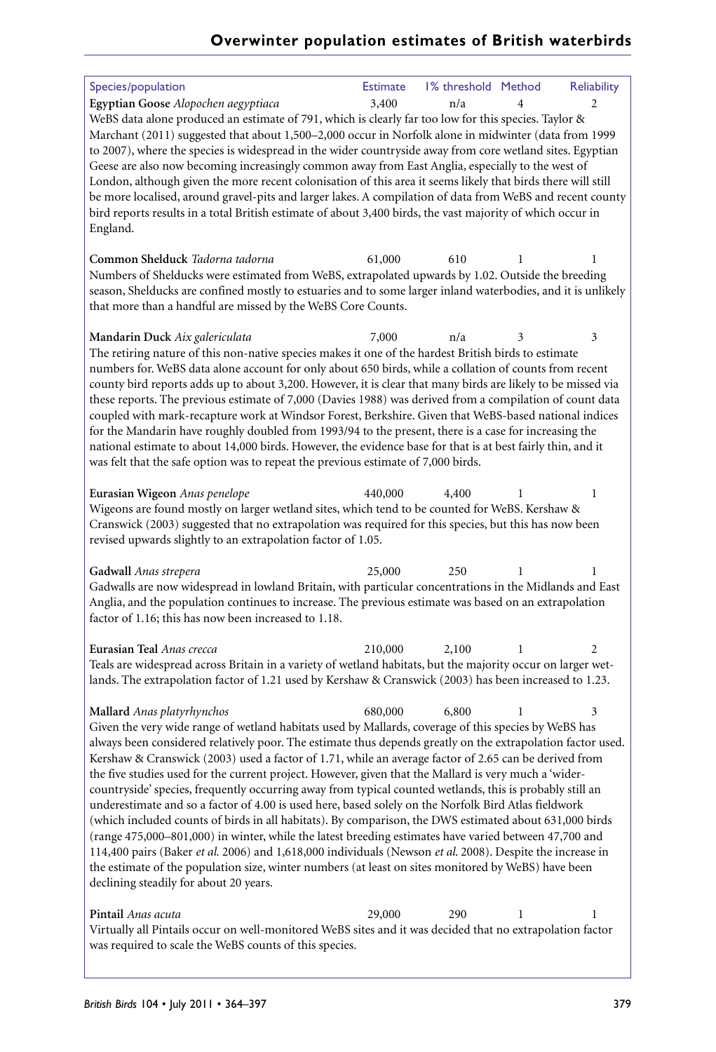| Species/population | Estimate | 1% threshold | Method | Reliability |
|---|---|---|---|---|
| **Egyptian Goose** *Alopochen aegyptiaca* | 3,400 | n/a | 4 | 2 |

WeBS data alone produced an estimate of 791, which is clearly far too low for this species. Taylor & Marchant (2011) suggested that about 1,500–2,000 occur in Norfolk alone in midwinter (data from 1999 to 2007), where the species is widespread in the wider countryside away from core wetland sites. Egyptian Geese are also now becoming increasingly common away from East Anglia, especially to the west of London, although given the more recent colonisation of this area it seems likely that birds there will still be more localised, around gravel-pits and larger lakes. A compilation of data from WeBS and recent county bird reports results in a total British estimate of about 3,400 birds, the vast majority of which occur in England.

| Species/population | Estimate | 1% threshold | Method | Reliability |
|---|---|---|---|---|
| **Common Shelduck** *Tadorna tadorna* | 61,000 | 610 | 1 | 1 |

Numbers of Shelducks were estimated from WeBS, extrapolated upwards by 1.02. Outside the breeding season, Shelducks are confined mostly to estuaries and to some larger inland waterbodies, and it is unlikely that more than a handful are missed by the WeBS Core Counts.

| Species/population | Estimate | 1% threshold | Method | Reliability |
|---|---|---|---|---|
| **Mandarin Duck** *Aix galericulata* | 7,000 | n/a | 3 | 3 |

The retiring nature of this non-native species makes it one of the hardest British birds to estimate numbers for. WeBS data alone account for only about 650 birds, while a collation of counts from recent county bird reports adds up to about 3,200. However, it is clear that many birds are likely to be missed via these reports. The previous estimate of 7,000 (Davies 1988) was derived from a compilation of count data coupled with mark-recapture work at Windsor Forest, Berkshire. Given that WeBS-based national indices for the Mandarin have roughly doubled from 1993/94 to the present, there is a case for increasing the national estimate to about 14,000 birds. However, the evidence base for that is at best fairly thin, and it was felt that the safe option was to repeat the previous estimate of 7,000 birds.

| Species/population | Estimate | 1% threshold | Method | Reliability |
|---|---|---|---|---|
| **Eurasian Wigeon** *Anas penelope* | 440,000 | 4,400 | 1 | 1 |

Wigeons are found mostly on larger wetland sites, which tend to be counted for WeBS. Kershaw & Cranswick (2003) suggested that no extrapolation was required for this species, but this has now been revised upwards slightly to an extrapolation factor of 1.05.

| Species/population | Estimate | 1% threshold | Method | Reliability |
|---|---|---|---|---|
| **Gadwall** *Anas strepera* | 25,000 | 250 | 1 | 1 |

Gadwalls are now widespread in lowland Britain, with particular concentrations in the Midlands and East Anglia, and the population continues to increase. The previous estimate was based on an extrapolation factor of 1.16; this has now been increased to 1.18.

| Species/population | Estimate | 1% threshold | Method | Reliability |
|---|---|---|---|---|
| **Eurasian Teal** *Anas crecca* | 210,000 | 2,100 | 1 | 2 |

Teals are widespread across Britain in a variety of wetland habitats, but the majority occur on larger wetlands. The extrapolation factor of 1.21 used by Kershaw & Cranswick (2003) has been increased to 1.23.

| Species/population | Estimate | 1% threshold | Method | Reliability |
|---|---|---|---|---|
| **Mallard** *Anas platyrhynchos* | 680,000 | 6,800 | 1 | 3 |

Given the very wide range of wetland habitats used by Mallards, coverage of this species by WeBS has always been considered relatively poor. The estimate thus depends greatly on the extrapolation factor used. Kershaw & Cranswick (2003) used a factor of 1.71, while an average factor of 2.65 can be derived from the five studies used for the current project. However, given that the Mallard is very much a 'wider-countryside' species, frequently occurring away from typical counted wetlands, this is probably still an underestimate and so a factor of 4.00 is used here, based solely on the Norfolk Bird Atlas fieldwork (which included counts of birds in all habitats). By comparison, the DWS estimated about 631,000 birds (range 475,000–801,000) in winter, while the latest breeding estimates have varied between 47,700 and 114,400 pairs (Baker *et al.* 2006) and 1,618,000 individuals (Newson *et al.* 2008). Despite the increase in the estimate of the population size, winter numbers (at least on sites monitored by WeBS) have been declining steadily for about 20 years.

| Species/population | Estimate | 1% threshold | Method | Reliability |
|---|---|---|---|---|
| **Pintail** *Anas acuta* | 29,000 | 290 | 1 | 1 |

Virtually all Pintails occur on well-monitored WeBS sites and it was decided that no extrapolation factor was required to scale the WeBS counts of this species.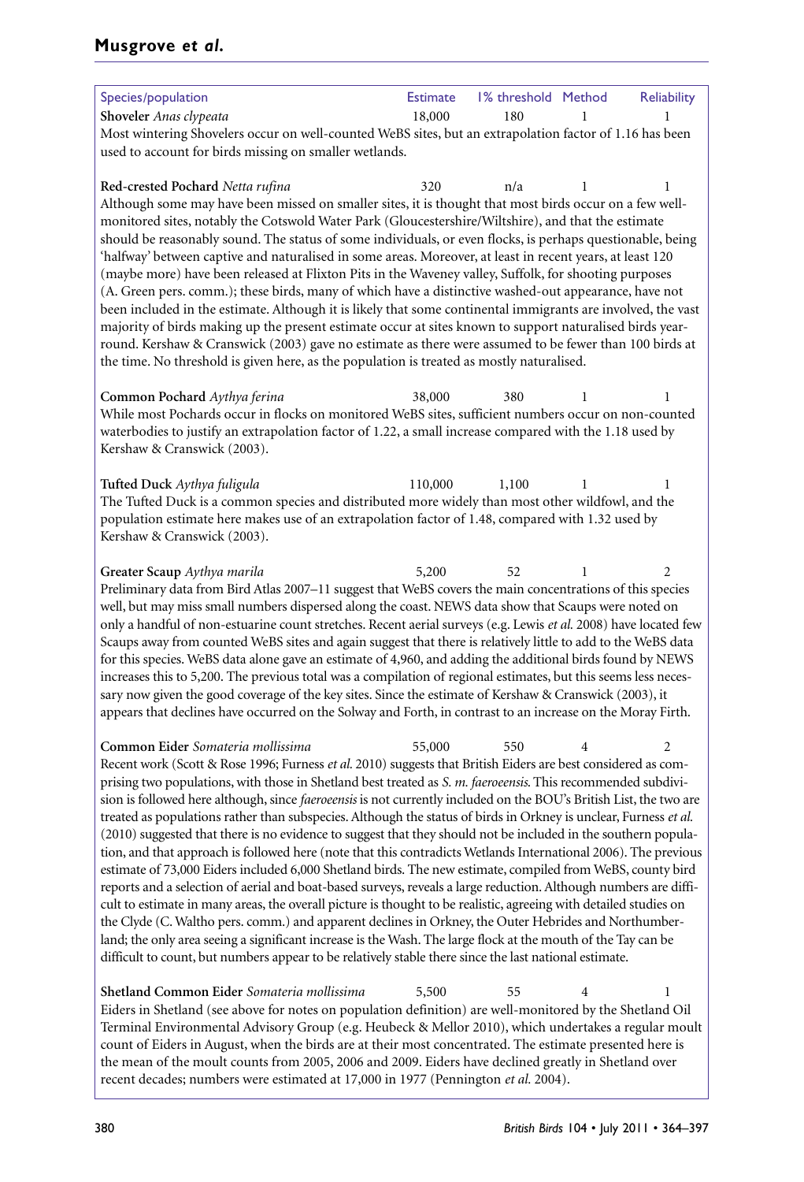| Species/population | Estimate | 1% threshold | Method | Reliability |
|---|---|---|---|---|
| **Shoveler** *Anas clypeata* | 18,000 | 180 | 1 | 1 |

Most wintering Shovelers occur on well-counted WeBS sites, but an extrapolation factor of 1.16 has been used to account for birds missing on smaller wetlands.

| Species/population | Estimate | 1% threshold | Method | Reliability |
|---|---|---|---|---|
| **Red-crested Pochard** *Netta rufina* | 320 | n/a | 1 | 1 |

Although some may have been missed on smaller sites, it is thought that most birds occur on a few well-monitored sites, notably the Cotswold Water Park (Gloucestershire/Wiltshire), and that the estimate should be reasonably sound. The status of some individuals, or even flocks, is perhaps questionable, being 'halfway' between captive and naturalised in some areas. Moreover, at least in recent years, at least 120 (maybe more) have been released at Flixton Pits in the Waveney valley, Suffolk, for shooting purposes (A. Green pers. comm.); these birds, many of which have a distinctive washed-out appearance, have not been included in the estimate. Although it is likely that some continental immigrants are involved, the vast majority of birds making up the present estimate occur at sites known to support naturalised birds year-round. Kershaw & Cranswick (2003) gave no estimate as there were assumed to be fewer than 100 birds at the time. No threshold is given here, as the population is treated as mostly naturalised.

| Species/population | Estimate | 1% threshold | Method | Reliability |
|---|---|---|---|---|
| **Common Pochard** *Aythya ferina* | 38,000 | 380 | 1 | 1 |

While most Pochards occur in flocks on monitored WeBS sites, sufficient numbers occur on non-counted waterbodies to justify an extrapolation factor of 1.22, a small increase compared with the 1.18 used by Kershaw & Cranswick (2003).

| Species/population | Estimate | 1% threshold | Method | Reliability |
|---|---|---|---|---|
| **Tufted Duck** *Aythya fuligula* | 110,000 | 1,100 | 1 | 1 |

The Tufted Duck is a common species and distributed more widely than most other wildfowl, and the population estimate here makes use of an extrapolation factor of 1.48, compared with 1.32 used by Kershaw & Cranswick (2003).

| Species/population | Estimate | 1% threshold | Method | Reliability |
|---|---|---|---|---|
| **Greater Scaup** *Aythya marila* | 5,200 | 52 | 1 | 2 |

Preliminary data from Bird Atlas 2007–11 suggest that WeBS covers the main concentrations of this species well, but may miss small numbers dispersed along the coast. NEWS data show that Scaups were noted on only a handful of non-estuarine count stretches. Recent aerial surveys (e.g. Lewis *et al.* 2008) have located few Scaups away from counted WeBS sites and again suggest that there is relatively little to add to the WeBS data for this species. WeBS data alone gave an estimate of 4,960, and adding the additional birds found by NEWS increases this to 5,200. The previous total was a compilation of regional estimates, but this seems less necessary now given the good coverage of the key sites. Since the estimate of Kershaw & Cranswick (2003), it appears that declines have occurred on the Solway and Forth, in contrast to an increase on the Moray Firth.

| Species/population | Estimate | 1% threshold | Method | Reliability |
|---|---|---|---|---|
| **Common Eider** *Somateria mollissima* | 55,000 | 550 | 4 | 2 |

Recent work (Scott & Rose 1996; Furness *et al.* 2010) suggests that British Eiders are best considered as comprising two populations, with those in Shetland best treated as *S. m. faeroeensis*. This recommended subdivision is followed here although, since *faeroeensis* is not currently included on the BOU's British List, the two are treated as populations rather than subspecies. Although the status of birds in Orkney is unclear, Furness *et al.* (2010) suggested that there is no evidence to suggest that they should not be included in the southern population, and that approach is followed here (note that this contradicts Wetlands International 2006). The previous estimate of 73,000 Eiders included 6,000 Shetland birds. The new estimate, compiled from WeBS, county bird reports and a selection of aerial and boat-based surveys, reveals a large reduction. Although numbers are difficult to estimate in many areas, the overall picture is thought to be realistic, agreeing with detailed studies on the Clyde (C. Waltho pers. comm.) and apparent declines in Orkney, the Outer Hebrides and Northumberland; the only area seeing a significant increase is the Wash. The large flock at the mouth of the Tay can be difficult to count, but numbers appear to be relatively stable there since the last national estimate.

| Species/population | Estimate | 1% threshold | Method | Reliability |
|---|---|---|---|---|
| **Shetland Common Eider** *Somateria mollissima* | 5,500 | 55 | 4 | 1 |

Eiders in Shetland (see above for notes on population definition) are well-monitored by the Shetland Oil Terminal Environmental Advisory Group (e.g. Heubeck & Mellor 2010), which undertakes a regular moult count of Eiders in August, when the birds are at their most concentrated. The estimate presented here is the mean of the moult counts from 2005, 2006 and 2009. Eiders have declined greatly in Shetland over recent decades; numbers were estimated at 17,000 in 1977 (Pennington *et al.* 2004).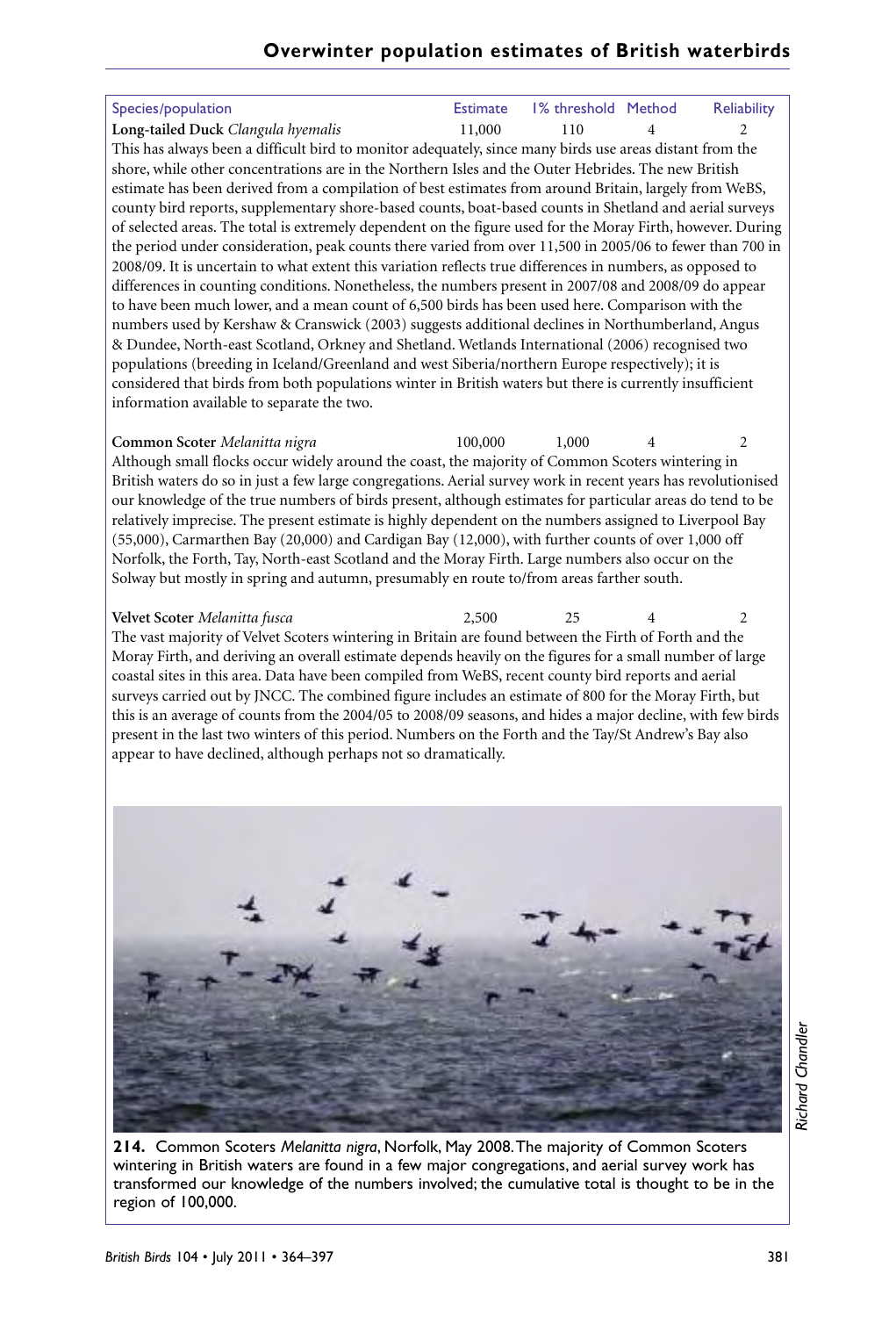| Species/population | Estimate | 1% threshold | Method | Reliability |
|---|---|---|---|---|
| **Long-tailed Duck** *Clangula hyemalis* | 11,000 | 110 | 4 | 2 |

This has always been a difficult bird to monitor adequately, since many birds use areas distant from the shore, while other concentrations are in the Northern Isles and the Outer Hebrides. The new British estimate has been derived from a compilation of best estimates from around Britain, largely from WeBS, county bird reports, supplementary shore-based counts, boat-based counts in Shetland and aerial surveys of selected areas. The total is extremely dependent on the figure used for the Moray Firth, however. During the period under consideration, peak counts there varied from over 11,500 in 2005/06 to fewer than 700 in 2008/09. It is uncertain to what extent this variation reflects true differences in numbers, as opposed to differences in counting conditions. Nonetheless, the numbers present in 2007/08 and 2008/09 do appear to have been much lower, and a mean count of 6,500 birds has been used here. Comparison with the numbers used by Kershaw & Cranswick (2003) suggests additional declines in Northumberland, Angus & Dundee, North-east Scotland, Orkney and Shetland. Wetlands International (2006) recognised two populations (breeding in Iceland/Greenland and west Siberia/northern Europe respectively); it is considered that birds from both populations winter in British waters but there is currently insufficient information available to separate the two.

| Species/population | Estimate | 1% threshold | Method | Reliability |
|---|---|---|---|---|
| **Common Scoter** *Melanitta nigra* | 100,000 | 1,000 | 4 | 2 |

Although small flocks occur widely around the coast, the majority of Common Scoters wintering in British waters do so in just a few large congregations. Aerial survey work in recent years has revolutionised our knowledge of the true numbers of birds present, although estimates for particular areas do tend to be relatively imprecise. The present estimate is highly dependent on the numbers assigned to Liverpool Bay (55,000), Carmarthen Bay (20,000) and Cardigan Bay (12,000), with further counts of over 1,000 off Norfolk, the Forth, Tay, North-east Scotland and the Moray Firth. Large numbers also occur on the Solway but mostly in spring and autumn, presumably en route to/from areas farther south.

| Species/population | Estimate | 1% threshold | Method | Reliability |
|---|---|---|---|---|
| **Velvet Scoter** *Melanitta fusca* | 2,500 | 25 | 4 | 2 |

The vast majority of Velvet Scoters wintering in Britain are found between the Firth of Forth and the Moray Firth, and deriving an overall estimate depends heavily on the figures for a small number of large coastal sites in this area. Data have been compiled from WeBS, recent county bird reports and aerial surveys carried out by JNCC. The combined figure includes an estimate of 800 for the Moray Firth, but this is an average of counts from the 2004/05 to 2008/09 seasons, and hides a major decline, with few birds present in the last two winters of this period. Numbers on the Forth and the Tay/St Andrew's Bay also appear to have declined, although perhaps not so dramatically.

**214.** Common Scoters *Melanitta nigra*, Norfolk, May 2008. The majority of Common Scoters wintering in British waters are found in a few major congregations, and aerial survey work has transformed our knowledge of the numbers involved; the cumulative total is thought to be in the region of 100,000.

*Richard Chandler*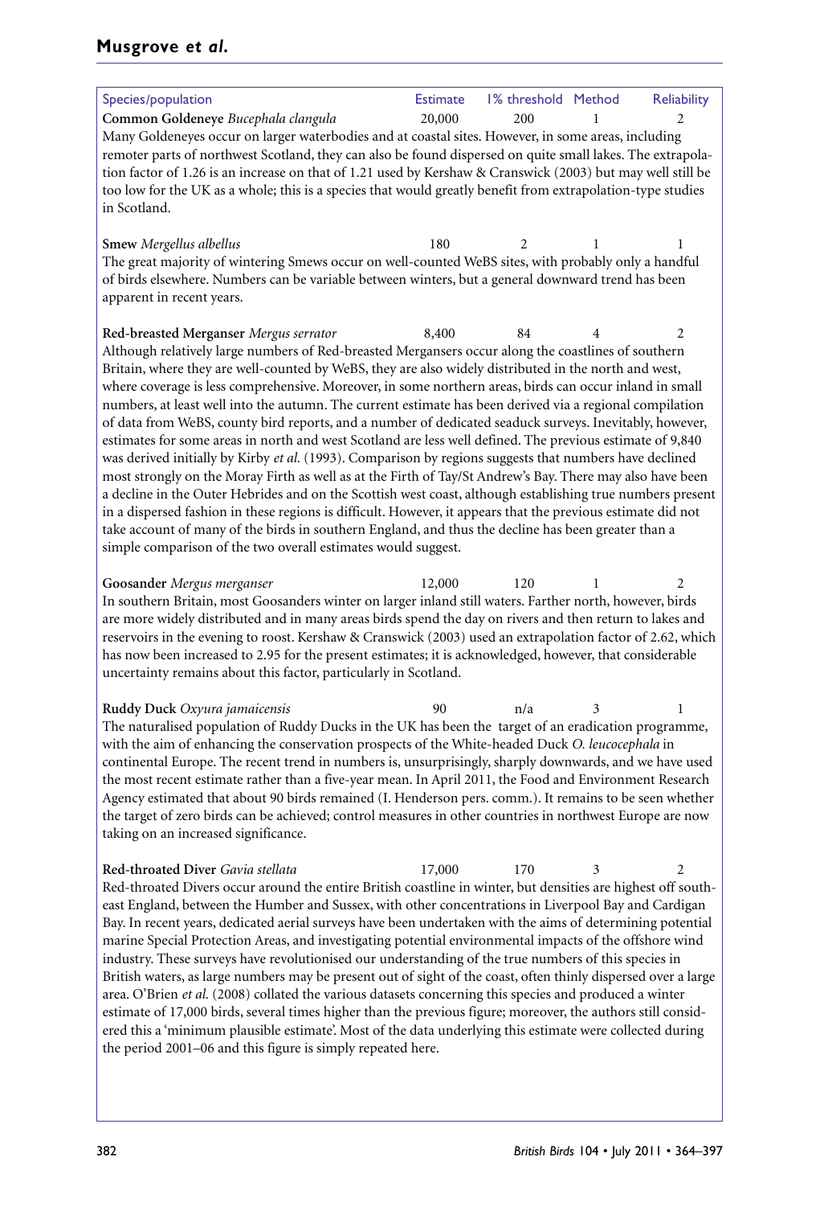| Species/population | Estimate | 1% threshold | Method | Reliability |
|---|---|---|---|---|
| **Common Goldeneye** *Bucephala clangula* | 20,000 | 200 | 1 | 2 |

Many Goldeneyes occur on larger waterbodies and at coastal sites. However, in some areas, including remoter parts of northwest Scotland, they can also be found dispersed on quite small lakes. The extrapolation factor of 1.26 is an increase on that of 1.21 used by Kershaw & Cranswick (2003) but may well still be too low for the UK as a whole; this is a species that would greatly benefit from extrapolation-type studies in Scotland.

| Species/population | Estimate | 1% threshold | Method | Reliability |
|---|---|---|---|---|
| **Smew** *Mergellus albellus* | 180 | 2 | 1 | 1 |

The great majority of wintering Smews occur on well-counted WeBS sites, with probably only a handful of birds elsewhere. Numbers can be variable between winters, but a general downward trend has been apparent in recent years.

| Species/population | Estimate | 1% threshold | Method | Reliability |
|---|---|---|---|---|
| **Red-breasted Merganser** *Mergus serrator* | 8,400 | 84 | 4 | 2 |

Although relatively large numbers of Red-breasted Mergansers occur along the coastlines of southern Britain, where they are well-counted by WeBS, they are also widely distributed in the north and west, where coverage is less comprehensive. Moreover, in some northern areas, birds can occur inland in small numbers, at least well into the autumn. The current estimate has been derived via a regional compilation of data from WeBS, county bird reports, and a number of dedicated seaduck surveys. Inevitably, however, estimates for some areas in north and west Scotland are less well defined. The previous estimate of 9,840 was derived initially by Kirby *et al.* (1993). Comparison by regions suggests that numbers have declined most strongly on the Moray Firth as well as at the Firth of Tay/St Andrew's Bay. There may also have been a decline in the Outer Hebrides and on the Scottish west coast, although establishing true numbers present in a dispersed fashion in these regions is difficult. However, it appears that the previous estimate did not take account of many of the birds in southern England, and thus the decline has been greater than a simple comparison of the two overall estimates would suggest.

| Species/population | Estimate | 1% threshold | Method | Reliability |
|---|---|---|---|---|
| **Goosander** *Mergus merganser* | 12,000 | 120 | 1 | 2 |

In southern Britain, most Goosanders winter on larger inland still waters. Farther north, however, birds are more widely distributed and in many areas birds spend the day on rivers and then return to lakes and reservoirs in the evening to roost. Kershaw & Cranswick (2003) used an extrapolation factor of 2.62, which has now been increased to 2.95 for the present estimates; it is acknowledged, however, that considerable uncertainty remains about this factor, particularly in Scotland.

| Species/population | Estimate | 1% threshold | Method | Reliability |
|---|---|---|---|---|
| **Ruddy Duck** *Oxyura jamaicensis* | 90 | n/a | 3 | 1 |

The naturalised population of Ruddy Ducks in the UK has been the target of an eradication programme, with the aim of enhancing the conservation prospects of the White-headed Duck *O. leucocephala* in continental Europe. The recent trend in numbers is, unsurprisingly, sharply downwards, and we have used the most recent estimate rather than a five-year mean. In April 2011, the Food and Environment Research Agency estimated that about 90 birds remained (I. Henderson pers. comm.). It remains to be seen whether the target of zero birds can be achieved; control measures in other countries in northwest Europe are now taking on an increased significance.

| Species/population | Estimate | 1% threshold | Method | Reliability |
|---|---|---|---|---|
| **Red-throated Diver** *Gavia stellata* | 17,000 | 170 | 3 | 2 |

Red-throated Divers occur around the entire British coastline in winter, but densities are highest off southeast England, between the Humber and Sussex, with other concentrations in Liverpool Bay and Cardigan Bay. In recent years, dedicated aerial surveys have been undertaken with the aims of determining potential marine Special Protection Areas, and investigating potential environmental impacts of the offshore wind industry. These surveys have revolutionised our understanding of the true numbers of this species in British waters, as large numbers may be present out of sight of the coast, often thinly dispersed over a large area. O'Brien *et al.* (2008) collated the various datasets concerning this species and produced a winter estimate of 17,000 birds, several times higher than the previous figure; moreover, the authors still considered this a 'minimum plausible estimate'. Most of the data underlying this estimate were collected during the period 2001–06 and this figure is simply repeated here.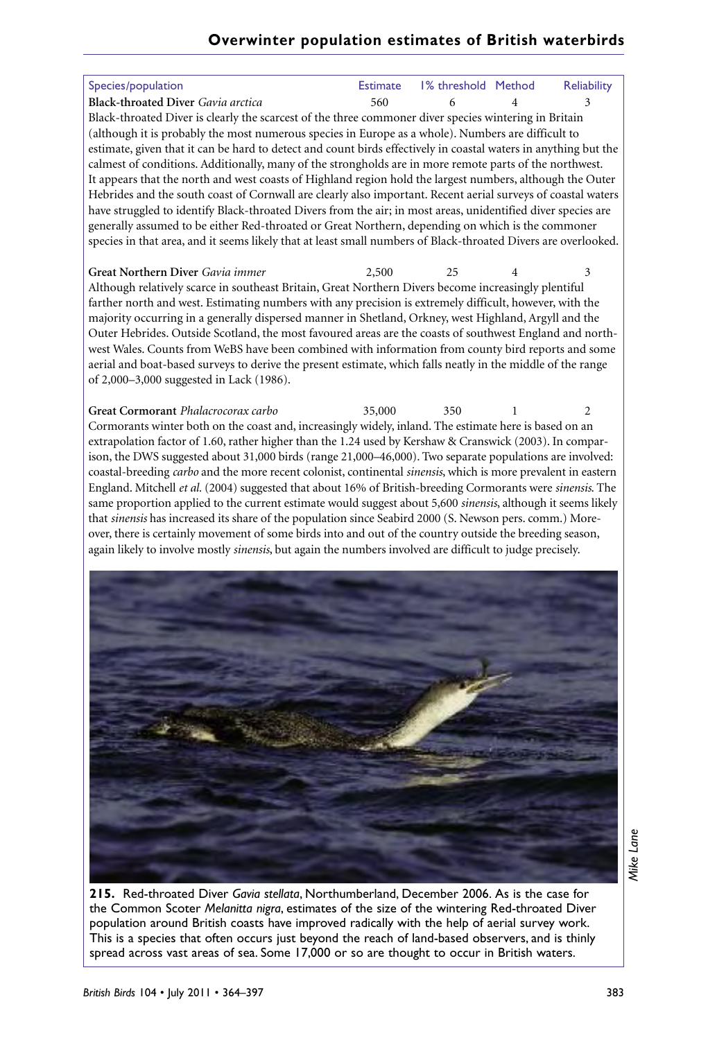| Species/population | Estimate | 1% threshold | Method | Reliability |
|---|---|---|---|---|
| **Black-throated Diver** *Gavia arctica* | 560 | 6 | 4 | 3 |

Black-throated Diver is clearly the scarcest of the three commoner diver species wintering in Britain (although it is probably the most numerous species in Europe as a whole). Numbers are difficult to estimate, given that it can be hard to detect and count birds effectively in coastal waters in anything but the calmest of conditions. Additionally, many of the strongholds are in more remote parts of the northwest. It appears that the north and west coasts of Highland region hold the largest numbers, although the Outer Hebrides and the south coast of Cornwall are clearly also important. Recent aerial surveys of coastal waters have struggled to identify Black-throated Divers from the air; in most areas, unidentified diver species are generally assumed to be either Red-throated or Great Northern, depending on which is the commoner species in that area, and it seems likely that at least small numbers of Black-throated Divers are overlooked.

| Species/population | Estimate | 1% threshold | Method | Reliability |
|---|---|---|---|---|
| **Great Northern Diver** *Gavia immer* | 2,500 | 25 | 4 | 3 |

Although relatively scarce in southeast Britain, Great Northern Divers become increasingly plentiful farther north and west. Estimating numbers with any precision is extremely difficult, however, with the majority occurring in a generally dispersed manner in Shetland, Orkney, west Highland, Argyll and the Outer Hebrides. Outside Scotland, the most favoured areas are the coasts of southwest England and northwest Wales. Counts from WeBS have been combined with information from county bird reports and some aerial and boat-based surveys to derive the present estimate, which falls neatly in the middle of the range of 2,000–3,000 suggested in Lack (1986).

| Species/population | Estimate | 1% threshold | Method | Reliability |
|---|---|---|---|---|
| **Great Cormorant** *Phalacrocorax carbo* | 35,000 | 350 | 1 | 2 |

Cormorants winter both on the coast and, increasingly widely, inland. The estimate here is based on an extrapolation factor of 1.60, rather higher than the 1.24 used by Kershaw & Cranswick (2003). In comparison, the DWS suggested about 31,000 birds (range 21,000–46,000). Two separate populations are involved: coastal-breeding *carbo* and the more recent colonist, continental *sinensis*, which is more prevalent in eastern England. Mitchell *et al.* (2004) suggested that about 16% of British-breeding Cormorants were *sinensis*. The same proportion applied to the current estimate would suggest about 5,600 *sinensis*, although it seems likely that *sinensis* has increased its share of the population since Seabird 2000 (S. Newson pers. comm.) Moreover, there is certainly movement of some birds into and out of the country outside the breeding season, again likely to involve mostly *sinensis*, but again the numbers involved are difficult to judge precisely.

**215.** Red-throated Diver *Gavia stellata*, Northumberland, December 2006. As is the case for the Common Scoter *Melanitta nigra*, estimates of the size of the wintering Red-throated Diver population around British coasts have improved radically with the help of aerial survey work. This is a species that often occurs just beyond the reach of land-based observers, and is thinly spread across vast areas of sea. Some 17,000 or so are thought to occur in British waters.

*Mike Lane*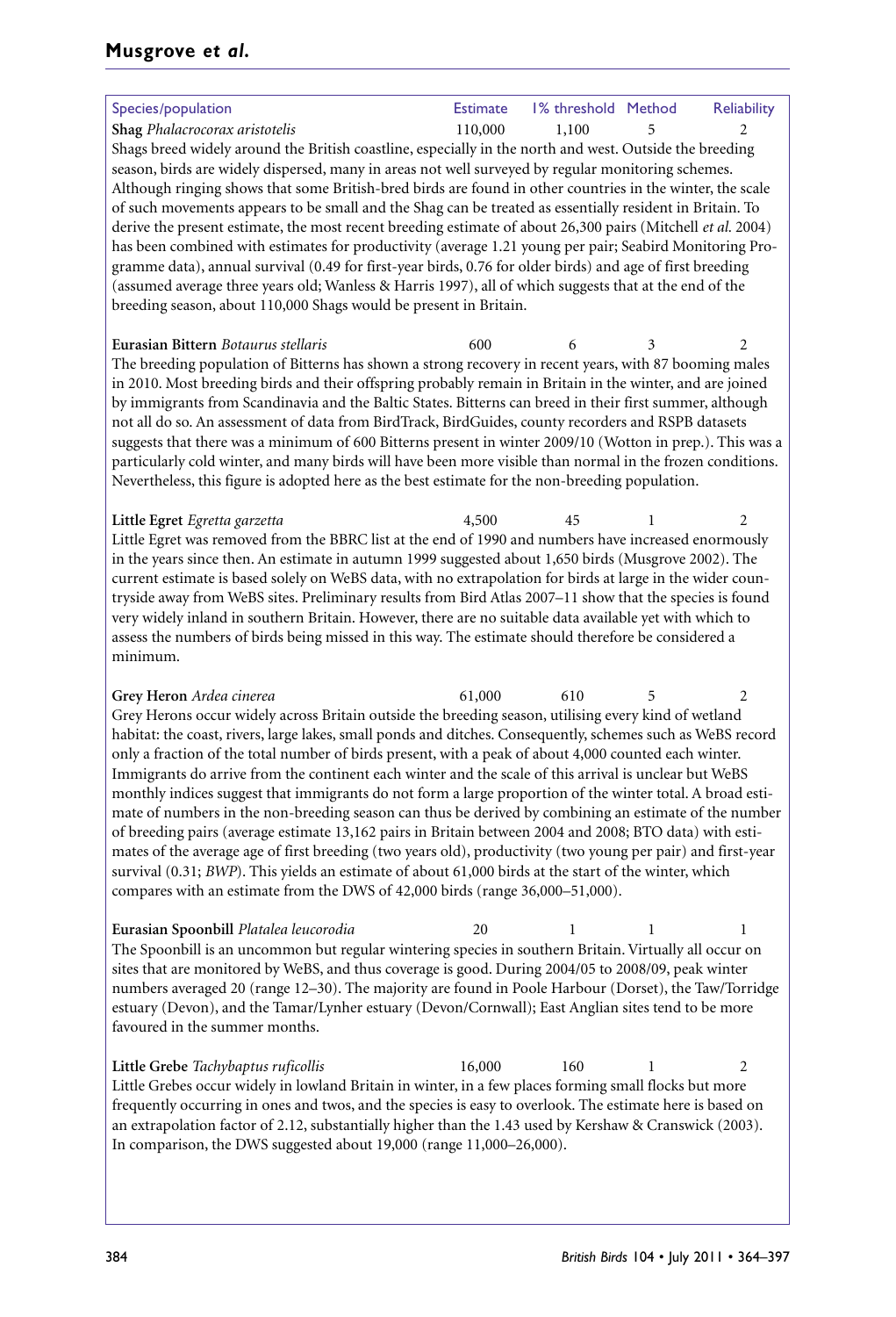| Species/population | Estimate | 1% threshold | Method | Reliability |
|---|---|---|---|---|
| **Shag** *Phalacrocorax aristotelis* | 110,000 | 1,100 | 5 | 2 |

Shags breed widely around the British coastline, especially in the north and west. Outside the breeding season, birds are widely dispersed, many in areas not well surveyed by regular monitoring schemes. Although ringing shows that some British-bred birds are found in other countries in the winter, the scale of such movements appears to be small and the Shag can be treated as essentially resident in Britain. To derive the present estimate, the most recent breeding estimate of about 26,300 pairs (Mitchell *et al.* 2004) has been combined with estimates for productivity (average 1.21 young per pair; Seabird Monitoring Programme data), annual survival (0.49 for first-year birds, 0.76 for older birds) and age of first breeding (assumed average three years old; Wanless & Harris 1997), all of which suggests that at the end of the breeding season, about 110,000 Shags would be present in Britain.

| Species/population | Estimate | 1% threshold | Method | Reliability |
|---|---|---|---|---|
| **Eurasian Bittern** *Botaurus stellaris* | 600 | 6 | 3 | 2 |

The breeding population of Bitterns has shown a strong recovery in recent years, with 87 booming males in 2010. Most breeding birds and their offspring probably remain in Britain in the winter, and are joined by immigrants from Scandinavia and the Baltic States. Bitterns can breed in their first summer, although not all do so. An assessment of data from BirdTrack, BirdGuides, county recorders and RSPB datasets suggests that there was a minimum of 600 Bitterns present in winter 2009/10 (Wotton in prep.). This was a particularly cold winter, and many birds will have been more visible than normal in the frozen conditions. Nevertheless, this figure is adopted here as the best estimate for the non-breeding population.

| Species/population | Estimate | 1% threshold | Method | Reliability |
|---|---|---|---|---|
| **Little Egret** *Egretta garzetta* | 4,500 | 45 | 1 | 2 |

Little Egret was removed from the BBRC list at the end of 1990 and numbers have increased enormously in the years since then. An estimate in autumn 1999 suggested about 1,650 birds (Musgrove 2002). The current estimate is based solely on WeBS data, with no extrapolation for birds at large in the wider countryside away from WeBS sites. Preliminary results from Bird Atlas 2007–11 show that the species is found very widely inland in southern Britain. However, there are no suitable data available yet with which to assess the numbers of birds being missed in this way. The estimate should therefore be considered a minimum.

| Species/population | Estimate | 1% threshold | Method | Reliability |
|---|---|---|---|---|
| **Grey Heron** *Ardea cinerea* | 61,000 | 610 | 5 | 2 |

Grey Herons occur widely across Britain outside the breeding season, utilising every kind of wetland habitat: the coast, rivers, large lakes, small ponds and ditches. Consequently, schemes such as WeBS record only a fraction of the total number of birds present, with a peak of about 4,000 counted each winter. Immigrants do arrive from the continent each winter and the scale of this arrival is unclear but WeBS monthly indices suggest that immigrants do not form a large proportion of the winter total. A broad estimate of numbers in the non-breeding season can thus be derived by combining an estimate of the number of breeding pairs (average estimate 13,162 pairs in Britain between 2004 and 2008; BTO data) with estimates of the average age of first breeding (two years old), productivity (two young per pair) and first-year survival (0.31; *BWP*). This yields an estimate of about 61,000 birds at the start of the winter, which compares with an estimate from the DWS of 42,000 birds (range 36,000–51,000).

| Species/population | Estimate | 1% threshold | Method | Reliability |
|---|---|---|---|---|
| **Eurasian Spoonbill** *Platalea leucorodia* | 20 | 1 | 1 | 1 |

The Spoonbill is an uncommon but regular wintering species in southern Britain. Virtually all occur on sites that are monitored by WeBS, and thus coverage is good. During 2004/05 to 2008/09, peak winter numbers averaged 20 (range 12–30). The majority are found in Poole Harbour (Dorset), the Taw/Torridge estuary (Devon), and the Tamar/Lynher estuary (Devon/Cornwall); East Anglian sites tend to be more favoured in the summer months.

| Species/population | Estimate | 1% threshold | Method | Reliability |
|---|---|---|---|---|
| **Little Grebe** *Tachybaptus ruficollis* | 16,000 | 160 | 1 | 2 |

Little Grebes occur widely in lowland Britain in winter, in a few places forming small flocks but more frequently occurring in ones and twos, and the species is easy to overlook. The estimate here is based on an extrapolation factor of 2.12, substantially higher than the 1.43 used by Kershaw & Cranswick (2003). In comparison, the DWS suggested about 19,000 (range 11,000–26,000).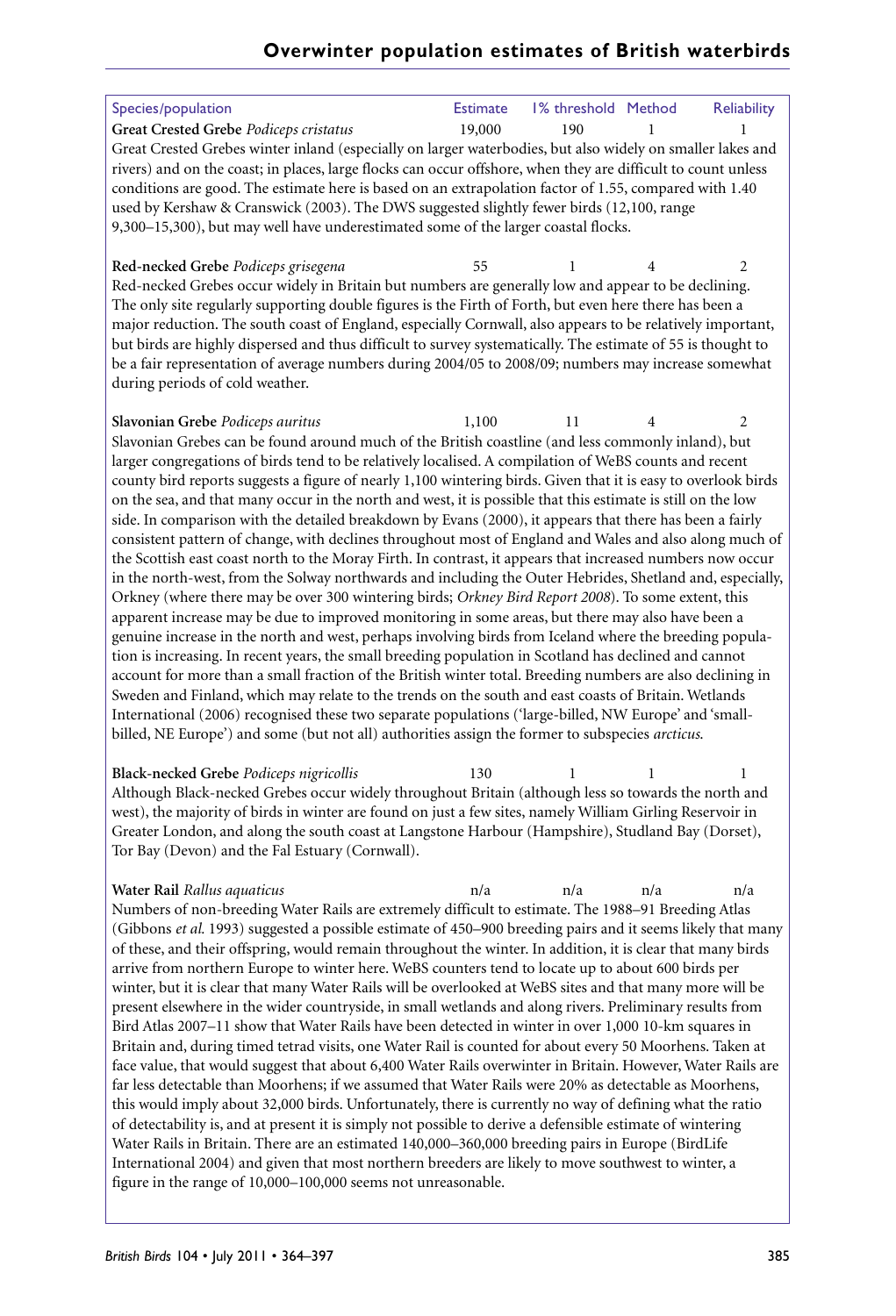| Species/population | Estimate | 1% threshold | Method | Reliability |
|---|---|---|---|---|
| **Great Crested Grebe** *Podiceps cristatus* | 19,000 | 190 | 1 | 1 |

Great Crested Grebes winter inland (especially on larger waterbodies, but also widely on smaller lakes and rivers) and on the coast; in places, large flocks can occur offshore, when they are difficult to count unless conditions are good. The estimate here is based on an extrapolation factor of 1.55, compared with 1.40 used by Kershaw & Cranswick (2003). The DWS suggested slightly fewer birds (12,100, range 9,300–15,300), but may well have underestimated some of the larger coastal flocks.

| Species/population | Estimate | 1% threshold | Method | Reliability |
|---|---|---|---|---|
| **Red-necked Grebe** *Podiceps grisegena* | 55 | 1 | 4 | 2 |

Red-necked Grebes occur widely in Britain but numbers are generally low and appear to be declining. The only site regularly supporting double figures is the Firth of Forth, but even here there has been a major reduction. The south coast of England, especially Cornwall, also appears to be relatively important, but birds are highly dispersed and thus difficult to survey systematically. The estimate of 55 is thought to be a fair representation of average numbers during 2004/05 to 2008/09; numbers may increase somewhat during periods of cold weather.

| Species/population | Estimate | 1% threshold | Method | Reliability |
|---|---|---|---|---|
| **Slavonian Grebe** *Podiceps auritus* | 1,100 | 11 | 4 | 2 |

Slavonian Grebes can be found around much of the British coastline (and less commonly inland), but larger congregations of birds tend to be relatively localised. A compilation of WeBS counts and recent county bird reports suggests a figure of nearly 1,100 wintering birds. Given that it is easy to overlook birds on the sea, and that many occur in the north and west, it is possible that this estimate is still on the low side. In comparison with the detailed breakdown by Evans (2000), it appears that there has been a fairly consistent pattern of change, with declines throughout most of England and Wales and also along much of the Scottish east coast north to the Moray Firth. In contrast, it appears that increased numbers now occur in the north-west, from the Solway northwards and including the Outer Hebrides, Shetland and, especially, Orkney (where there may be over 300 wintering birds; *Orkney Bird Report 2008*). To some extent, this apparent increase may be due to improved monitoring in some areas, but there may also have been a genuine increase in the north and west, perhaps involving birds from Iceland where the breeding population is increasing. In recent years, the small breeding population in Scotland has declined and cannot account for more than a small fraction of the British winter total. Breeding numbers are also declining in Sweden and Finland, which may relate to the trends on the south and east coasts of Britain. Wetlands International (2006) recognised these two separate populations ('large-billed, NW Europe' and 'small-billed, NE Europe') and some (but not all) authorities assign the former to subspecies *arcticus.*

| Species/population | Estimate | 1% threshold | Method | Reliability |
|---|---|---|---|---|
| **Black-necked Grebe** *Podiceps nigricollis* | 130 | 1 | 1 | 1 |

Although Black-necked Grebes occur widely throughout Britain (although less so towards the north and west), the majority of birds in winter are found on just a few sites, namely William Girling Reservoir in Greater London, and along the south coast at Langstone Harbour (Hampshire), Studland Bay (Dorset), Tor Bay (Devon) and the Fal Estuary (Cornwall).

| Species/population | Estimate | 1% threshold | Method | Reliability |
|---|---|---|---|---|
| **Water Rail** *Rallus aquaticus* | n/a | n/a | n/a | n/a |

Numbers of non-breeding Water Rails are extremely difficult to estimate. The 1988–91 Breeding Atlas (Gibbons *et al.* 1993) suggested a possible estimate of 450–900 breeding pairs and it seems likely that many of these, and their offspring, would remain throughout the winter. In addition, it is clear that many birds arrive from northern Europe to winter here. WeBS counters tend to locate up to about 600 birds per winter, but it is clear that many Water Rails will be overlooked at WeBS sites and that many more will be present elsewhere in the wider countryside, in small wetlands and along rivers. Preliminary results from Bird Atlas 2007–11 show that Water Rails have been detected in winter in over 1,000 10-km squares in Britain and, during timed tetrad visits, one Water Rail is counted for about every 50 Moorhens. Taken at face value, that would suggest that about 6,400 Water Rails overwinter in Britain. However, Water Rails are far less detectable than Moorhens; if we assumed that Water Rails were 20% as detectable as Moorhens, this would imply about 32,000 birds. Unfortunately, there is currently no way of defining what the ratio of detectability is, and at present it is simply not possible to derive a defensible estimate of wintering Water Rails in Britain. There are an estimated 140,000–360,000 breeding pairs in Europe (BirdLife International 2004) and given that most northern breeders are likely to move southwest to winter, a figure in the range of 10,000–100,000 seems not unreasonable.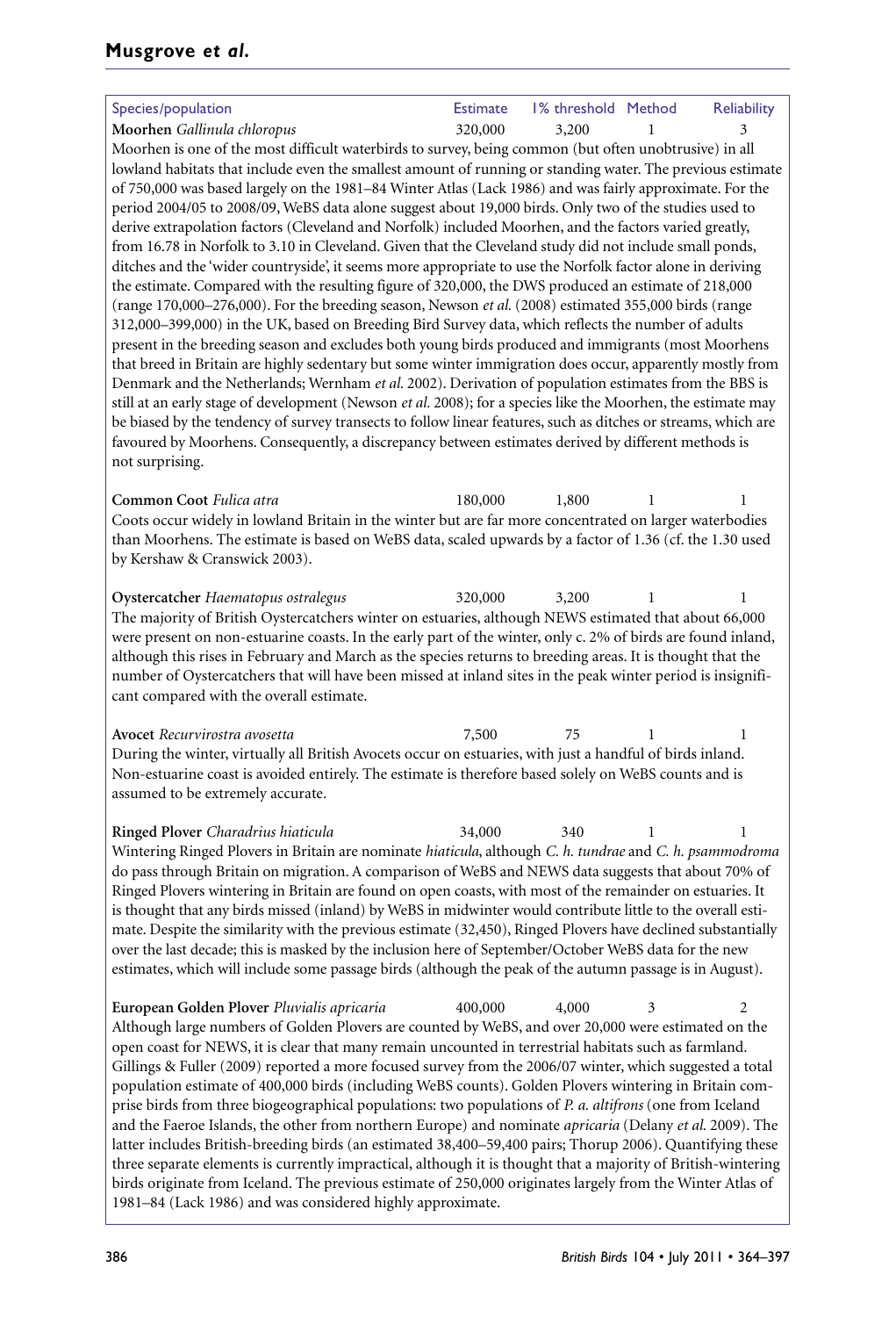| Species/population | Estimate | 1% threshold | Method | Reliability |
|---|---|---|---|---|
| **Moorhen** *Gallinula chloropus* | 320,000 | 3,200 | 1 | 3 |

Moorhen is one of the most difficult waterbirds to survey, being common (but often unobtrusive) in all lowland habitats that include even the smallest amount of running or standing water. The previous estimate of 750,000 was based largely on the 1981–84 Winter Atlas (Lack 1986) and was fairly approximate. For the period 2004/05 to 2008/09, WeBS data alone suggest about 19,000 birds. Only two of the studies used to derive extrapolation factors (Cleveland and Norfolk) included Moorhen, and the factors varied greatly, from 16.78 in Norfolk to 3.10 in Cleveland. Given that the Cleveland study did not include small ponds, ditches and the 'wider countryside', it seems more appropriate to use the Norfolk factor alone in deriving the estimate. Compared with the resulting figure of 320,000, the DWS produced an estimate of 218,000 (range 170,000–276,000). For the breeding season, Newson *et al.* (2008) estimated 355,000 birds (range 312,000–399,000) in the UK, based on Breeding Bird Survey data, which reflects the number of adults present in the breeding season and excludes both young birds produced and immigrants (most Moorhens that breed in Britain are highly sedentary but some winter immigration does occur, apparently mostly from Denmark and the Netherlands; Wernham *et al.* 2002). Derivation of population estimates from the BBS is still at an early stage of development (Newson *et al.* 2008); for a species like the Moorhen, the estimate may be biased by the tendency of survey transects to follow linear features, such as ditches or streams, which are favoured by Moorhens. Consequently, a discrepancy between estimates derived by different methods is not surprising.

| Species/population | Estimate | 1% threshold | Method | Reliability |
|---|---|---|---|---|
| **Common Coot** *Fulica atra* | 180,000 | 1,800 | 1 | 1 |

Coots occur widely in lowland Britain in the winter but are far more concentrated on larger waterbodies than Moorhens. The estimate is based on WeBS data, scaled upwards by a factor of 1.36 (cf. the 1.30 used by Kershaw & Cranswick 2003).

| Species/population | Estimate | 1% threshold | Method | Reliability |
|---|---|---|---|---|
| **Oystercatcher** *Haematopus ostralegus* | 320,000 | 3,200 | 1 | 1 |

The majority of British Oystercatchers winter on estuaries, although NEWS estimated that about 66,000 were present on non-estuarine coasts. In the early part of the winter, only c. 2% of birds are found inland, although this rises in February and March as the species returns to breeding areas. It is thought that the number of Oystercatchers that will have been missed at inland sites in the peak winter period is insignificant compared with the overall estimate.

| Species/population | Estimate | 1% threshold | Method | Reliability |
|---|---|---|---|---|
| **Avocet** *Recurvirostra avosetta* | 7,500 | 75 | 1 | 1 |

During the winter, virtually all British Avocets occur on estuaries, with just a handful of birds inland. Non-estuarine coast is avoided entirely. The estimate is therefore based solely on WeBS counts and is assumed to be extremely accurate.

| Species/population | Estimate | 1% threshold | Method | Reliability |
|---|---|---|---|---|
| **Ringed Plover** *Charadrius hiaticula* | 34,000 | 340 | 1 | 1 |

Wintering Ringed Plovers in Britain are nominate *hiaticula*, although *C. h. tundrae* and *C. h. psammodroma* do pass through Britain on migration. A comparison of WeBS and NEWS data suggests that about 70% of Ringed Plovers wintering in Britain are found on open coasts, with most of the remainder on estuaries. It is thought that any birds missed (inland) by WeBS in midwinter would contribute little to the overall estimate. Despite the similarity with the previous estimate (32,450), Ringed Plovers have declined substantially over the last decade; this is masked by the inclusion here of September/October WeBS data for the new estimates, which will include some passage birds (although the peak of the autumn passage is in August).

| Species/population | Estimate | 1% threshold | Method | Reliability |
|---|---|---|---|---|
| **European Golden Plover** *Pluvialis apricaria* | 400,000 | 4,000 | 3 | 2 |

Although large numbers of Golden Plovers are counted by WeBS, and over 20,000 were estimated on the open coast for NEWS, it is clear that many remain uncounted in terrestrial habitats such as farmland. Gillings & Fuller (2009) reported a more focused survey from the 2006/07 winter, which suggested a total population estimate of 400,000 birds (including WeBS counts). Golden Plovers wintering in Britain comprise birds from three biogeographical populations: two populations of *P. a. altifrons* (one from Iceland and the Faeroe Islands, the other from northern Europe) and nominate *apricaria* (Delany *et al.* 2009). The latter includes British-breeding birds (an estimated 38,400–59,400 pairs; Thorup 2006). Quantifying these three separate elements is currently impractical, although it is thought that a majority of British-wintering birds originate from Iceland. The previous estimate of 250,000 originates largely from the Winter Atlas of 1981–84 (Lack 1986) and was considered highly approximate.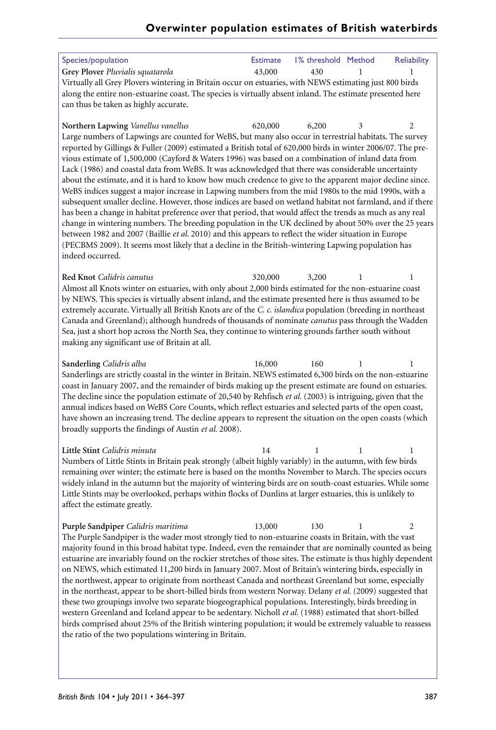| Species/population | Estimate | 1% threshold | Method | Reliability |
|---|---|---|---|---|
| **Grey Plover** *Pluvialis squatarola* | 43,000 | 430 | 1 | 1 |

Virtually all Grey Plovers wintering in Britain occur on estuaries, with NEWS estimating just 800 birds along the entire non-estuarine coast. The species is virtually absent inland. The estimate presented here can thus be taken as highly accurate.

| Species/population | Estimate | 1% threshold | Method | Reliability |
|---|---|---|---|---|
| **Northern Lapwing** *Vanellus vanellus* | 620,000 | 6,200 | 3 | 2 |

Large numbers of Lapwings are counted for WeBS, but many also occur in terrestrial habitats. The survey reported by Gillings & Fuller (2009) estimated a British total of 620,000 birds in winter 2006/07. The previous estimate of 1,500,000 (Cayford & Waters 1996) was based on a combination of inland data from Lack (1986) and coastal data from WeBS. It was acknowledged that there was considerable uncertainty about the estimate, and it is hard to know how much credence to give to the apparent major decline since. WeBS indices suggest a major increase in Lapwing numbers from the mid 1980s to the mid 1990s, with a subsequent smaller decline. However, those indices are based on wetland habitat not farmland, and if there has been a change in habitat preference over that period, that would affect the trends as much as any real change in wintering numbers. The breeding population in the UK declined by about 50% over the 25 years between 1982 and 2007 (Baillie *et al.* 2010) and this appears to reflect the wider situation in Europe (PECBMS 2009). It seems most likely that a decline in the British-wintering Lapwing population has indeed occurred.

| Species/population | Estimate | 1% threshold | Method | Reliability |
|---|---|---|---|---|
| **Red Knot** *Calidris canutus* | 320,000 | 3,200 | 1 | 1 |

Almost all Knots winter on estuaries, with only about 2,000 birds estimated for the non-estuarine coast by NEWS. This species is virtually absent inland, and the estimate presented here is thus assumed to be extremely accurate. Virtually all British Knots are of the *C. c. islandica* population (breeding in northeast Canada and Greenland); although hundreds of thousands of nominate *canutus* pass through the Wadden Sea, just a short hop across the North Sea, they continue to wintering grounds farther south without making any significant use of Britain at all.

| Species/population | Estimate | 1% threshold | Method | Reliability |
|---|---|---|---|---|
| **Sanderling** *Calidris alba* | 16,000 | 160 | 1 | 1 |

Sanderlings are strictly coastal in the winter in Britain. NEWS estimated 6,300 birds on the non-estuarine coast in January 2007, and the remainder of birds making up the present estimate are found on estuaries. The decline since the population estimate of 20,540 by Rehfisch *et al.* (2003) is intriguing, given that the annual indices based on WeBS Core Counts, which reflect estuaries and selected parts of the open coast, have shown an increasing trend. The decline appears to represent the situation on the open coasts (which broadly supports the findings of Austin *et al.* 2008).

| Species/population | Estimate | 1% threshold | Method | Reliability |
|---|---|---|---|---|
| **Little Stint** *Calidris minuta* | 14 | 1 | 1 | 1 |

Numbers of Little Stints in Britain peak strongly (albeit highly variably) in the autumn, with few birds remaining over winter; the estimate here is based on the months November to March. The species occurs widely inland in the autumn but the majority of wintering birds are on south-coast estuaries. While some Little Stints may be overlooked, perhaps within flocks of Dunlins at larger estuaries, this is unlikely to affect the estimate greatly.

| Species/population | Estimate | 1% threshold | Method | Reliability |
|---|---|---|---|---|
| **Purple Sandpiper** *Calidris maritima* | 13,000 | 130 | 1 | 2 |

The Purple Sandpiper is the wader most strongly tied to non-estuarine coasts in Britain, with the vast majority found in this broad habitat type. Indeed, even the remainder that are nominally counted as being estuarine are invariably found on the rockier stretches of those sites. The estimate is thus highly dependent on NEWS, which estimated 11,200 birds in January 2007. Most of Britain's wintering birds, especially in the northwest, appear to originate from northeast Canada and northeast Greenland but some, especially in the northeast, appear to be short-billed birds from western Norway. Delany *et al.* (2009) suggested that these two groupings involve two separate biogeographical populations. Interestingly, birds breeding in western Greenland and Iceland appear to be sedentary. Nicholl *et al.* (1988) estimated that short-billed birds comprised about 25% of the British wintering population; it would be extremely valuable to reassess the ratio of the two populations wintering in Britain.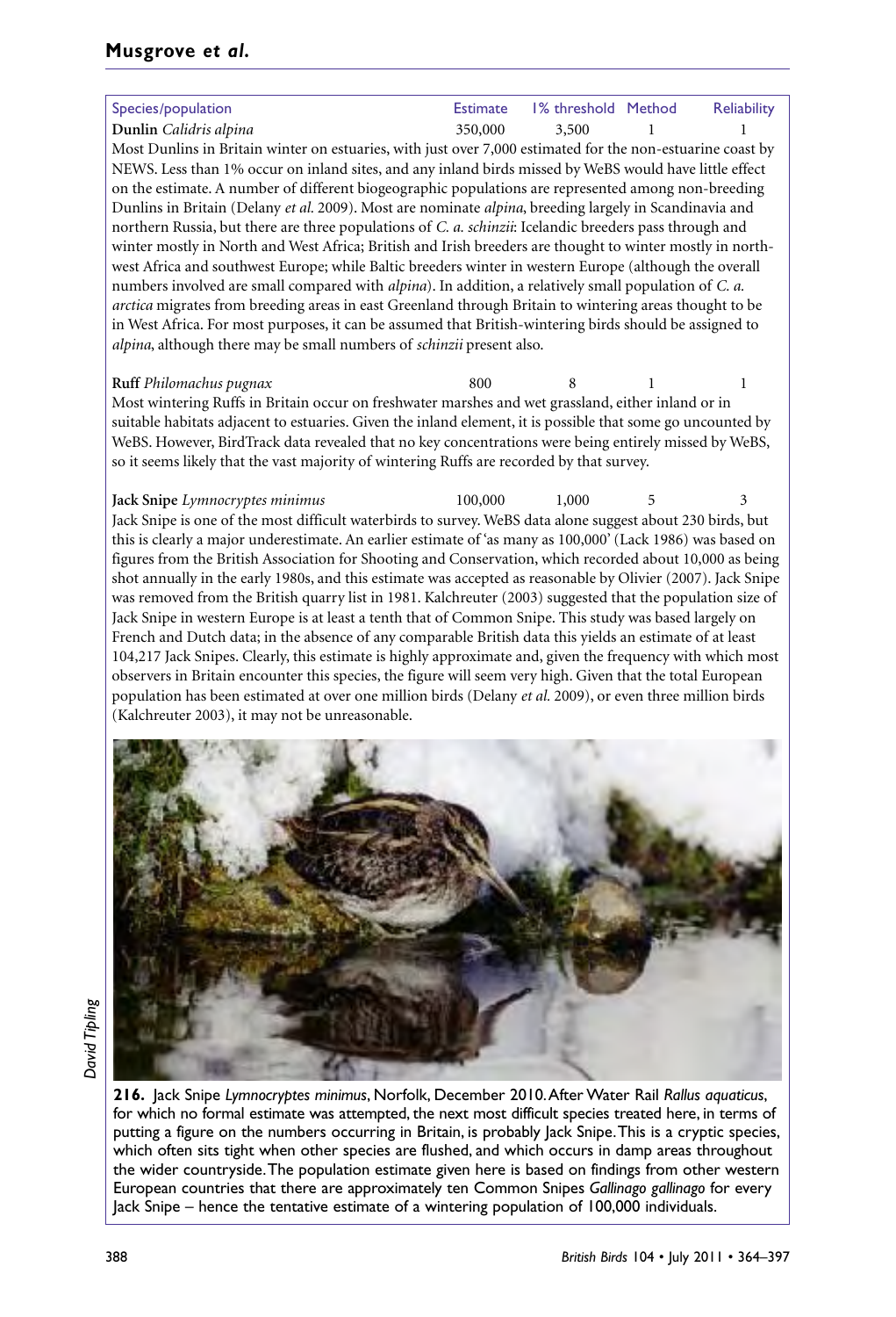| Species/population | Estimate | 1% threshold | Method | Reliability |
|---|---|---|---|---|
| **Dunlin** *Calidris alpina* | 350,000 | 3,500 | 1 | 1 |

Most Dunlins in Britain winter on estuaries, with just over 7,000 estimated for the non-estuarine coast by NEWS. Less than 1% occur on inland sites, and any inland birds missed by WeBS would have little effect on the estimate. A number of different biogeographic populations are represented among non-breeding Dunlins in Britain (Delany *et al.* 2009). Most are nominate *alpina*, breeding largely in Scandinavia and northern Russia, but there are three populations of *C. a. schinzii*: Icelandic breeders pass through and winter mostly in North and West Africa; British and Irish breeders are thought to winter mostly in northwest Africa and southwest Europe; while Baltic breeders winter in western Europe (although the overall numbers involved are small compared with *alpina*). In addition, a relatively small population of *C. a. arctica* migrates from breeding areas in east Greenland through Britain to wintering areas thought to be in West Africa. For most purposes, it can be assumed that British-wintering birds should be assigned to *alpina*, although there may be small numbers of *schinzii* present also.

| Species/population | Estimate | 1% threshold | Method | Reliability |
|---|---|---|---|---|
| **Ruff** *Philomachus pugnax* | 800 | 8 | 1 | 1 |

Most wintering Ruffs in Britain occur on freshwater marshes and wet grassland, either inland or in suitable habitats adjacent to estuaries. Given the inland element, it is possible that some go uncounted by WeBS. However, BirdTrack data revealed that no key concentrations were being entirely missed by WeBS, so it seems likely that the vast majority of wintering Ruffs are recorded by that survey.

| Species/population | Estimate | 1% threshold | Method | Reliability |
|---|---|---|---|---|
| **Jack Snipe** *Lymnocryptes minimus* | 100,000 | 1,000 | 5 | 3 |

Jack Snipe is one of the most difficult waterbirds to survey. WeBS data alone suggest about 230 birds, but this is clearly a major underestimate. An earlier estimate of 'as many as 100,000' (Lack 1986) was based on figures from the British Association for Shooting and Conservation, which recorded about 10,000 as being shot annually in the early 1980s, and this estimate was accepted as reasonable by Olivier (2007). Jack Snipe was removed from the British quarry list in 1981. Kalchreuter (2003) suggested that the population size of Jack Snipe in western Europe is at least a tenth that of Common Snipe. This study was based largely on French and Dutch data; in the absence of any comparable British data this yields an estimate of at least 104,217 Jack Snipes. Clearly, this estimate is highly approximate and, given the frequency with which most observers in Britain encounter this species, the figure will seem very high. Given that the total European population has been estimated at over one million birds (Delany *et al.* 2009), or even three million birds (Kalchreuter 2003), it may not be unreasonable.

David Tipling

**216.** Jack Snipe *Lymnocryptes minimus*, Norfolk, December 2010. After Water Rail *Rallus aquaticus*, for which no formal estimate was attempted, the next most difficult species treated here, in terms of putting a figure on the numbers occurring in Britain, is probably Jack Snipe. This is a cryptic species, which often sits tight when other species are flushed, and which occurs in damp areas throughout the wider countryside. The population estimate given here is based on findings from other western European countries that there are approximately ten Common Snipes *Gallinago gallinago* for every Jack Snipe – hence the tentative estimate of a wintering population of 100,000 individuals.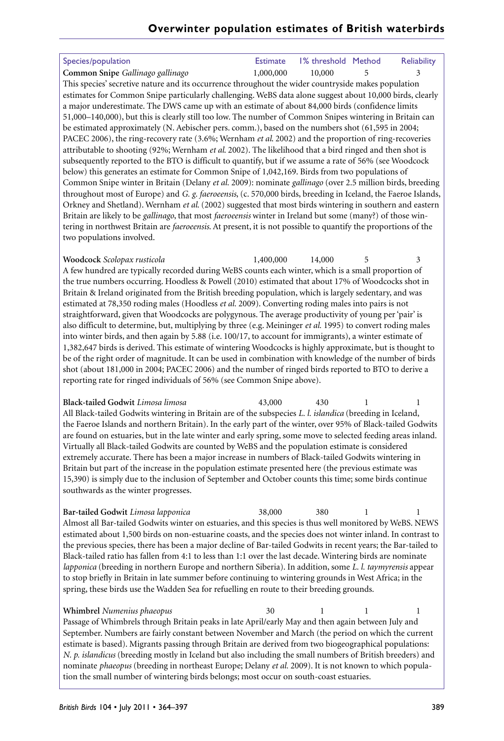| Species/population | Estimate | 1% threshold | Method | Reliability |
|---|---|---|---|---|
| **Common Snipe** *Gallinago gallinago* | 1,000,000 | 10,000 | 5 | 3 |

This species' secretive nature and its occurrence throughout the wider countryside makes population estimates for Common Snipe particularly challenging. WeBS data alone suggest about 10,000 birds, clearly a major underestimate. The DWS came up with an estimate of about 84,000 birds (confidence limits 51,000–140,000), but this is clearly still too low. The number of Common Snipes wintering in Britain can be estimated approximately (N. Aebischer pers. comm.), based on the numbers shot (61,595 in 2004; PACEC 2006), the ring-recovery rate (3.6%; Wernham *et al.* 2002) and the proportion of ring-recoveries attributable to shooting (92%; Wernham *et al.* 2002). The likelihood that a bird ringed and then shot is subsequently reported to the BTO is difficult to quantify, but if we assume a rate of 56% (see Woodcock below) this generates an estimate for Common Snipe of 1,042,169. Birds from two populations of Common Snipe winter in Britain (Delany *et al.* 2009): nominate *gallinago* (over 2.5 million birds, breeding throughout most of Europe) and *G. g. faeroeensis*, (c. 570,000 birds, breeding in Iceland, the Faeroe Islands, Orkney and Shetland). Wernham *et al.* (2002) suggested that most birds wintering in southern and eastern Britain are likely to be *gallinago*, that most *faeroeensis* winter in Ireland but some (many?) of those wintering in northwest Britain are *faeroeensis*. At present, it is not possible to quantify the proportions of the two populations involved.

| Species/population | Estimate | 1% threshold | Method | Reliability |
|---|---|---|---|---|
| **Woodcock** *Scolopax rusticola* | 1,400,000 | 14,000 | 5 | 3 |

A few hundred are typically recorded during WeBS counts each winter, which is a small proportion of the true numbers occurring. Hoodless & Powell (2010) estimated that about 17% of Woodcocks shot in Britain & Ireland originated from the British breeding population, which is largely sedentary, and was estimated at 78,350 roding males (Hoodless *et al.* 2009). Converting roding males into pairs is not straightforward, given that Woodcocks are polygynous. The average productivity of young per 'pair' is also difficult to determine, but, multiplying by three (e.g. Meininger *et al.* 1995) to convert roding males into winter birds, and then again by 5.88 (i.e. 100/17, to account for immigrants), a winter estimate of 1,382,647 birds is derived. This estimate of wintering Woodcocks is highly approximate, but is thought to be of the right order of magnitude. It can be used in combination with knowledge of the number of birds shot (about 181,000 in 2004; PACEC 2006) and the number of ringed birds reported to BTO to derive a reporting rate for ringed individuals of 56% (see Common Snipe above).

| Species/population | Estimate | 1% threshold | Method | Reliability |
|---|---|---|---|---|
| **Black-tailed Godwit** *Limosa limosa* | 43,000 | 430 | 1 | 1 |

All Black-tailed Godwits wintering in Britain are of the subspecies *L. l. islandica* (breeding in Iceland, the Faeroe Islands and northern Britain). In the early part of the winter, over 95% of Black-tailed Godwits are found on estuaries, but in the late winter and early spring, some move to selected feeding areas inland. Virtually all Black-tailed Godwits are counted by WeBS and the population estimate is considered extremely accurate. There has been a major increase in numbers of Black-tailed Godwits wintering in Britain but part of the increase in the population estimate presented here (the previous estimate was 15,390) is simply due to the inclusion of September and October counts this time; some birds continue southwards as the winter progresses.

| Species/population | Estimate | 1% threshold | Method | Reliability |
|---|---|---|---|---|
| **Bar-tailed Godwit** *Limosa lapponica* | 38,000 | 380 | 1 | 1 |

Almost all Bar-tailed Godwits winter on estuaries, and this species is thus well monitored by WeBS. NEWS estimated about 1,500 birds on non-estuarine coasts, and the species does not winter inland. In contrast to the previous species, there has been a major decline of Bar-tailed Godwits in recent years; the Bar-tailed to Black-tailed ratio has fallen from 4:1 to less than 1:1 over the last decade. Wintering birds are nominate *lapponica* (breeding in northern Europe and northern Siberia). In addition, some *L. l. taymyrensis* appear to stop briefly in Britain in late summer before continuing to wintering grounds in West Africa; in the spring, these birds use the Wadden Sea for refuelling en route to their breeding grounds.

| Species/population | Estimate | 1% threshold | Method | Reliability |
|---|---|---|---|---|
| **Whimbrel** *Numenius phaeopus* | 30 | 1 | 1 | 1 |

Passage of Whimbrels through Britain peaks in late April/early May and then again between July and September. Numbers are fairly constant between November and March (the period on which the current estimate is based). Migrants passing through Britain are derived from two biogeographical populations: *N. p. islandicus* (breeding mostly in Iceland but also including the small numbers of British breeders) and nominate *phaeopus* (breeding in northeast Europe; Delany *et al.* 2009). It is not known to which population the small number of wintering birds belongs; most occur on south-coast estuaries.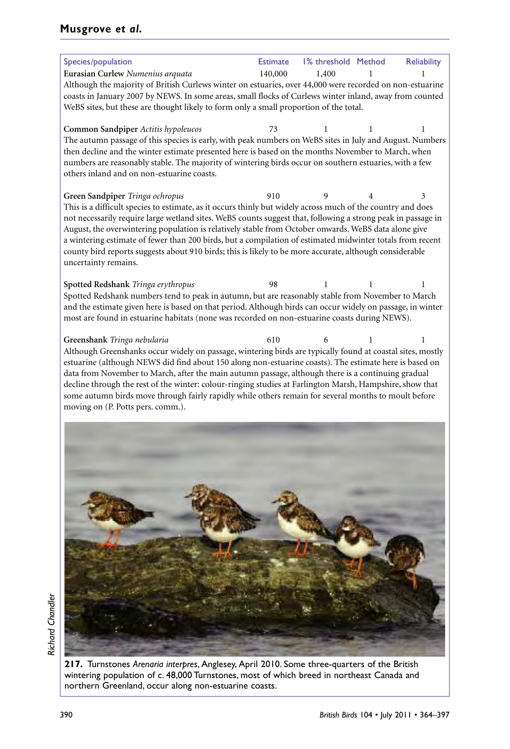| Species/population | Estimate | 1% threshold | Method | Reliability |
|---|---|---|---|---|
| **Eurasian Curlew** *Numenius arquata* | 140,000 | 1,400 | 1 | 1 |

Although the majority of British Curlews winter on estuaries, over 44,000 were recorded on non-estuarine coasts in January 2007 by NEWS. In some areas, small flocks of Curlews winter inland, away from counted WeBS sites, but these are thought likely to form only a small proportion of the total.

| Species/population | Estimate | 1% threshold | Method | Reliability |
|---|---|---|---|---|
| **Common Sandpiper** *Actitis hypoleucos* | 73 | 1 | 1 | 1 |

The autumn passage of this species is early, with peak numbers on WeBS sites in July and August. Numbers then decline and the winter estimate presented here is based on the months November to March, when numbers are reasonably stable. The majority of wintering birds occur on southern estuaries, with a few others inland and on non-estuarine coasts.

| Species/population | Estimate | 1% threshold | Method | Reliability |
|---|---|---|---|---|
| **Green Sandpiper** *Tringa ochropus* | 910 | 9 | 4 | 3 |

This is a difficult species to estimate, as it occurs thinly but widely across much of the country and does not necessarily require large wetland sites. WeBS counts suggest that, following a strong peak in passage in August, the overwintering population is relatively stable from October onwards. WeBS data alone give a wintering estimate of fewer than 200 birds, but a compilation of estimated midwinter totals from recent county bird reports suggests about 910 birds; this is likely to be more accurate, although considerable uncertainty remains.

| Species/population | Estimate | 1% threshold | Method | Reliability |
|---|---|---|---|---|
| **Spotted Redshank** *Tringa erythropus* | 98 | 1 | 1 | 1 |

Spotted Redshank numbers tend to peak in autumn, but are reasonably stable from November to March and the estimate given here is based on that period. Although birds can occur widely on passage, in winter most are found in estuarine habitats (none was recorded on non-estuarine coasts during NEWS).

| Species/population | Estimate | 1% threshold | Method | Reliability |
|---|---|---|---|---|
| **Greenshank** *Tringa nebularia* | 610 | 6 | 1 | 1 |

Although Greenshanks occur widely on passage, wintering birds are typically found at coastal sites, mostly estuarine (although NEWS did find about 150 along non-estuarine coasts). The estimate here is based on data from November to March, after the main autumn passage, although there is a continuing gradual decline through the rest of the winter: colour-ringing studies at Farlington Marsh, Hampshire, show that some autumn birds move through fairly rapidly while others remain for several months to moult before moving on (P. Potts pers. comm.).

**217.** Turnstones *Arenaria interpres*, Anglesey, April 2010. Some three-quarters of the British wintering population of c. 48,000 Turnstones, most of which breed in northeast Canada and northern Greenland, occur along non-estuarine coasts.

*Richard Chandler*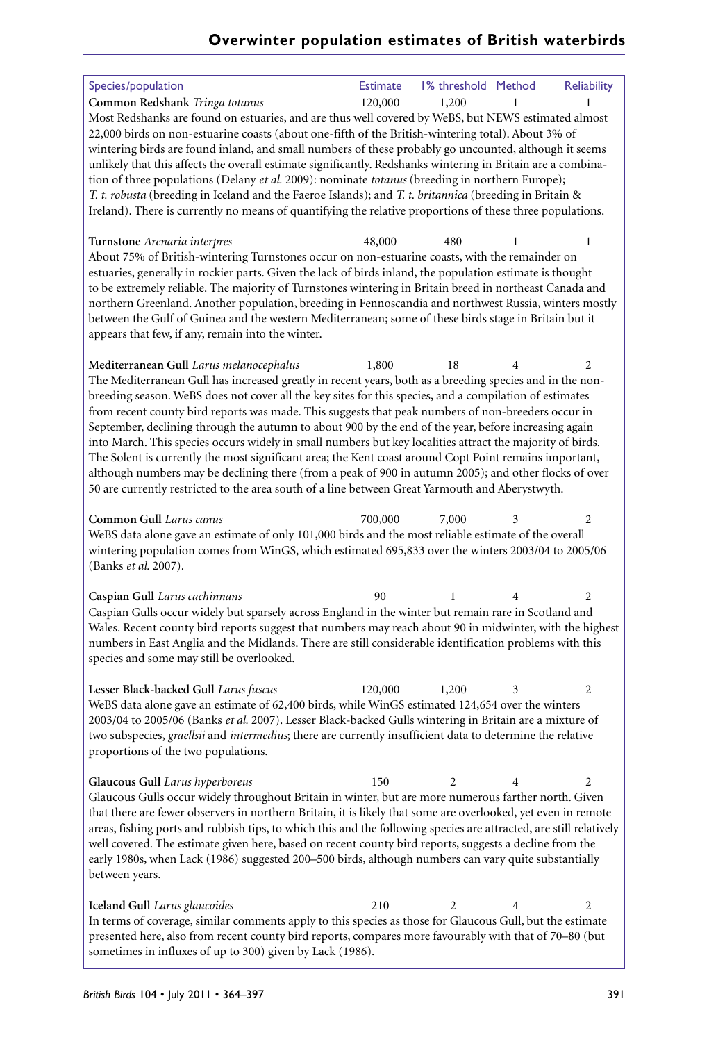| Species/population | Estimate | 1% threshold | Method | Reliability |
|---|---|---|---|---|
| **Common Redshank** *Tringa totanus* | 120,000 | 1,200 | 1 | 1 |

Most Redshanks are found on estuaries, and are thus well covered by WeBS, but NEWS estimated almost 22,000 birds on non-estuarine coasts (about one-fifth of the British-wintering total). About 3% of wintering birds are found inland, and small numbers of these probably go uncounted, although it seems unlikely that this affects the overall estimate significantly. Redshanks wintering in Britain are a combination of three populations (Delany *et al.* 2009): nominate *totanus* (breeding in northern Europe); *T. t. robusta* (breeding in Iceland and the Faeroe Islands); and *T. t. britannica* (breeding in Britain & Ireland). There is currently no means of quantifying the relative proportions of these three populations.

| Species/population | Estimate | 1% threshold | Method | Reliability |
|---|---|---|---|---|
| **Turnstone** *Arenaria interpres* | 48,000 | 480 | 1 | 1 |

About 75% of British-wintering Turnstones occur on non-estuarine coasts, with the remainder on estuaries, generally in rockier parts. Given the lack of birds inland, the population estimate is thought to be extremely reliable. The majority of Turnstones wintering in Britain breed in northeast Canada and northern Greenland. Another population, breeding in Fennoscandia and northwest Russia, winters mostly between the Gulf of Guinea and the western Mediterranean; some of these birds stage in Britain but it appears that few, if any, remain into the winter.

| Species/population | Estimate | 1% threshold | Method | Reliability |
|---|---|---|---|---|
| **Mediterranean Gull** *Larus melanocephalus* | 1,800 | 18 | 4 | 2 |

The Mediterranean Gull has increased greatly in recent years, both as a breeding species and in the non-breeding season. WeBS does not cover all the key sites for this species, and a compilation of estimates from recent county bird reports was made. This suggests that peak numbers of non-breeders occur in September, declining through the autumn to about 900 by the end of the year, before increasing again into March. This species occurs widely in small numbers but key localities attract the majority of birds. The Solent is currently the most significant area; the Kent coast around Copt Point remains important, although numbers may be declining there (from a peak of 900 in autumn 2005); and other flocks of over 50 are currently restricted to the area south of a line between Great Yarmouth and Aberystwyth.

| Species/population | Estimate | 1% threshold | Method | Reliability |
|---|---|---|---|---|
| **Common Gull** *Larus canus* | 700,000 | 7,000 | 3 | 2 |

WeBS data alone gave an estimate of only 101,000 birds and the most reliable estimate of the overall wintering population comes from WinGS, which estimated 695,833 over the winters 2003/04 to 2005/06 (Banks *et al.* 2007).

| Species/population | Estimate | 1% threshold | Method | Reliability |
|---|---|---|---|---|
| **Caspian Gull** *Larus cachinnans* | 90 | 1 | 4 | 2 |

Caspian Gulls occur widely but sparsely across England in the winter but remain rare in Scotland and Wales. Recent county bird reports suggest that numbers may reach about 90 in midwinter, with the highest numbers in East Anglia and the Midlands. There are still considerable identification problems with this species and some may still be overlooked.

| Species/population | Estimate | 1% threshold | Method | Reliability |
|---|---|---|---|---|
| **Lesser Black-backed Gull** *Larus fuscus* | 120,000 | 1,200 | 3 | 2 |

WeBS data alone gave an estimate of 62,400 birds, while WinGS estimated 124,654 over the winters 2003/04 to 2005/06 (Banks *et al.* 2007). Lesser Black-backed Gulls wintering in Britain are a mixture of two subspecies, *graellsii* and *intermedius*; there are currently insufficient data to determine the relative proportions of the two populations.

| Species/population | Estimate | 1% threshold | Method | Reliability |
|---|---|---|---|---|
| **Glaucous Gull** *Larus hyperboreus* | 150 | 2 | 4 | 2 |

Glaucous Gulls occur widely throughout Britain in winter, but are more numerous farther north. Given that there are fewer observers in northern Britain, it is likely that some are overlooked, yet even in remote areas, fishing ports and rubbish tips, to which this and the following species are attracted, are still relatively well covered. The estimate given here, based on recent county bird reports, suggests a decline from the early 1980s, when Lack (1986) suggested 200–500 birds, although numbers can vary quite substantially between years.

| Species/population | Estimate | 1% threshold | Method | Reliability |
|---|---|---|---|---|
| **Iceland Gull** *Larus glaucoides* | 210 | 2 | 4 | 2 |

In terms of coverage, similar comments apply to this species as those for Glaucous Gull, but the estimate presented here, also from recent county bird reports, compares more favourably with that of 70–80 (but sometimes in influxes of up to 300) given by Lack (1986).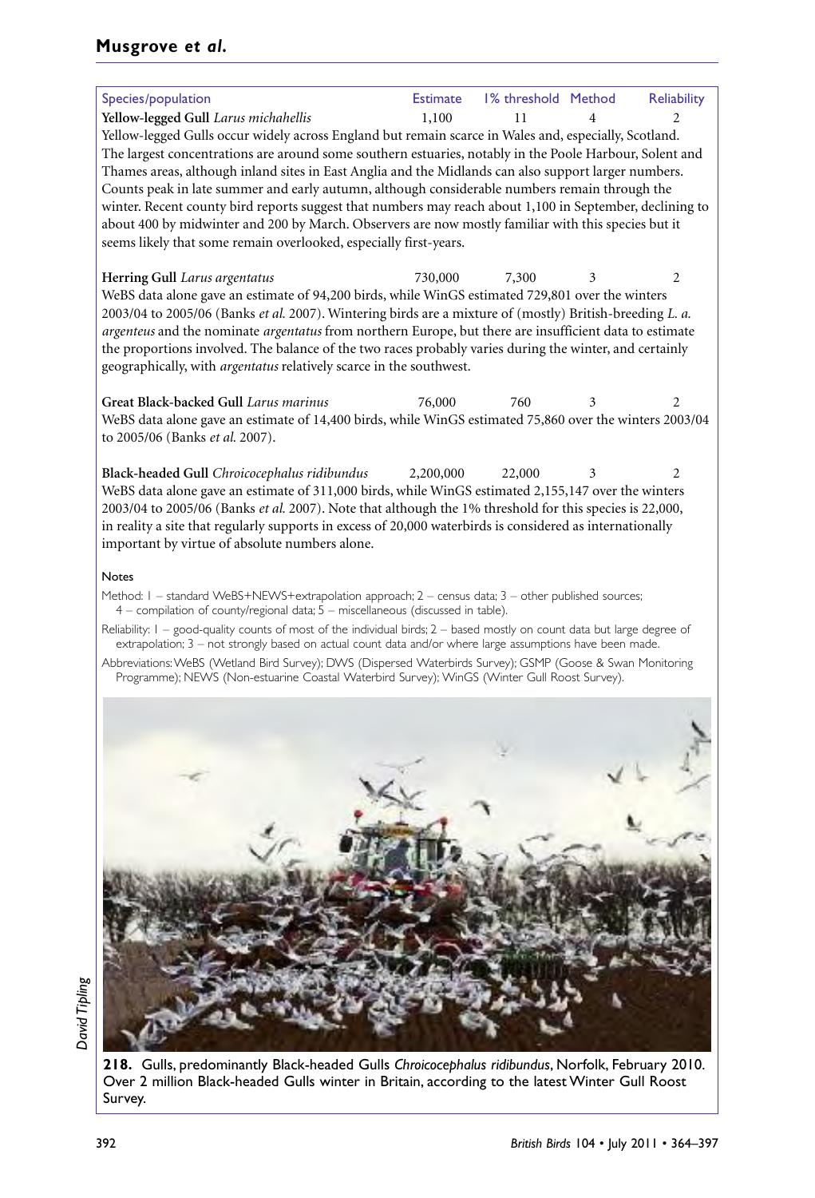| Species/population | Estimate | 1% threshold | Method | Reliability |
|---|---|---|---|---|
| **Yellow-legged Gull** *Larus michahellis* | 1,100 | 11 | 4 | 2 |

Yellow-legged Gulls occur widely across England but remain scarce in Wales and, especially, Scotland. The largest concentrations are around some southern estuaries, notably in the Poole Harbour, Solent and Thames areas, although inland sites in East Anglia and the Midlands can also support larger numbers. Counts peak in late summer and early autumn, although considerable numbers remain through the winter. Recent county bird reports suggest that numbers may reach about 1,100 in September, declining to about 400 by midwinter and 200 by March. Observers are now mostly familiar with this species but it seems likely that some remain overlooked, especially first-years.

| Species/population | Estimate | 1% threshold | Method | Reliability |
|---|---|---|---|---|
| **Herring Gull** *Larus argentatus* | 730,000 | 7,300 | 3 | 2 |

WeBS data alone gave an estimate of 94,200 birds, while WinGS estimated 729,801 over the winters 2003/04 to 2005/06 (Banks *et al.* 2007). Wintering birds are a mixture of (mostly) British-breeding *L. a. argenteus* and the nominate *argentatus* from northern Europe, but there are insufficient data to estimate the proportions involved. The balance of the two races probably varies during the winter, and certainly geographically, with *argentatus* relatively scarce in the southwest.

| Species/population | Estimate | 1% threshold | Method | Reliability |
|---|---|---|---|---|
| **Great Black-backed Gull** *Larus marinus* | 76,000 | 760 | 3 | 2 |

WeBS data alone gave an estimate of 14,400 birds, while WinGS estimated 75,860 over the winters 2003/04 to 2005/06 (Banks *et al.* 2007).

| Species/population | Estimate | 1% threshold | Method | Reliability |
|---|---|---|---|---|
| **Black-headed Gull** *Chroicocephalus ridibundus* | 2,200,000 | 22,000 | 3 | 2 |

WeBS data alone gave an estimate of 311,000 birds, while WinGS estimated 2,155,147 over the winters 2003/04 to 2005/06 (Banks *et al.* 2007). Note that although the 1% threshold for this species is 22,000, in reality a site that regularly supports in excess of 20,000 waterbirds is considered as internationally important by virtue of absolute numbers alone.

**Notes**

Method: 1 – standard WeBS+NEWS+extrapolation approach; 2 – census data; 3 – other published sources; 4 – compilation of county/regional data; 5 – miscellaneous (discussed in table).

Reliability: 1 – good-quality counts of most of the individual birds; 2 – based mostly on count data but large degree of extrapolation; 3 – not strongly based on actual count data and/or where large assumptions have been made.

Abbreviations: WeBS (Wetland Bird Survey); DWS (Dispersed Waterbirds Survey); GSMP (Goose & Swan Monitoring Programme); NEWS (Non-estuarine Coastal Waterbird Survey); WinGS (Winter Gull Roost Survey).

*David Tipling*

**218.** Gulls, predominantly Black-headed Gulls *Chroicocephalus ridibundus*, Norfolk, February 2010. Over 2 million Black-headed Gulls winter in Britain, according to the latest Winter Gull Roost Survey.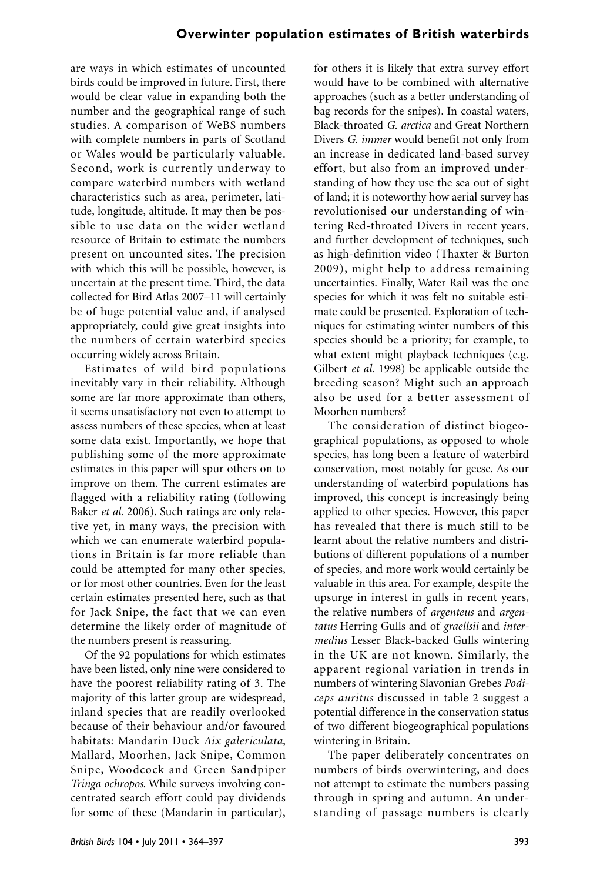are ways in which estimates of uncounted birds could be improved in future. First, there would be clear value in expanding both the number and the geographical range of such studies. A comparison of WeBS numbers with complete numbers in parts of Scotland or Wales would be particularly valuable. Second, work is currently underway to compare waterbird numbers with wetland characteristics such as area, perimeter, latitude, longitude, altitude. It may then be possible to use data on the wider wetland resource of Britain to estimate the numbers present on uncounted sites. The precision with which this will be possible, however, is uncertain at the present time. Third, the data collected for Bird Atlas 2007–11 will certainly be of huge potential value and, if analysed appropriately, could give great insights into the numbers of certain waterbird species occurring widely across Britain.

Estimates of wild bird populations inevitably vary in their reliability. Although some are far more approximate than others, it seems unsatisfactory not even to attempt to assess numbers of these species, when at least some data exist. Importantly, we hope that publishing some of the more approximate estimates in this paper will spur others on to improve on them. The current estimates are flagged with a reliability rating (following Baker *et al.* 2006). Such ratings are only relative yet, in many ways, the precision with which we can enumerate waterbird populations in Britain is far more reliable than could be attempted for many other species, or for most other countries. Even for the least certain estimates presented here, such as that for Jack Snipe, the fact that we can even determine the likely order of magnitude of the numbers present is reassuring.

Of the 92 populations for which estimates have been listed, only nine were considered to have the poorest reliability rating of 3. The majority of this latter group are widespread, inland species that are readily overlooked because of their behaviour and/or favoured habitats: Mandarin Duck *Aix galericulata*, Mallard, Moorhen, Jack Snipe, Common Snipe, Woodcock and Green Sandpiper *Tringa ochropos*. While surveys involving concentrated search effort could pay dividends for some of these (Mandarin in particular), for others it is likely that extra survey effort would have to be combined with alternative approaches (such as a better understanding of bag records for the snipes). In coastal waters, Black-throated *G. arctica* and Great Northern Divers *G. immer* would benefit not only from an increase in dedicated land-based survey effort, but also from an improved understanding of how they use the sea out of sight of land; it is noteworthy how aerial survey has revolutionised our understanding of wintering Red-throated Divers in recent years, and further development of techniques, such as high-definition video (Thaxter & Burton 2009), might help to address remaining uncertainties. Finally, Water Rail was the one species for which it was felt no suitable estimate could be presented. Exploration of techniques for estimating winter numbers of this species should be a priority; for example, to what extent might playback techniques (e.g. Gilbert *et al.* 1998) be applicable outside the breeding season? Might such an approach also be used for a better assessment of Moorhen numbers?

The consideration of distinct biogeographical populations, as opposed to whole species, has long been a feature of waterbird conservation, most notably for geese. As our understanding of waterbird populations has improved, this concept is increasingly being applied to other species. However, this paper has revealed that there is much still to be learnt about the relative numbers and distributions of different populations of a number of species, and more work would certainly be valuable in this area. For example, despite the upsurge in interest in gulls in recent years, the relative numbers of *argenteus* and *argentatus* Herring Gulls and of *graellsii* and *intermedius* Lesser Black-backed Gulls wintering in the UK are not known. Similarly, the apparent regional variation in trends in numbers of wintering Slavonian Grebes *Podiceps auritus* discussed in table 2 suggest a potential difference in the conservation status of two different biogeographical populations wintering in Britain.

The paper deliberately concentrates on numbers of birds overwintering, and does not attempt to estimate the numbers passing through in spring and autumn. An understanding of passage numbers is clearly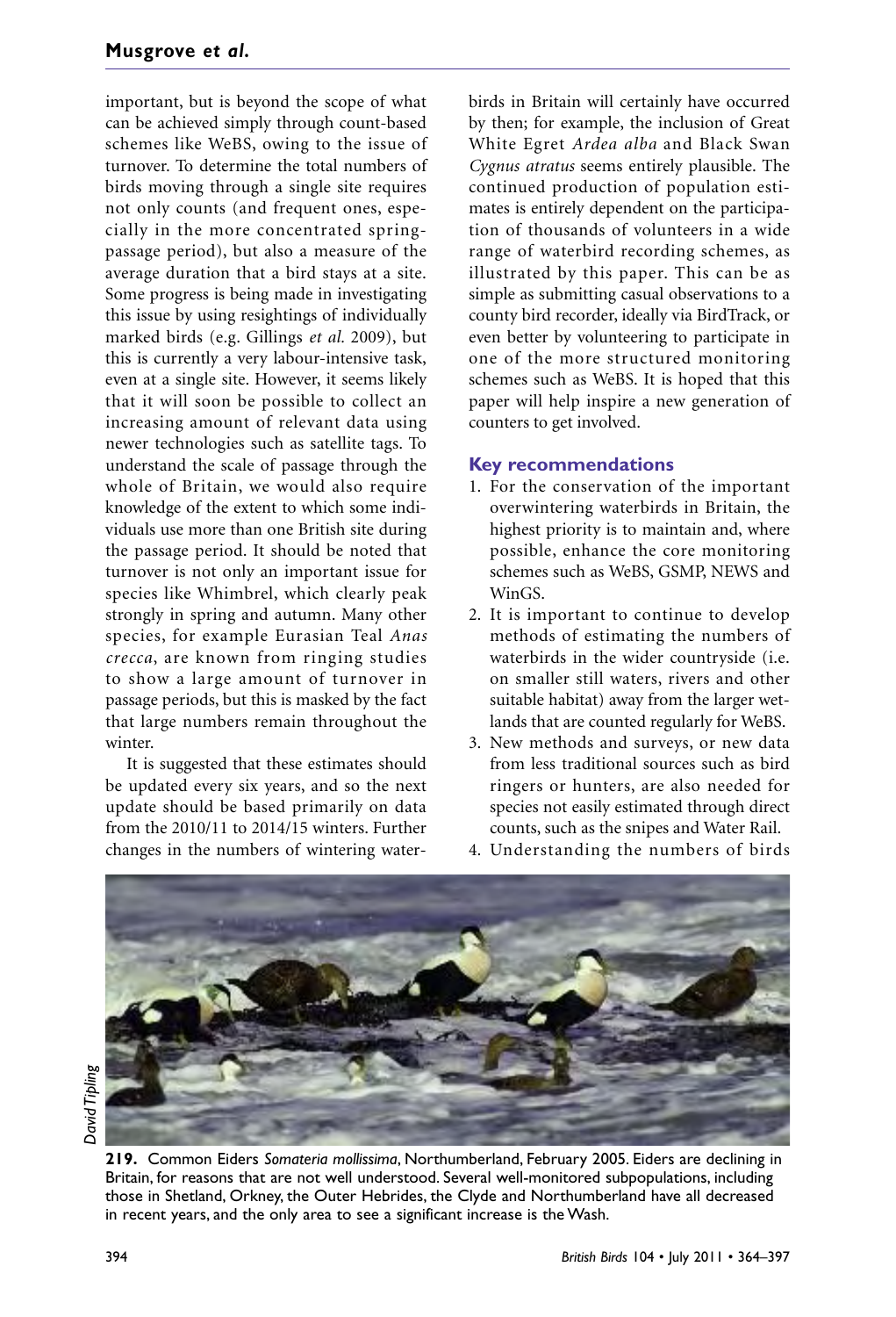important, but is beyond the scope of what can be achieved simply through count-based schemes like WeBS, owing to the issue of turnover. To determine the total numbers of birds moving through a single site requires not only counts (and frequent ones, especially in the more concentrated spring-passage period), but also a measure of the average duration that a bird stays at a site. Some progress is being made in investigating this issue by using resightings of individually marked birds (e.g. Gillings *et al.* 2009), but this is currently a very labour-intensive task, even at a single site. However, it seems likely that it will soon be possible to collect an increasing amount of relevant data using newer technologies such as satellite tags. To understand the scale of passage through the whole of Britain, we would also require knowledge of the extent to which some individuals use more than one British site during the passage period. It should be noted that turnover is not only an important issue for species like Whimbrel, which clearly peak strongly in spring and autumn. Many other species, for example Eurasian Teal *Anas crecca*, are known from ringing studies to show a large amount of turnover in passage periods, but this is masked by the fact that large numbers remain throughout the winter.

It is suggested that these estimates should be updated every six years, and so the next update should be based primarily on data from the 2010/11 to 2014/15 winters. Further changes in the numbers of wintering waterbirds in Britain will certainly have occurred by then; for example, the inclusion of Great White Egret *Ardea alba* and Black Swan *Cygnus atratus* seems entirely plausible. The continued production of population estimates is entirely dependent on the participation of thousands of volunteers in a wide range of waterbird recording schemes, as illustrated by this paper. This can be as simple as submitting casual observations to a county bird recorder, ideally via BirdTrack, or even better by volunteering to participate in one of the more structured monitoring schemes such as WeBS. It is hoped that this paper will help inspire a new generation of counters to get involved.

## Key recommendations

1. For the conservation of the important overwintering waterbirds in Britain, the highest priority is to maintain and, where possible, enhance the core monitoring schemes such as WeBS, GSMP, NEWS and WinGS.
2. It is important to continue to develop methods of estimating the numbers of waterbirds in the wider countryside (i.e. on smaller still waters, rivers and other suitable habitat) away from the larger wetlands that are counted regularly for WeBS.
3. New methods and surveys, or new data from less traditional sources such as bird ringers or hunters, are also needed for species not easily estimated through direct counts, such as the snipes and Water Rail.
4. Understanding the numbers of birds

*David Tipling*

**219.** Common Eiders *Somateria mollissima*, Northumberland, February 2005. Eiders are declining in Britain, for reasons that are not well understood. Several well-monitored subpopulations, including those in Shetland, Orkney, the Outer Hebrides, the Clyde and Northumberland have all decreased in recent years, and the only area to see a significant increase is the Wash.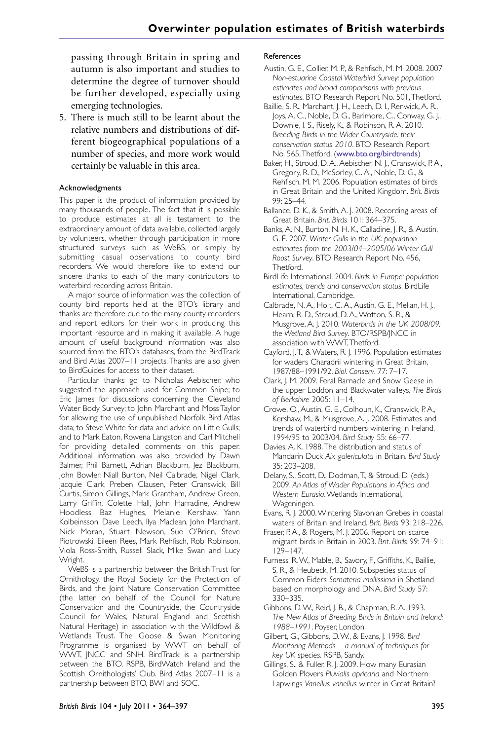passing through Britain in spring and autumn is also important and studies to determine the degree of turnover should be further developed, especially using emerging technologies.

5. There is much still to be learnt about the relative numbers and distributions of different biogeographical populations of a number of species, and more work would certainly be valuable in this area.

### Acknowledgments

This paper is the product of information provided by many thousands of people. The fact that it is possible to produce estimates at all is testament to the extraordinary amount of data available, collected largely by volunteers, whether through participation in more structured surveys such as WeBS, or simply by submitting casual observations to county bird recorders. We would therefore like to extend our sincere thanks to each of the many contributors to waterbird recording across Britain.

A major source of information was the collection of county bird reports held at the BTO's library and thanks are therefore due to the many county recorders and report editors for their work in producing this important resource and in making it available. A huge amount of useful background information was also sourced from the BTO's databases, from the BirdTrack and Bird Atlas 2007–11 projects. Thanks are also given to BirdGuides for access to their dataset.

Particular thanks go to Nicholas Aebischer, who suggested the approach used for Common Snipe; to Eric James for discussions concerning the Cleveland Water Body Survey; to John Marchant and Moss Taylor for allowing the use of unpublished Norfolk Bird Atlas data; to Steve White for data and advice on Little Gulls; and to Mark Eaton, Rowena Langston and Carl Mitchell for providing detailed comments on this paper. Additional information was also provided by Dawn Balmer, Phil Barnett, Adrian Blackburn, Jez Blackburn, John Bowler, Niall Burton, Neil Calbrade, Nigel Clark, Jacquie Clark, Preben Clausen, Peter Cranswick, Bill Curtis, Simon Gillings, Mark Grantham, Andrew Green, Larry Griffin, Colette Hall, John Harradine, Andrew Hoodless, Baz Hughes, Melanie Kershaw, Yann Kolbeinsson, Dave Leech, Ilya Maclean, John Marchant, Nick Moran, Stuart Newson, Sue O'Brien, Steve Piotrowski, Eileen Rees, Mark Rehfisch, Rob Robinson, Viola Ross-Smith, Russell Slack, Mike Swan and Lucy Wright.

WeBS is a partnership between the British Trust for Ornithology, the Royal Society for the Protection of Birds, and the Joint Nature Conservation Committee (the latter on behalf of the Council for Nature Conservation and the Countryside, the Countryside Council for Wales, Natural England and Scottish Natural Heritage) in association with the Wildfowl & Wetlands Trust. The Goose & Swan Monitoring Programme is organised by WWT on behalf of WWT, JNCC and SNH. BirdTrack is a partnership between the BTO, RSPB, BirdWatch Ireland and the Scottish Ornithologists' Club. Bird Atlas 2007–11 is a partnership between BTO, BWI and SOC.

### References

Austin, G. E., Collier, M. P., & Rehfisch, M. M. 2008. 2007 *Non-estuarine Coastal Waterbird Survey: population estimates and broad comparisons with previous estimates*. BTO Research Report No. 501, Thetford.

Baillie, S. R., Marchant, J. H., Leech, D. I., Renwick, A. R., Joys, A. C., Noble, D. G., Barimore, C., Conway, G. J., Downie, I. S., Risely, K., & Robinson, R. A. 2010. *Breeding Birds in the Wider Countryside: their conservation status 2010*. BTO Research Report No. 565, Thetford. (www.bto.org/birdtrends)

Baker, H., Stroud, D. A., Aebischer, N. J., Cranswick, P. A., Gregory, R. D., McSorley, C. A., Noble, D. G., & Rehfisch, M. M. 2006. Population estimates of birds in Great Britain and the United Kingdom. *Brit. Birds* 99: 25–44.

Ballance, D. K., & Smith, A. J. 2008. Recording areas of Great Britain. *Brit. Birds* 101: 364–375.

Banks, A. N., Burton, N. H. K., Calladine, J. R., & Austin, G. E. 2007. *Winter Gulls in the UK: population estimates from the 2003/04–2005/06 Winter Gull Roost Survey*. BTO Research Report No. 456, Thetford.

BirdLife International. 2004. *Birds in Europe: population estimates, trends and conservation status*. BirdLife International, Cambridge.

Calbrade, N. A., Holt, C. A., Austin, G. E., Mellan, H. J., Hearn, R. D., Stroud, D. A., Wotton, S. R., & Musgrove, A. J. 2010. *Waterbirds in the UK 2008/09: the Wetland Bird Survey*. BTO/RSPB/JNCC in association with WWT, Thetford.

Cayford, J. T., & Waters, R. J. 1996. Population estimates for waders Charadrii wintering in Great Britain, 1987/88–1991/92. *Biol. Conserv*. 77: 7–17.

Clark, J. M. 2009. Feral Barnacle and Snow Geese in the upper Loddon and Blackwater valleys. *The Birds of Berkshire* 2005: 11–14.

Crowe, O., Austin, G. E., Colhoun, K., Cranswick, P. A., Kershaw, M., & Musgrove, A. J. 2008. Estimates and trends of waterbird numbers wintering in Ireland, 1994/95 to 2003/04. *Bird Study* 55: 66–77.

Davies, A. K. 1988. The distribution and status of Mandarin Duck *Aix galericulata* in Britain. *Bird Study* 35: 203–208.

Delany, S., Scott, D., Dodman, T., & Stroud, D. (eds.) 2009. *An Atlas of Wader Populations in Africa and Western Eurasia*. Wetlands International, Wageningen.

Evans, R. J. 2000. Wintering Slavonian Grebes in coastal waters of Britain and Ireland. *Brit. Birds* 93: 218–226.

Fraser, P. A., & Rogers, M. J. 2006. Report on scarce migrant birds in Britain in 2003. *Brit. Birds* 99: 74–91; 129–147.

Furness, R. W., Mable, B., Savory, F., Griffiths, K., Baillie, S. R., & Heubeck, M. 2010. Subspecies status of Common Eiders *Somateria mollissima* in Shetland based on morphology and DNA. *Bird Study* 57: 330–335.

Gibbons, D. W., Reid, J. B., & Chapman, R. A. 1993. *The New Atlas of Breeding Birds in Britain and Ireland: 1988–1991*. Poyser, London.

Gilbert, G., Gibbons, D. W., & Evans, J. 1998. *Bird Monitoring Methods – a manual of techniques for key UK species*. RSPB, Sandy.

Gillings, S., & Fuller, R. J. 2009. How many Eurasian Golden Plovers *Pluvialis apricaria* and Northern Lapwings *Vanellus vanellus* winter in Great Britain?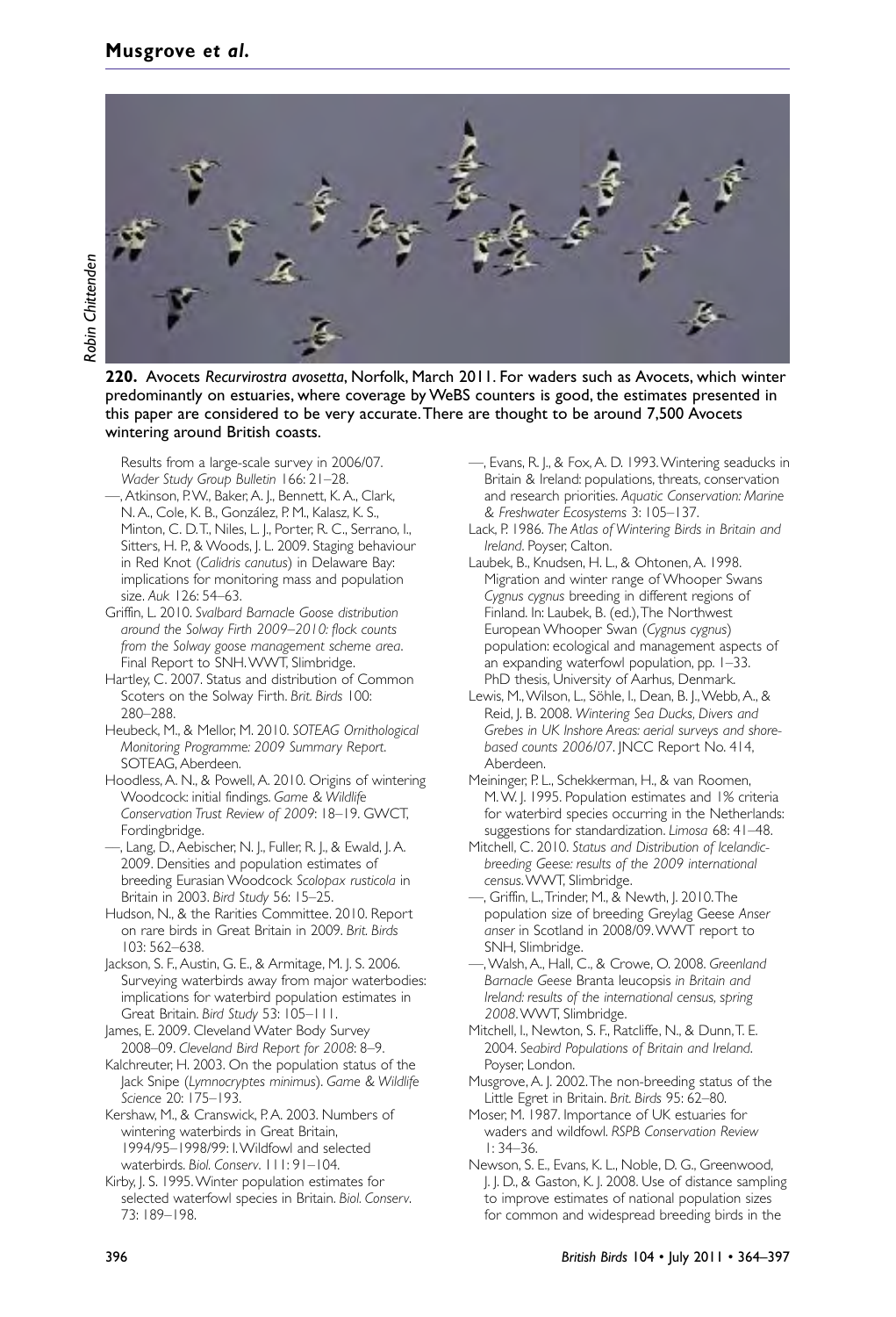Robin Chittenden

**220.** Avocets *Recurvirostra avosetta*, Norfolk, March 2011. For waders such as Avocets, which winter predominantly on estuaries, where coverage by WeBS counters is good, the estimates presented in this paper are considered to be very accurate. There are thought to be around 7,500 Avocets wintering around British coasts.

Results from a large-scale survey in 2006/07. *Wader Study Group Bulletin* 166: 21–28.

—, Atkinson, P. W., Baker, A. J., Bennett, K. A., Clark, N. A., Cole, K. B., González, P. M., Kalasz, K. S., Minton, C. D. T., Niles, L. J., Porter, R. C., Serrano, I., Sitters, H. P., & Woods, J. L. 2009. Staging behaviour in Red Knot (*Calidris canutus*) in Delaware Bay: implications for monitoring mass and population size. *Auk* 126: 54–63.

Griffin, L. 2010. *Svalbard Barnacle Goose distribution around the Solway Firth 2009–2010: flock counts from the Solway goose management scheme area*. Final Report to SNH. WWT, Slimbridge.

Hartley, C. 2007. Status and distribution of Common Scoters on the Solway Firth. *Brit. Birds* 100: 280–288.

Heubeck, M., & Mellor, M. 2010. *SOTEAG Ornithological Monitoring Programme: 2009 Summary Report*. SOTEAG, Aberdeen.

Hoodless, A. N., & Powell, A. 2010. Origins of wintering Woodcock: initial findings. *Game & Wildlife Conservation Trust Review of 2009*: 18–19. GWCT, Fordingbridge.

—, Lang, D., Aebischer, N. J., Fuller, R. J., & Ewald, J. A. 2009. Densities and population estimates of breeding Eurasian Woodcock *Scolopax rusticola* in Britain in 2003. *Bird Study* 56: 15–25.

Hudson, N., & the Rarities Committee. 2010. Report on rare birds in Great Britain in 2009. *Brit. Birds* 103: 562–638.

Jackson, S. F., Austin, G. E., & Armitage, M. J. S. 2006. Surveying waterbirds away from major waterbodies: implications for waterbird population estimates in Great Britain. *Bird Study* 53: 105–111.

James, E. 2009. Cleveland Water Body Survey 2008–09. *Cleveland Bird Report for 2008*: 8–9.

Kalchreuter, H. 2003. On the population status of the Jack Snipe (*Lymnocryptes minimus*). *Game & Wildlife Science* 20: 175–193.

Kershaw, M., & Cranswick, P. A. 2003. Numbers of wintering waterbirds in Great Britain, 1994/95–1998/99: I. Wildfowl and selected waterbirds. *Biol. Conserv*. 111: 91–104.

Kirby, J. S. 1995. Winter population estimates for selected waterfowl species in Britain. *Biol. Conserv*. 73: 189–198.

—, Evans, R. J., & Fox, A. D. 1993. Wintering seaducks in Britain & Ireland: populations, threats, conservation and research priorities. *Aquatic Conservation: Marine & Freshwater Ecosystems* 3: 105–137.

Lack, P. 1986. *The Atlas of Wintering Birds in Britain and Ireland*. Poyser, Calton.

Laubek, B., Knudsen, H. L., & Ohtonen, A. 1998. Migration and winter range of Whooper Swans *Cygnus cygnus* breeding in different regions of Finland. In: Laubek, B. (ed.), The Northwest European Whooper Swan (*Cygnus cygnus*) population: ecological and management aspects of an expanding waterfowl population, pp. 1–33. PhD thesis, University of Aarhus, Denmark.

Lewis, M., Wilson, L., Söhle, I., Dean, B. J., Webb, A., & Reid, J. B. 2008. *Wintering Sea Ducks, Divers and Grebes in UK Inshore Areas: aerial surveys and shore-based counts 2006/07*. JNCC Report No. 414, Aberdeen.

Meininger, P. L., Schekkerman, H., & van Roomen, M. W. J. 1995. Population estimates and 1% criteria for waterbird species occurring in the Netherlands: suggestions for standardization. *Limosa* 68: 41–48.

Mitchell, C. 2010. *Status and Distribution of Icelandic-breeding Geese: results of the 2009 international census*. WWT, Slimbridge.

—, Griffin, L., Trinder, M., & Newth, J. 2010. The population size of breeding Greylag Geese *Anser anser* in Scotland in 2008/09. WWT report to SNH, Slimbridge.

—, Walsh, A., Hall, C., & Crowe, O. 2008. *Greenland Barnacle Geese* Branta leucopsis *in Britain and Ireland: results of the international census, spring 2008*. WWT, Slimbridge.

Mitchell, I., Newton, S. F., Ratcliffe, N., & Dunn, T. E. 2004. *Seabird Populations of Britain and Ireland*. Poyser, London.

Musgrove, A. J. 2002. The non-breeding status of the Little Egret in Britain. *Brit. Birds* 95: 62–80.

Moser, M. 1987. Importance of UK estuaries for waders and wildfowl. *RSPB Conservation Review* 1: 34–36.

Newson, S. E., Evans, K. L., Noble, D. G., Greenwood, J. J. D., & Gaston, K. J. 2008. Use of distance sampling to improve estimates of national population sizes for common and widespread breeding birds in the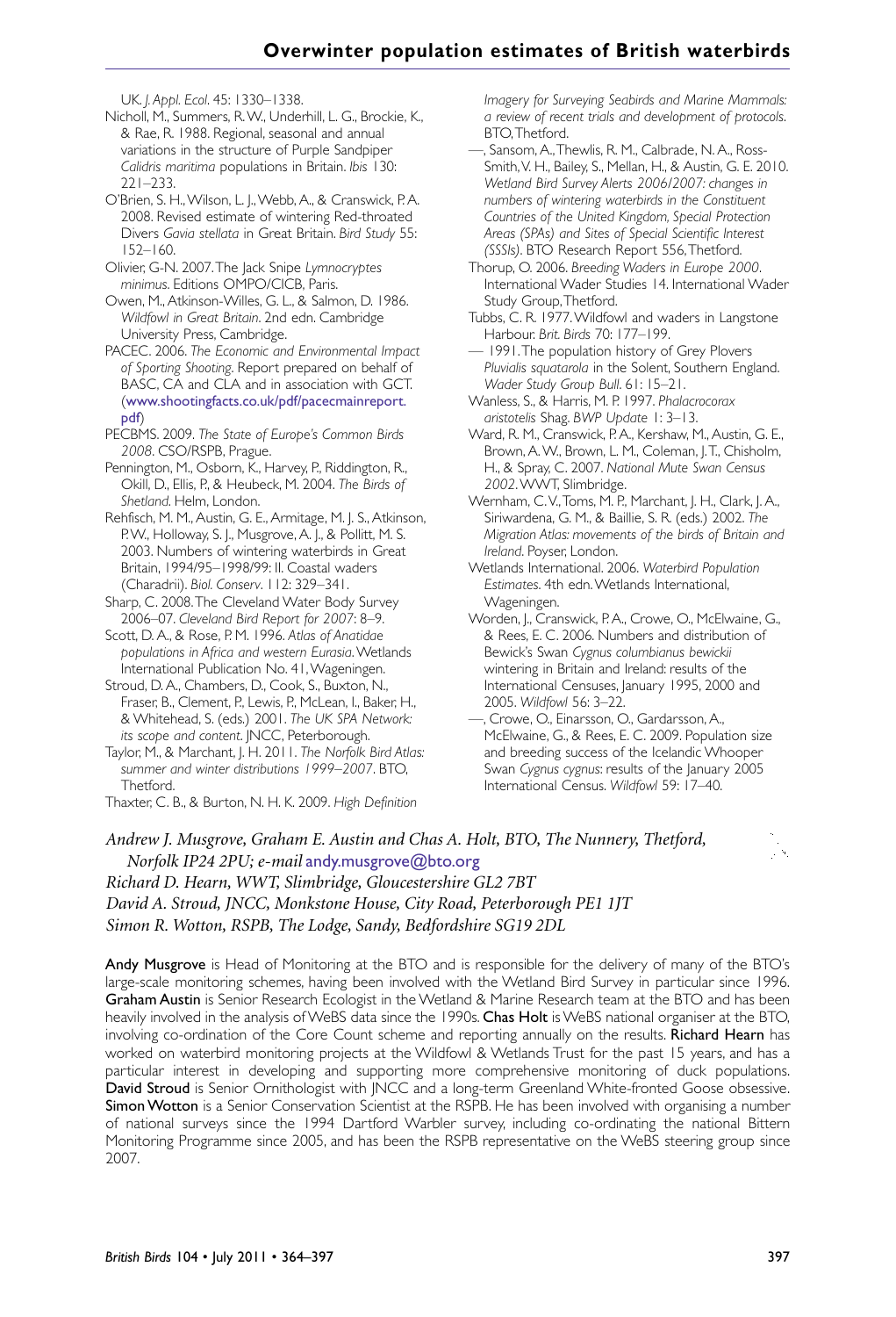UK. *J. Appl. Ecol*. 45: 1330–1338.

Nicholl, M., Summers, R. W., Underhill, L. G., Brockie, K., & Rae, R. 1988. Regional, seasonal and annual variations in the structure of Purple Sandpiper *Calidris maritima* populations in Britain. *Ibis* 130: 221–233.

O'Brien, S. H., Wilson, L. J., Webb, A., & Cranswick, P. A. 2008. Revised estimate of wintering Red-throated Divers *Gavia stellata* in Great Britain. *Bird Study* 55: 152–160.

Olivier, G-N. 2007. The Jack Snipe *Lymnocryptes minimus*. Editions OMPO/CICB, Paris.

Owen, M., Atkinson-Willes, G. L., & Salmon, D. 1986. *Wildfowl in Great Britain*. 2nd edn. Cambridge University Press, Cambridge.

PACEC. 2006. *The Economic and Environmental Impact of Sporting Shooting*. Report prepared on behalf of BASC, CA and CLA and in association with GCT. (www.shootingfacts.co.uk/pdf/pacecmainreport.pdf)

PECBMS. 2009. *The State of Europe's Common Birds 2008*. CSO/RSPB, Prague.

Pennington, M., Osborn, K., Harvey, P., Riddington, R., Okill, D., Ellis, P., & Heubeck, M. 2004. *The Birds of Shetland*. Helm, London.

Rehfisch, M. M., Austin, G. E., Armitage, M. J. S., Atkinson, P. W., Holloway, S. J., Musgrove, A. J., & Pollitt, M. S. 2003. Numbers of wintering waterbirds in Great Britain, 1994/95–1998/99: II. Coastal waders (Charadrii). *Biol. Conserv*. 112: 329–341.

Sharp, C. 2008. The Cleveland Water Body Survey 2006–07. *Cleveland Bird Report for 2007*: 8–9.

Scott, D. A., & Rose, P. M. 1996. *Atlas of Anatidae populations in Africa and western Eurasia*. Wetlands International Publication No. 41, Wageningen.

Stroud, D. A., Chambers, D., Cook, S., Buxton, N., Fraser, B., Clement, P., Lewis, P., McLean, I., Baker, H., & Whitehead, S. (eds.) 2001. *The UK SPA Network: its scope and content*. JNCC, Peterborough.

Taylor, M., & Marchant, J. H. 2011. *The Norfolk Bird Atlas: summer and winter distributions 1999–2007*. BTO, Thetford.

Thaxter, C. B., & Burton, N. H. K. 2009. *High Definition Imagery for Surveying Seabirds and Marine Mammals: a review of recent trials and development of protocols*. BTO, Thetford.

—, Sansom, A., Thewlis, R. M., Calbrade, N. A., Ross-Smith, V. H., Bailey, S., Mellan, H., & Austin, G. E. 2010. *Wetland Bird Survey Alerts 2006/2007: changes in numbers of wintering waterbirds in the Constituent Countries of the United Kingdom, Special Protection Areas (SPAs) and Sites of Special Scientific Interest (SSSIs)*. BTO Research Report 556, Thetford.

Thorup, O. 2006. *Breeding Waders in Europe 2000*. International Wader Studies 14. International Wader Study Group, Thetford.

Tubbs, C. R. 1977. Wildfowl and waders in Langstone Harbour. *Brit. Birds* 70: 177–199.

— 1991. The population history of Grey Plovers *Pluvialis squatarola* in the Solent, Southern England. *Wader Study Group Bull*. 61: 15–21.

Wanless, S., & Harris, M. P. 1997. *Phalacrocorax aristotelis* Shag. *BWP Update* 1: 3–13.

Ward, R. M., Cranswick, P. A., Kershaw, M., Austin, G. E., Brown, A. W., Brown, L. M., Coleman, J. T., Chisholm, H., & Spray, C. 2007. *National Mute Swan Census 2002*. WWT, Slimbridge.

Wernham, C. V., Toms, M. P., Marchant, J. H., Clark, J. A., Siriwardena, G. M., & Baillie, S. R. (eds.) 2002. *The Migration Atlas: movements of the birds of Britain and Ireland*. Poyser, London.

Wetlands International. 2006. *Waterbird Population Estimates*. 4th edn. Wetlands International, Wageningen.

Worden, J., Cranswick, P. A., Crowe, O., McElwaine, G., & Rees, E. C. 2006. Numbers and distribution of Bewick's Swan *Cygnus columbianus bewickii* wintering in Britain and Ireland: results of the International Censuses, January 1995, 2000 and 2005. *Wildfowl* 56: 3–22.

—, Crowe, O., Einarsson, O., Gardarsson, A., McElwaine, G., & Rees, E. C. 2009. Population size and breeding success of the Icelandic Whooper Swan *Cygnus cygnus*: results of the January 2005 International Census. *Wildfowl* 59: 17–40.

*Andrew J. Musgrove, Graham E. Austin and Chas A. Holt, BTO, The Nunnery, Thetford, Norfolk IP24 2PU; e-mail* andy.musgrove@bto.org
*Richard D. Hearn, WWT, Slimbridge, Gloucestershire GL2 7BT*
*David A. Stroud, JNCC, Monkstone House, City Road, Peterborough PE1 1JT*
*Simon R. Wotton, RSPB, The Lodge, Sandy, Bedfordshire SG19 2DL*

**Andy Musgrove** is Head of Monitoring at the BTO and is responsible for the delivery of many of the BTO's large-scale monitoring schemes, having been involved with the Wetland Bird Survey in particular since 1996. **Graham Austin** is Senior Research Ecologist in the Wetland & Marine Research team at the BTO and has been heavily involved in the analysis of WeBS data since the 1990s. **Chas Holt** is WeBS national organiser at the BTO, involving co-ordination of the Core Count scheme and reporting annually on the results. **Richard Hearn** has worked on waterbird monitoring projects at the Wildfowl & Wetlands Trust for the past 15 years, and has a particular interest in developing and supporting more comprehensive monitoring of duck populations. **David Stroud** is Senior Ornithologist with JNCC and a long-term Greenland White-fronted Goose obsessive. **Simon Wotton** is a Senior Conservation Scientist at the RSPB. He has been involved with organising a number of national surveys since the 1994 Dartford Warbler survey, including co-ordinating the national Bittern Monitoring Programme since 2005, and has been the RSPB representative on the WeBS steering group since 2007.